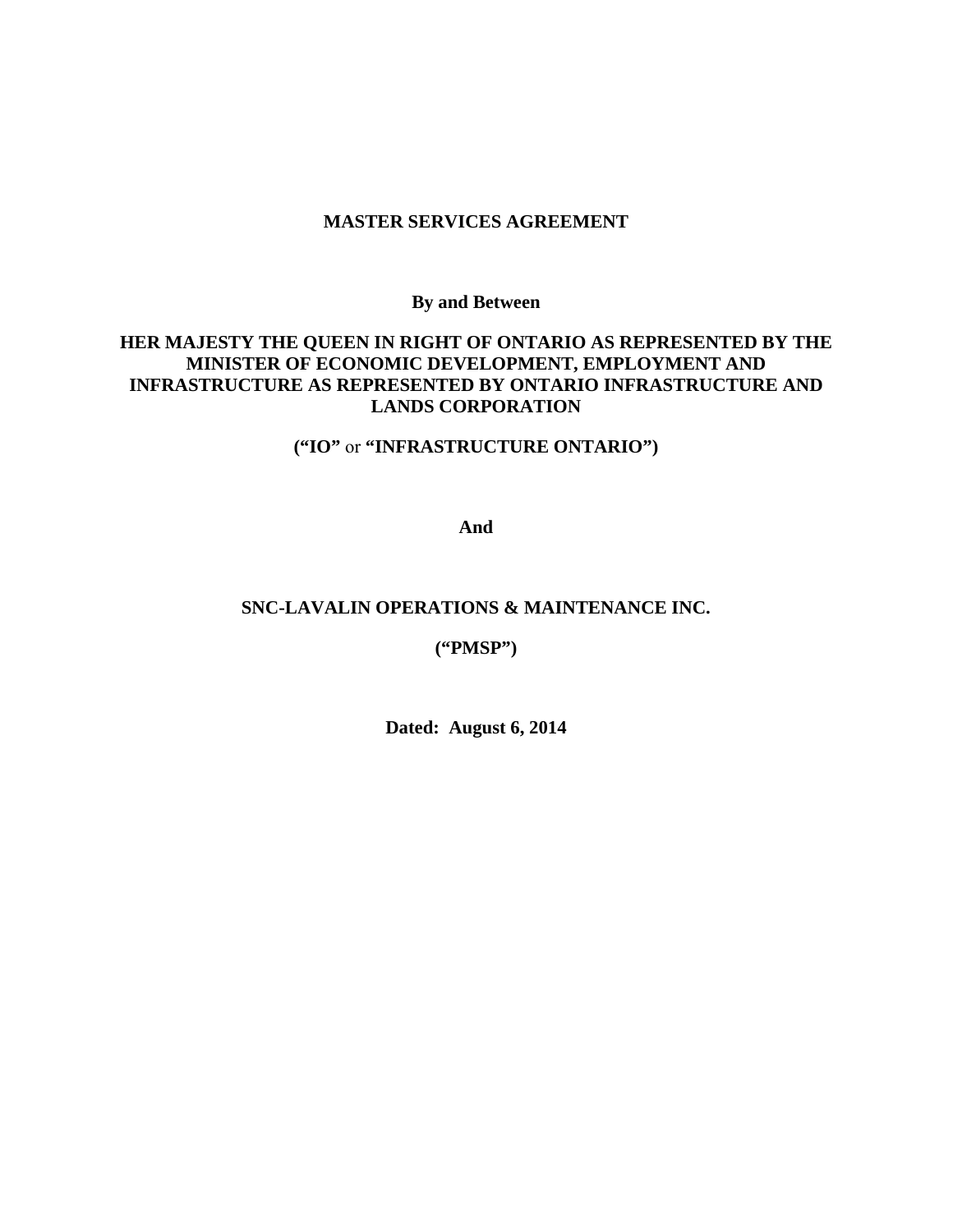# MASTER SERVICES AGREEMENT

**By and Between**

**HER MAJESTY THE QUEEN IN RIGHT OF ONTARIO AS REPRESENTED BY THE MINISTER OF ECONOMIC DEVELOPMENT, EMPLOYMENT AND INFRASTRUCTURE AS REPRESENTED BY ONTARIO INFRASTRUCTURE AND LANDS CORPORATION**

**("IO"** or **"INFRASTRUCTURE ONTARIO")**

**And**

**SNC-LAVALIN OPERATIONS & MAINTENANCE INC.**

**("PMSP")**

**Dated: August 6, 2014**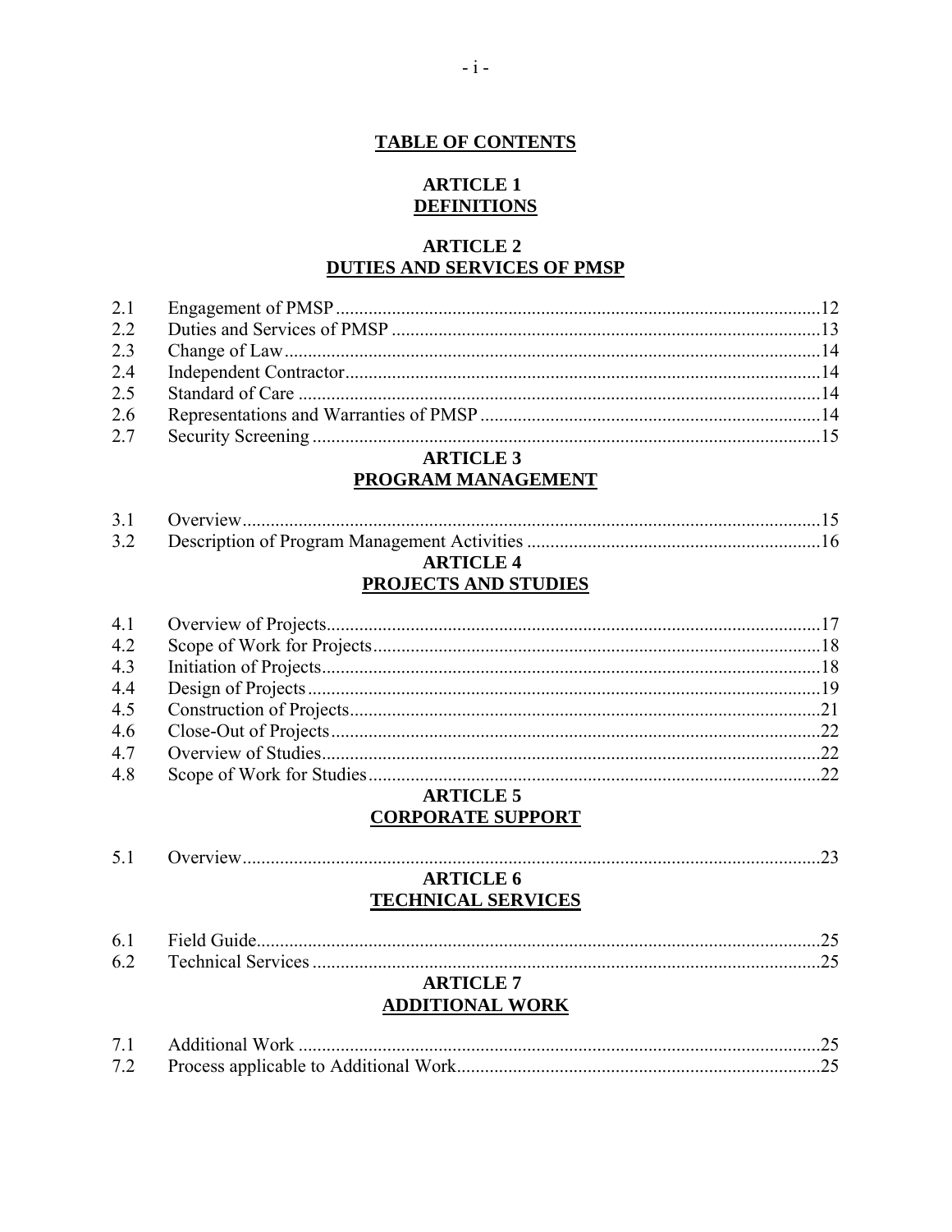## TABLE OF CONTENTS

### ARTICLE 1
### DEFINITIONS

### ARTICLE 2
### DUTIES AND SERVICES OF PMSP

| | | |
|---|---|---|
| 2.1 | Engagement of PMSP | 12 |
| 2.2 | Duties and Services of PMSP | 13 |
| 2.3 | Change of Law | 14 |
| 2.4 | Independent Contractor | 14 |
| 2.5 | Standard of Care | 14 |
| 2.6 | Representations and Warranties of PMSP | 14 |
| 2.7 | Security Screening | 15 |

### ARTICLE 3
### PROGRAM MANAGEMENT

| | | |
|---|---|---|
| 3.1 | Overview | 15 |
| 3.2 | Description of Program Management Activities | 16 |

### ARTICLE 4
### PROJECTS AND STUDIES

| | | |
|---|---|---|
| 4.1 | Overview of Projects | 17 |
| 4.2 | Scope of Work for Projects | 18 |
| 4.3 | Initiation of Projects | 18 |
| 4.4 | Design of Projects | 19 |
| 4.5 | Construction of Projects | 21 |
| 4.6 | Close-Out of Projects | 22 |
| 4.7 | Overview of Studies | 22 |
| 4.8 | Scope of Work for Studies | 22 |

### ARTICLE 5
### CORPORATE SUPPORT

| | | |
|---|---|---|
| 5.1 | Overview | 23 |

### ARTICLE 6
### TECHNICAL SERVICES

| | | |
|---|---|---|
| 6.1 | Field Guide | 25 |
| 6.2 | Technical Services | 25 |

### ARTICLE 7
### ADDITIONAL WORK

| | | |
|---|---|---|
| 7.1 | Additional Work | 25 |
| 7.2 | Process applicable to Additional Work | 25 |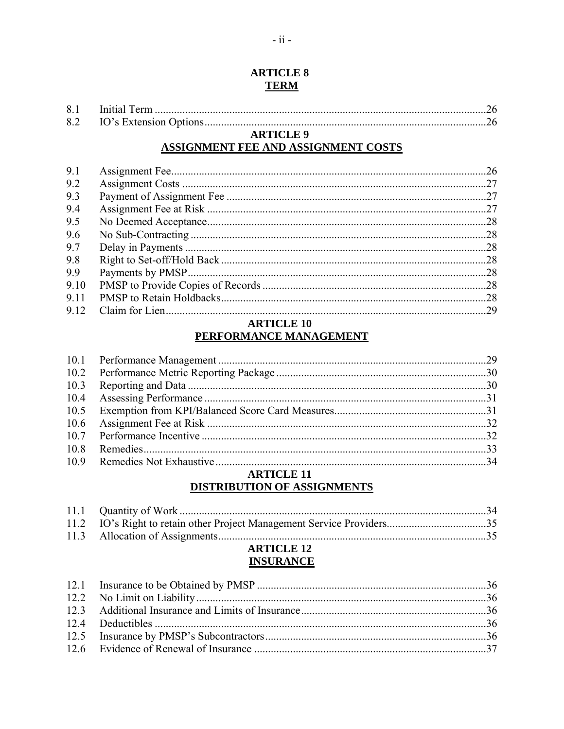## ARTICLE 8
## TERM

| | | |
|---|---|---|
| 8.1 | Initial Term | 26 |
| 8.2 | IO's Extension Options | 26 |

## ARTICLE 9
## ASSIGNMENT FEE AND ASSIGNMENT COSTS

| | | |
|---|---|---|
| 9.1 | Assignment Fee | 26 |
| 9.2 | Assignment Costs | 27 |
| 9.3 | Payment of Assignment Fee | 27 |
| 9.4 | Assignment Fee at Risk | 27 |
| 9.5 | No Deemed Acceptance | 28 |
| 9.6 | No Sub-Contracting | 28 |
| 9.7 | Delay in Payments | 28 |
| 9.8 | Right to Set-off/Hold Back | 28 |
| 9.9 | Payments by PMSP | 28 |
| 9.10 | PMSP to Provide Copies of Records | 28 |
| 9.11 | PMSP to Retain Holdbacks | 28 |
| 9.12 | Claim for Lien | 29 |

## ARTICLE 10
## PERFORMANCE MANAGEMENT

| | | |
|---|---|---|
| 10.1 | Performance Management | 29 |
| 10.2 | Performance Metric Reporting Package | 30 |
| 10.3 | Reporting and Data | 30 |
| 10.4 | Assessing Performance | 31 |
| 10.5 | Exemption from KPI/Balanced Score Card Measures | 31 |
| 10.6 | Assignment Fee at Risk | 32 |
| 10.7 | Performance Incentive | 32 |
| 10.8 | Remedies | 33 |
| 10.9 | Remedies Not Exhaustive | 34 |

## ARTICLE 11
## DISTRIBUTION OF ASSIGNMENTS

| | | |
|---|---|---|
| 11.1 | Quantity of Work | 34 |
| 11.2 | IO's Right to retain other Project Management Service Providers | 35 |
| 11.3 | Allocation of Assignments | 35 |

## ARTICLE 12
## INSURANCE

| | | |
|---|---|---|
| 12.1 | Insurance to be Obtained by PMSP | 36 |
| 12.2 | No Limit on Liability | 36 |
| 12.3 | Additional Insurance and Limits of Insurance | 36 |
| 12.4 | Deductibles | 36 |
| 12.5 | Insurance by PMSP's Subcontractors | 36 |
| 12.6 | Evidence of Renewal of Insurance | 37 |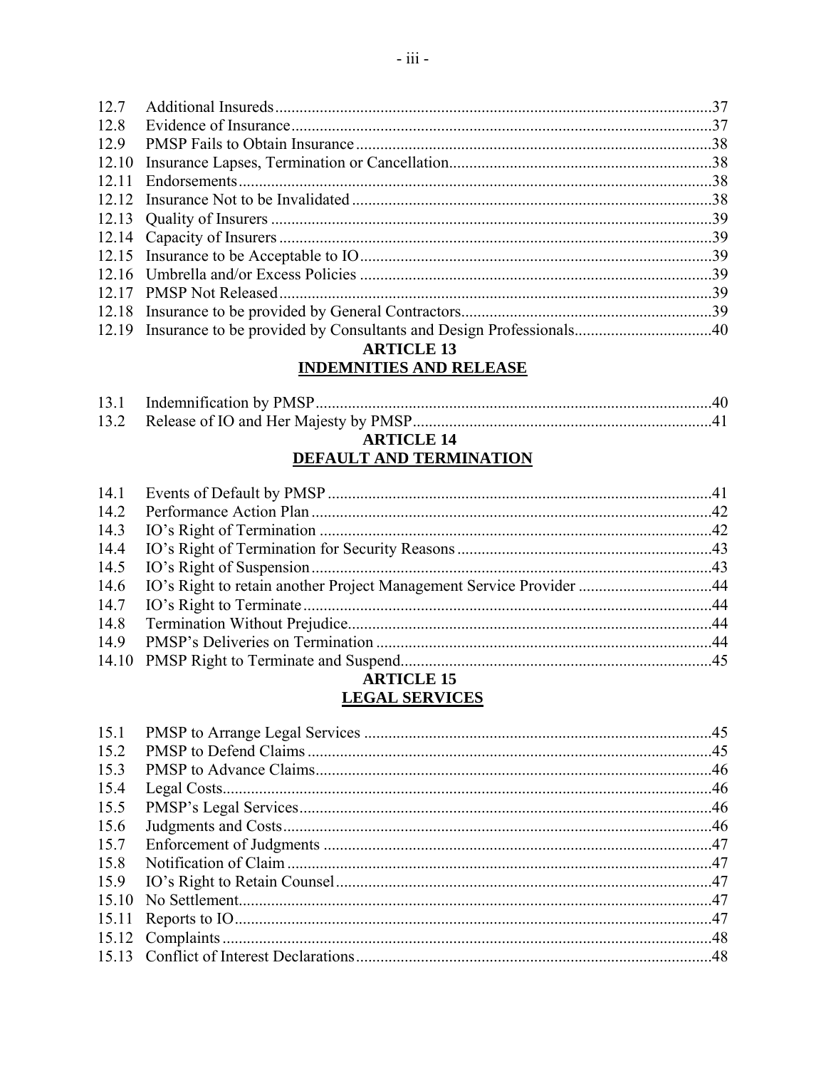| | | |
|---|---|---|
| 12.7 | Additional Insureds | 37 |
| 12.8 | Evidence of Insurance | 37 |
| 12.9 | PMSP Fails to Obtain Insurance | 38 |
| 12.10 | Insurance Lapses, Termination or Cancellation | 38 |
| 12.11 | Endorsements | 38 |
| 12.12 | Insurance Not to be Invalidated | 38 |
| 12.13 | Quality of Insurers | 39 |
| 12.14 | Capacity of Insurers | 39 |
| 12.15 | Insurance to be Acceptable to IO | 39 |
| 12.16 | Umbrella and/or Excess Policies | 39 |
| 12.17 | PMSP Not Released | 39 |
| 12.18 | Insurance to be provided by General Contractors | 39 |
| 12.19 | Insurance to be provided by Consultants and Design Professionals | 40 |

**ARTICLE 13**
**INDEMNITIES AND RELEASE**

| | | |
|---|---|---|
| 13.1 | Indemnification by PMSP | 40 |
| 13.2 | Release of IO and Her Majesty by PMSP | 41 |

**ARTICLE 14**
**DEFAULT AND TERMINATION**

| | | |
|---|---|---|
| 14.1 | Events of Default by PMSP | 41 |
| 14.2 | Performance Action Plan | 42 |
| 14.3 | IO's Right of Termination | 42 |
| 14.4 | IO's Right of Termination for Security Reasons | 43 |
| 14.5 | IO's Right of Suspension | 43 |
| 14.6 | IO's Right to retain another Project Management Service Provider | 44 |
| 14.7 | IO's Right to Terminate | 44 |
| 14.8 | Termination Without Prejudice | 44 |
| 14.9 | PMSP's Deliveries on Termination | 44 |
| 14.10 | PMSP Right to Terminate and Suspend | 45 |

**ARTICLE 15**
**LEGAL SERVICES**

| | | |
|---|---|---|
| 15.1 | PMSP to Arrange Legal Services | 45 |
| 15.2 | PMSP to Defend Claims | 45 |
| 15.3 | PMSP to Advance Claims | 46 |
| 15.4 | Legal Costs | 46 |
| 15.5 | PMSP's Legal Services | 46 |
| 15.6 | Judgments and Costs | 46 |
| 15.7 | Enforcement of Judgments | 47 |
| 15.8 | Notification of Claim | 47 |
| 15.9 | IO's Right to Retain Counsel | 47 |
| 15.10 | No Settlement | 47 |
| 15.11 | Reports to IO | 47 |
| 15.12 | Complaints | 48 |
| 15.13 | Conflict of Interest Declarations | 48 |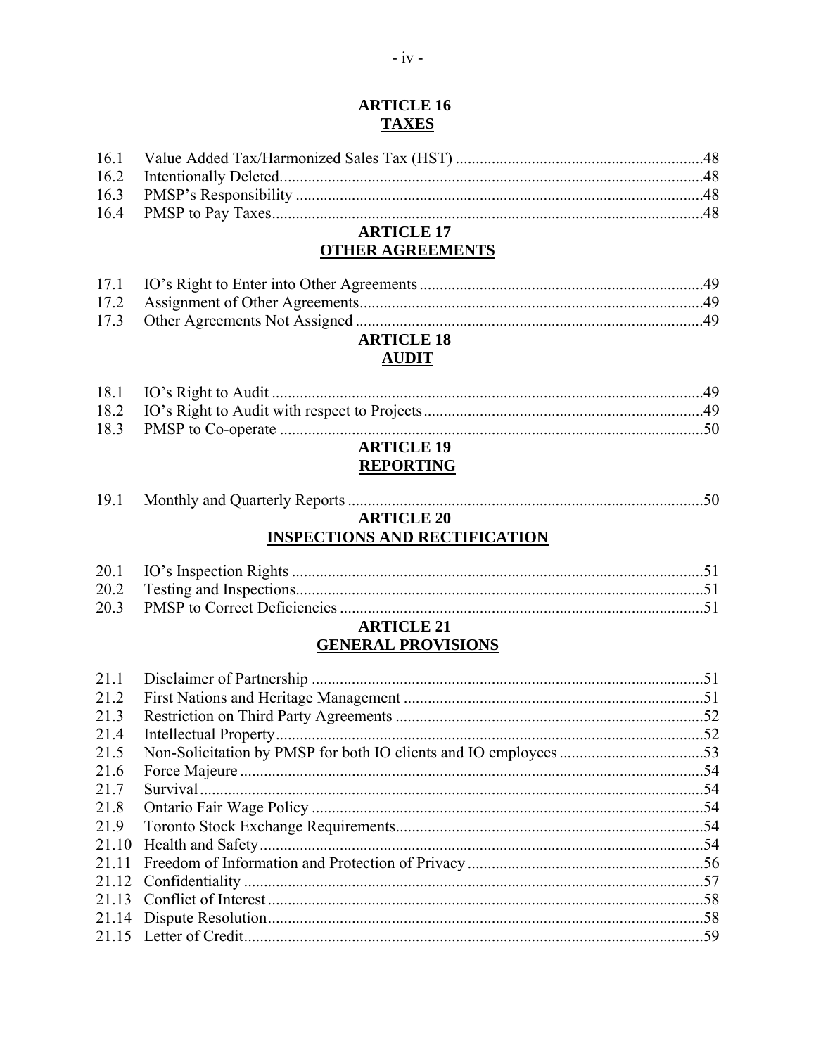## ARTICLE 16
## TAXES

16.1 Value Added Tax/Harmonized Sales Tax (HST) .....48
16.2 Intentionally Deleted.....48
16.3 PMSP's Responsibility .....48
16.4 PMSP to Pay Taxes.....48

## ARTICLE 17
## OTHER AGREEMENTS

17.1 IO's Right to Enter into Other Agreements .....49
17.2 Assignment of Other Agreements.....49
17.3 Other Agreements Not Assigned .....49

## ARTICLE 18
## AUDIT

18.1 IO's Right to Audit .....49
18.2 IO's Right to Audit with respect to Projects.....49
18.3 PMSP to Co-operate .....50

## ARTICLE 19
## REPORTING

19.1 Monthly and Quarterly Reports .....50

## ARTICLE 20
## INSPECTIONS AND RECTIFICATION

20.1 IO's Inspection Rights .....51
20.2 Testing and Inspections.....51
20.3 PMSP to Correct Deficiencies .....51

## ARTICLE 21
## GENERAL PROVISIONS

21.1 Disclaimer of Partnership .....51
21.2 First Nations and Heritage Management .....51
21.3 Restriction on Third Party Agreements .....52
21.4 Intellectual Property.....52
21.5 Non-Solicitation by PMSP for both IO clients and IO employees .....53
21.6 Force Majeure .....54
21.7 Survival.....54
21.8 Ontario Fair Wage Policy .....54
21.9 Toronto Stock Exchange Requirements.....54
21.10 Health and Safety.....54
21.11 Freedom of Information and Protection of Privacy .....56
21.12 Confidentiality .....57
21.13 Conflict of Interest .....58
21.14 Dispute Resolution.....58
21.15 Letter of Credit.....59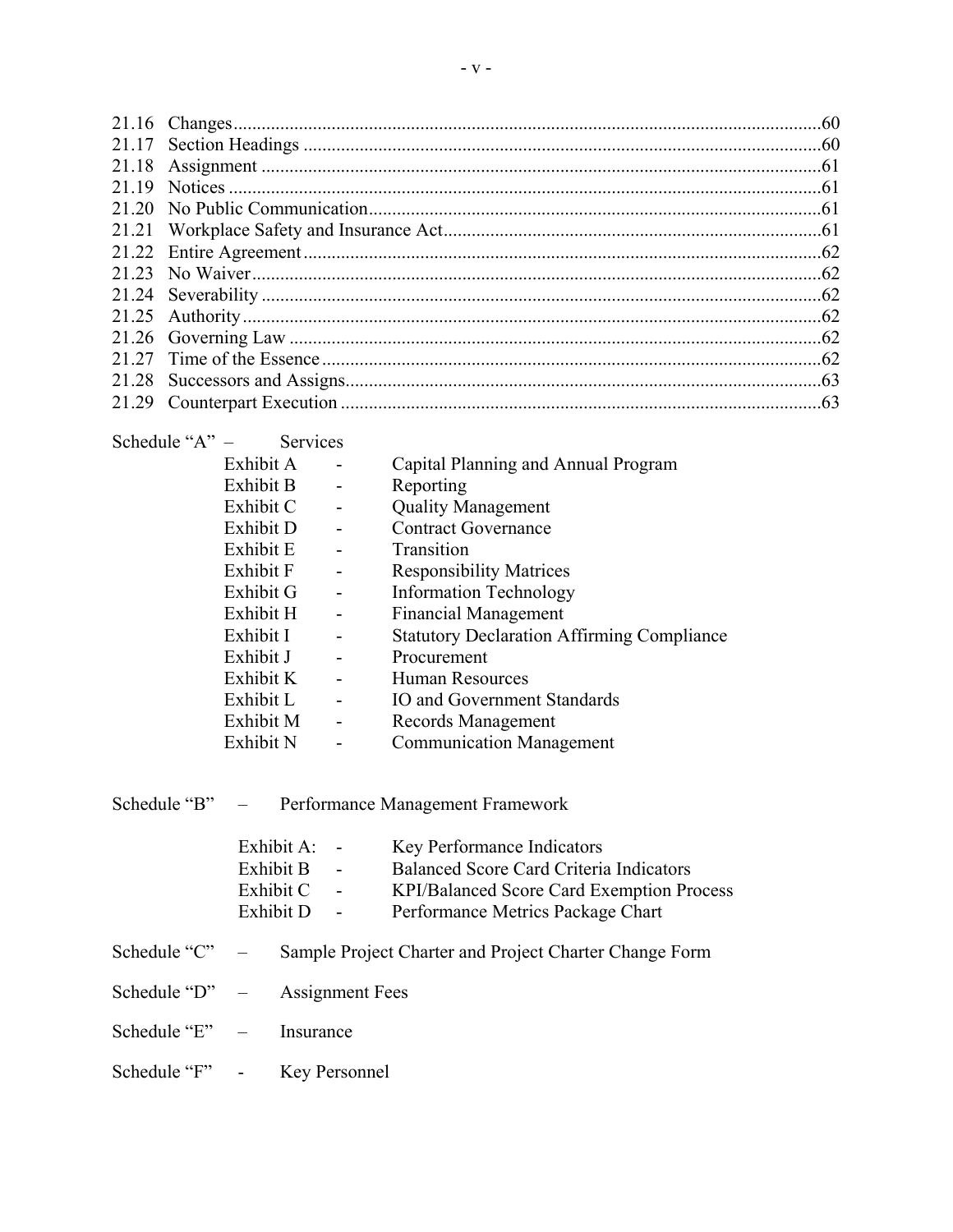21.16 Changes....60
21.17 Section Headings....60
21.18 Assignment....61
21.19 Notices....61
21.20 No Public Communication....61
21.21 Workplace Safety and Insurance Act....61
21.22 Entire Agreement....62
21.23 No Waiver....62
21.24 Severability....62
21.25 Authority....62
21.26 Governing Law....62
21.27 Time of the Essence....62
21.28 Successors and Assigns....63
21.29 Counterpart Execution....63

Schedule "A" – Services

- Exhibit A - Capital Planning and Annual Program
- Exhibit B - Reporting
- Exhibit C - Quality Management
- Exhibit D - Contract Governance
- Exhibit E - Transition
- Exhibit F - Responsibility Matrices
- Exhibit G - Information Technology
- Exhibit H - Financial Management
- Exhibit I - Statutory Declaration Affirming Compliance
- Exhibit J - Procurement
- Exhibit K - Human Resources
- Exhibit L - IO and Government Standards
- Exhibit M - Records Management
- Exhibit N - Communication Management

Schedule "B" – Performance Management Framework

- Exhibit A: - Key Performance Indicators
- Exhibit B - Balanced Score Card Criteria Indicators
- Exhibit C - KPI/Balanced Score Card Exemption Process
- Exhibit D - Performance Metrics Package Chart

Schedule "C" – Sample Project Charter and Project Charter Change Form

Schedule "D" – Assignment Fees

Schedule "E" – Insurance

Schedule "F" - Key Personnel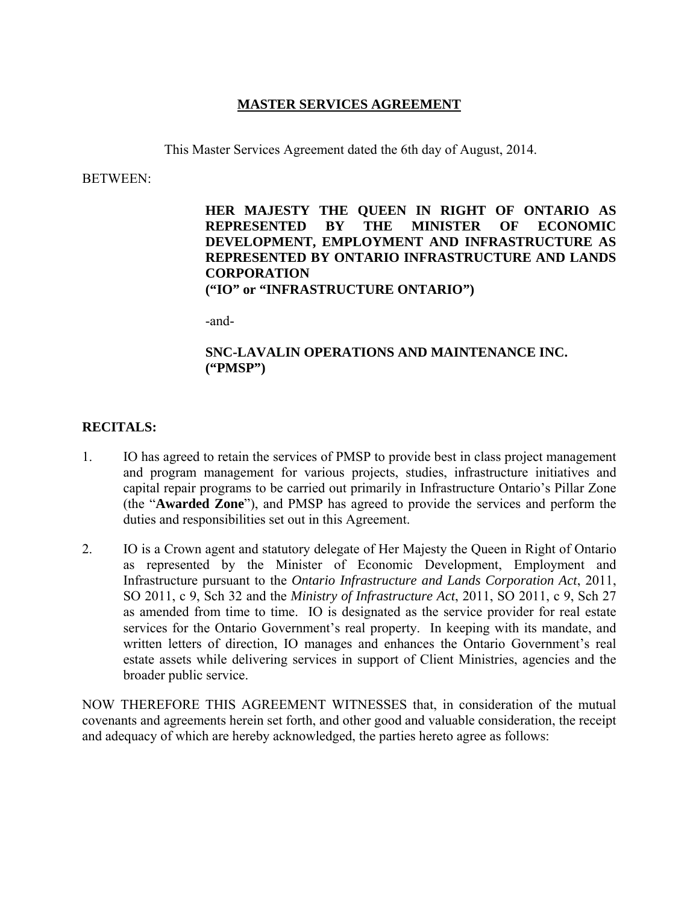# MASTER SERVICES AGREEMENT

This Master Services Agreement dated the 6th day of August, 2014.

BETWEEN:

**HER MAJESTY THE QUEEN IN RIGHT OF ONTARIO AS REPRESENTED BY THE MINISTER OF ECONOMIC DEVELOPMENT, EMPLOYMENT AND INFRASTRUCTURE AS REPRESENTED BY ONTARIO INFRASTRUCTURE AND LANDS CORPORATION**
**("IO" or "INFRASTRUCTURE ONTARIO")**

-and-

**SNC-LAVALIN OPERATIONS AND MAINTENANCE INC.**
**("PMSP")**

## RECITALS:

1. IO has agreed to retain the services of PMSP to provide best in class project management and program management for various projects, studies, infrastructure initiatives and capital repair programs to be carried out primarily in Infrastructure Ontario's Pillar Zone (the "**Awarded Zone**"), and PMSP has agreed to provide the services and perform the duties and responsibilities set out in this Agreement.

2. IO is a Crown agent and statutory delegate of Her Majesty the Queen in Right of Ontario as represented by the Minister of Economic Development, Employment and Infrastructure pursuant to the *Ontario Infrastructure and Lands Corporation Act*, 2011, SO 2011, c 9, Sch 32 and the *Ministry of Infrastructure Act*, 2011, SO 2011, c 9, Sch 27 as amended from time to time. IO is designated as the service provider for real estate services for the Ontario Government's real property. In keeping with its mandate, and written letters of direction, IO manages and enhances the Ontario Government's real estate assets while delivering services in support of Client Ministries, agencies and the broader public service.

NOW THEREFORE THIS AGREEMENT WITNESSES that, in consideration of the mutual covenants and agreements herein set forth, and other good and valuable consideration, the receipt and adequacy of which are hereby acknowledged, the parties hereto agree as follows: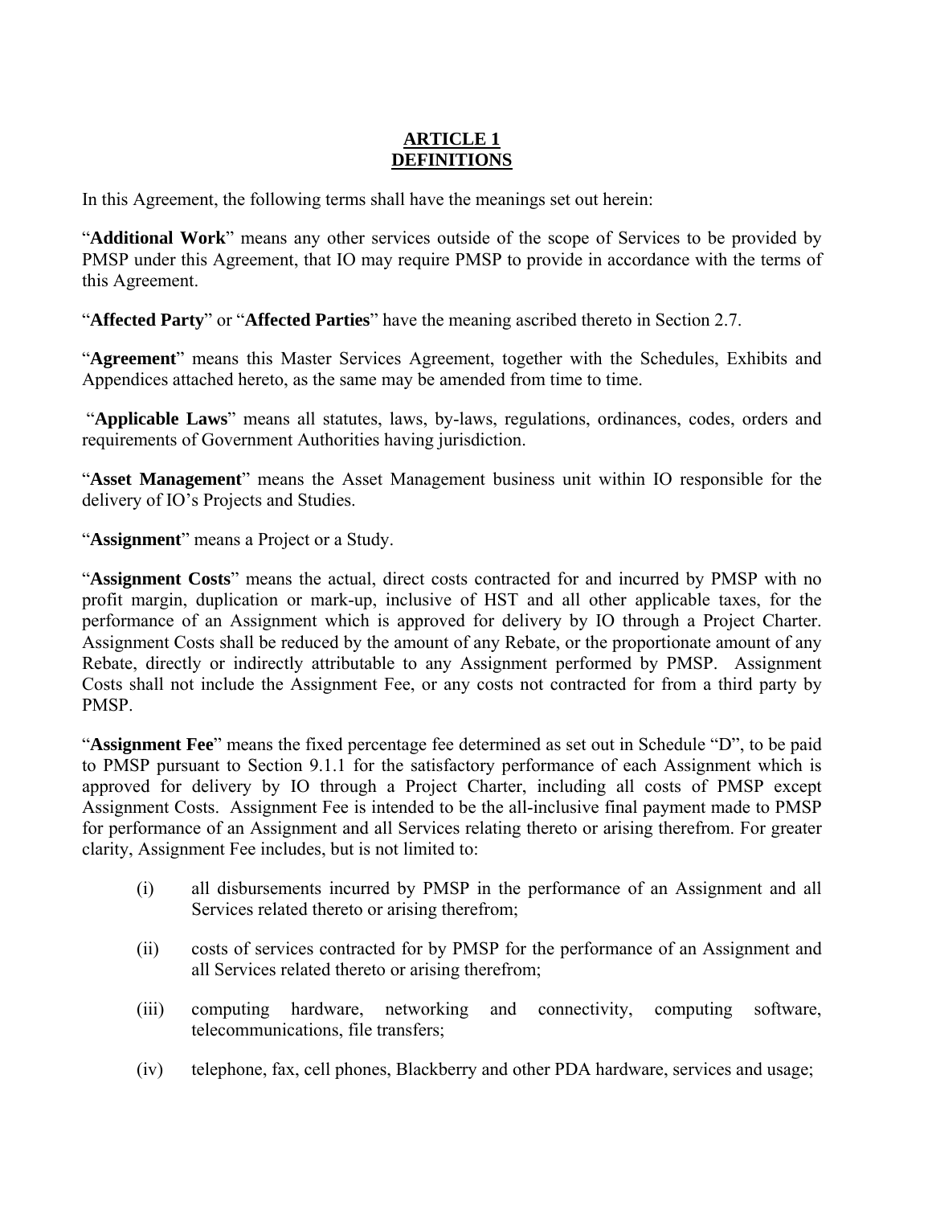# ARTICLE 1
# DEFINITIONS

In this Agreement, the following terms shall have the meanings set out herein:

"**Additional Work**" means any other services outside of the scope of Services to be provided by PMSP under this Agreement, that IO may require PMSP to provide in accordance with the terms of this Agreement.

"**Affected Party**" or "**Affected Parties**" have the meaning ascribed thereto in Section 2.7.

"**Agreement**" means this Master Services Agreement, together with the Schedules, Exhibits and Appendices attached hereto, as the same may be amended from time to time.

"**Applicable Laws**" means all statutes, laws, by-laws, regulations, ordinances, codes, orders and requirements of Government Authorities having jurisdiction.

"**Asset Management**" means the Asset Management business unit within IO responsible for the delivery of IO's Projects and Studies.

"**Assignment**" means a Project or a Study.

"**Assignment Costs**" means the actual, direct costs contracted for and incurred by PMSP with no profit margin, duplication or mark-up, inclusive of HST and all other applicable taxes, for the performance of an Assignment which is approved for delivery by IO through a Project Charter. Assignment Costs shall be reduced by the amount of any Rebate, or the proportionate amount of any Rebate, directly or indirectly attributable to any Assignment performed by PMSP. Assignment Costs shall not include the Assignment Fee, or any costs not contracted for from a third party by PMSP.

"**Assignment Fee**" means the fixed percentage fee determined as set out in Schedule "D", to be paid to PMSP pursuant to Section 9.1.1 for the satisfactory performance of each Assignment which is approved for delivery by IO through a Project Charter, including all costs of PMSP except Assignment Costs. Assignment Fee is intended to be the all-inclusive final payment made to PMSP for performance of an Assignment and all Services relating thereto or arising therefrom. For greater clarity, Assignment Fee includes, but is not limited to:

(i) all disbursements incurred by PMSP in the performance of an Assignment and all Services related thereto or arising therefrom;

(ii) costs of services contracted for by PMSP for the performance of an Assignment and all Services related thereto or arising therefrom;

(iii) computing hardware, networking and connectivity, computing software, telecommunications, file transfers;

(iv) telephone, fax, cell phones, Blackberry and other PDA hardware, services and usage;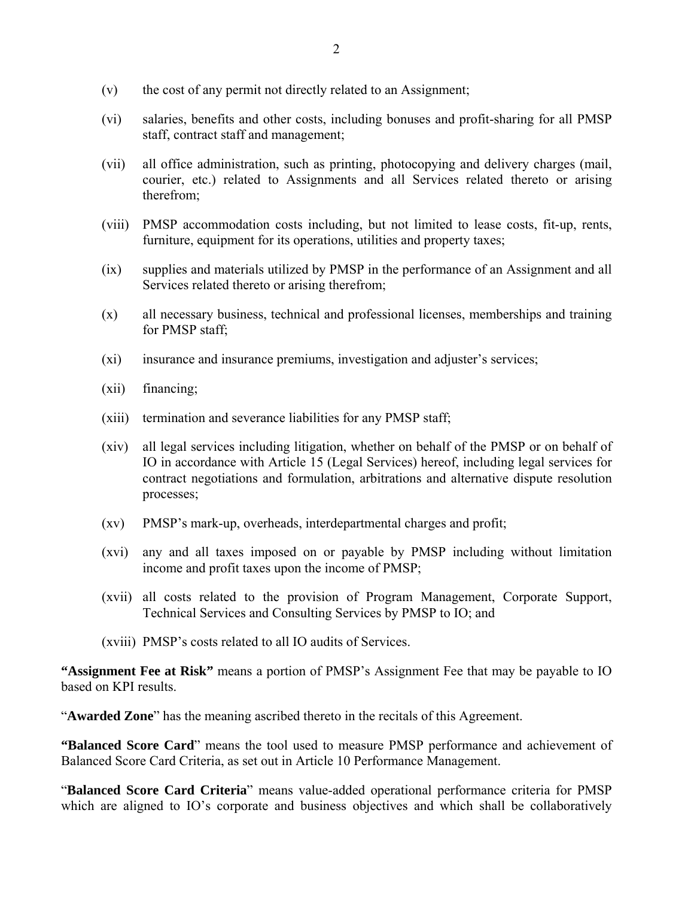(v) the cost of any permit not directly related to an Assignment;

(vi) salaries, benefits and other costs, including bonuses and profit-sharing for all PMSP staff, contract staff and management;

(vii) all office administration, such as printing, photocopying and delivery charges (mail, courier, etc.) related to Assignments and all Services related thereto or arising therefrom;

(viii) PMSP accommodation costs including, but not limited to lease costs, fit-up, rents, furniture, equipment for its operations, utilities and property taxes;

(ix) supplies and materials utilized by PMSP in the performance of an Assignment and all Services related thereto or arising therefrom;

(x) all necessary business, technical and professional licenses, memberships and training for PMSP staff;

(xi) insurance and insurance premiums, investigation and adjuster's services;

(xii) financing;

(xiii) termination and severance liabilities for any PMSP staff;

(xiv) all legal services including litigation, whether on behalf of the PMSP or on behalf of IO in accordance with Article 15 (Legal Services) hereof, including legal services for contract negotiations and formulation, arbitrations and alternative dispute resolution processes;

(xv) PMSP's mark-up, overheads, interdepartmental charges and profit;

(xvi) any and all taxes imposed on or payable by PMSP including without limitation income and profit taxes upon the income of PMSP;

(xvii) all costs related to the provision of Program Management, Corporate Support, Technical Services and Consulting Services by PMSP to IO; and

(xviii) PMSP's costs related to all IO audits of Services.

**"Assignment Fee at Risk"** means a portion of PMSP's Assignment Fee that may be payable to IO based on KPI results.

"**Awarded Zone**" has the meaning ascribed thereto in the recitals of this Agreement.

**"Balanced Score Card**" means the tool used to measure PMSP performance and achievement of Balanced Score Card Criteria, as set out in Article 10 Performance Management.

"**Balanced Score Card Criteria**" means value-added operational performance criteria for PMSP which are aligned to IO's corporate and business objectives and which shall be collaboratively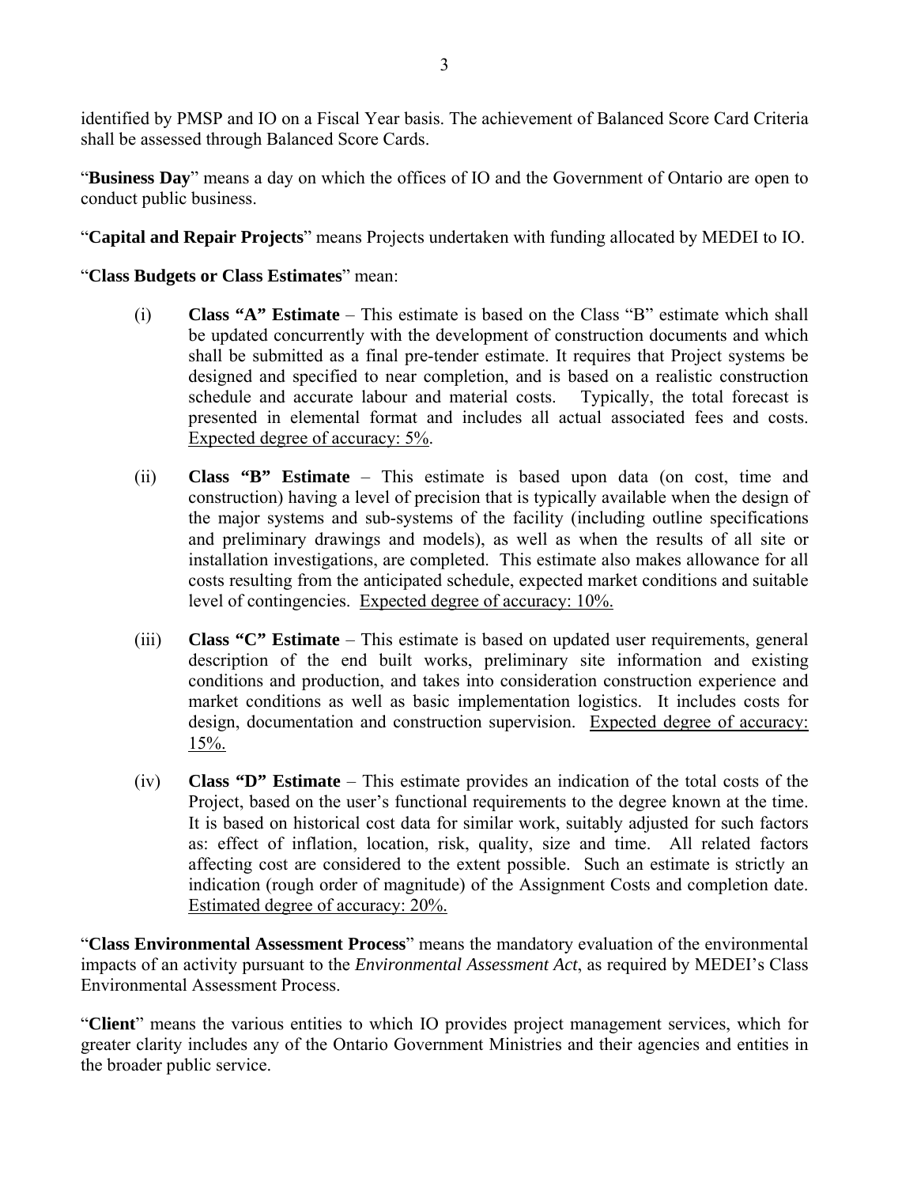identified by PMSP and IO on a Fiscal Year basis. The achievement of Balanced Score Card Criteria shall be assessed through Balanced Score Cards.

"**Business Day**" means a day on which the offices of IO and the Government of Ontario are open to conduct public business.

"**Capital and Repair Projects**" means Projects undertaken with funding allocated by MEDEI to IO.

"**Class Budgets or Class Estimates**" mean:

(i) **Class "A" Estimate** – This estimate is based on the Class "B" estimate which shall be updated concurrently with the development of construction documents and which shall be submitted as a final pre-tender estimate. It requires that Project systems be designed and specified to near completion, and is based on a realistic construction schedule and accurate labour and material costs. Typically, the total forecast is presented in elemental format and includes all actual associated fees and costs. <u>Expected degree of accuracy: 5%</u>.

(ii) **Class "B" Estimate** – This estimate is based upon data (on cost, time and construction) having a level of precision that is typically available when the design of the major systems and sub-systems of the facility (including outline specifications and preliminary drawings and models), as well as when the results of all site or installation investigations, are completed. This estimate also makes allowance for all costs resulting from the anticipated schedule, expected market conditions and suitable level of contingencies. <u>Expected degree of accuracy: 10%.</u>

(iii) **Class "C" Estimate** – This estimate is based on updated user requirements, general description of the end built works, preliminary site information and existing conditions and production, and takes into consideration construction experience and market conditions as well as basic implementation logistics. It includes costs for design, documentation and construction supervision. <u>Expected degree of accuracy: 15%.</u>

(iv) **Class "D" Estimate** – This estimate provides an indication of the total costs of the Project, based on the user's functional requirements to the degree known at the time. It is based on historical cost data for similar work, suitably adjusted for such factors as: effect of inflation, location, risk, quality, size and time. All related factors affecting cost are considered to the extent possible. Such an estimate is strictly an indication (rough order of magnitude) of the Assignment Costs and completion date. <u>Estimated degree of accuracy: 20%.</u>

"**Class Environmental Assessment Process**" means the mandatory evaluation of the environmental impacts of an activity pursuant to the *Environmental Assessment Act*, as required by MEDEI's Class Environmental Assessment Process.

"**Client**" means the various entities to which IO provides project management services, which for greater clarity includes any of the Ontario Government Ministries and their agencies and entities in the broader public service.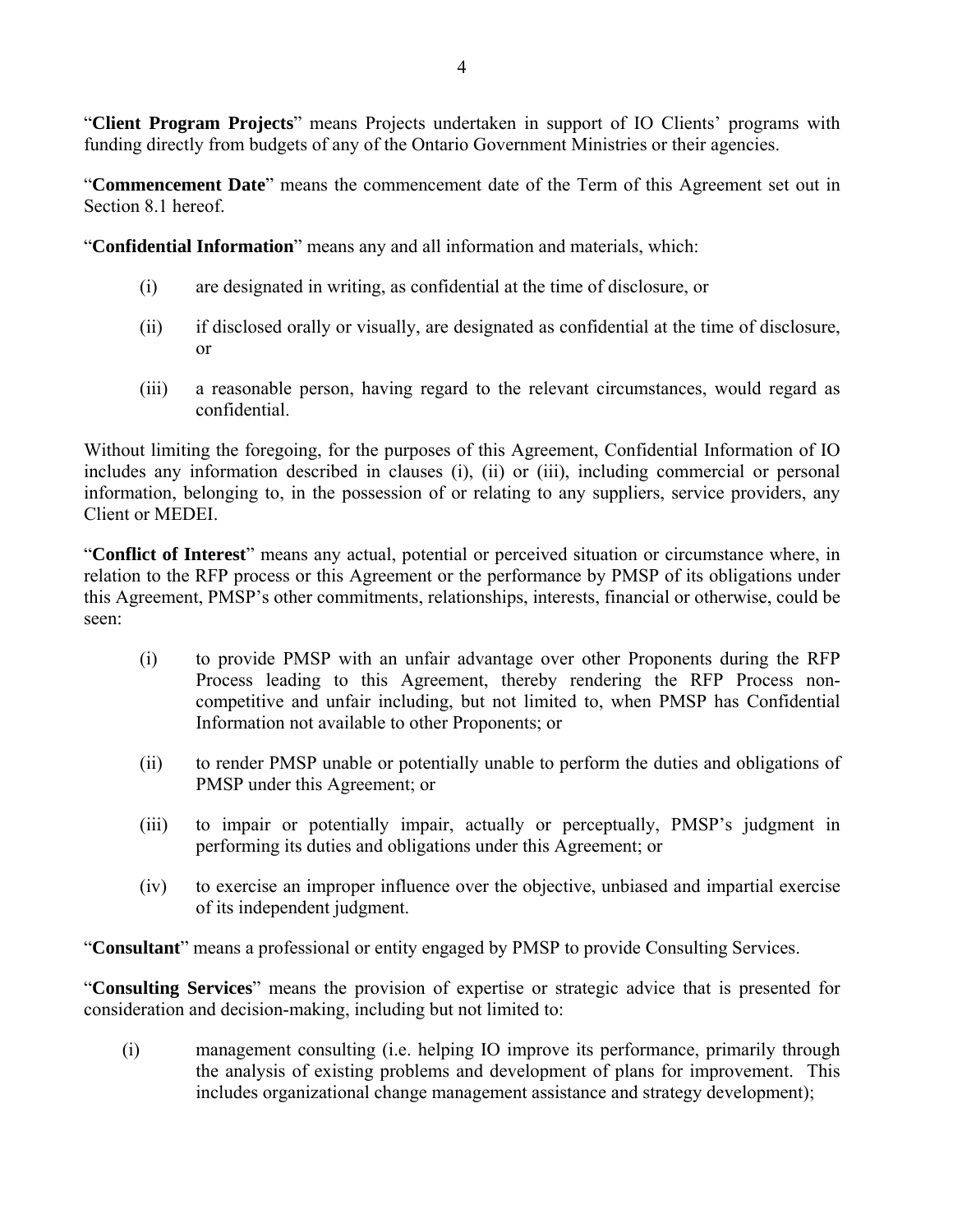"**Client Program Projects**" means Projects undertaken in support of IO Clients' programs with funding directly from budgets of any of the Ontario Government Ministries or their agencies.

"**Commencement Date**" means the commencement date of the Term of this Agreement set out in Section 8.1 hereof.

"**Confidential Information**" means any and all information and materials, which:

(i) are designated in writing, as confidential at the time of disclosure, or

(ii) if disclosed orally or visually, are designated as confidential at the time of disclosure, or

(iii) a reasonable person, having regard to the relevant circumstances, would regard as confidential.

Without limiting the foregoing, for the purposes of this Agreement, Confidential Information of IO includes any information described in clauses (i), (ii) or (iii), including commercial or personal information, belonging to, in the possession of or relating to any suppliers, service providers, any Client or MEDEI.

"**Conflict of Interest**" means any actual, potential or perceived situation or circumstance where, in relation to the RFP process or this Agreement or the performance by PMSP of its obligations under this Agreement, PMSP's other commitments, relationships, interests, financial or otherwise, could be seen:

(i) to provide PMSP with an unfair advantage over other Proponents during the RFP Process leading to this Agreement, thereby rendering the RFP Process non-competitive and unfair including, but not limited to, when PMSP has Confidential Information not available to other Proponents; or

(ii) to render PMSP unable or potentially unable to perform the duties and obligations of PMSP under this Agreement; or

(iii) to impair or potentially impair, actually or perceptually, PMSP's judgment in performing its duties and obligations under this Agreement; or

(iv) to exercise an improper influence over the objective, unbiased and impartial exercise of its independent judgment.

"**Consultant**" means a professional or entity engaged by PMSP to provide Consulting Services.

"**Consulting Services**" means the provision of expertise or strategic advice that is presented for consideration and decision-making, including but not limited to:

(i) management consulting (i.e. helping IO improve its performance, primarily through the analysis of existing problems and development of plans for improvement. This includes organizational change management assistance and strategy development);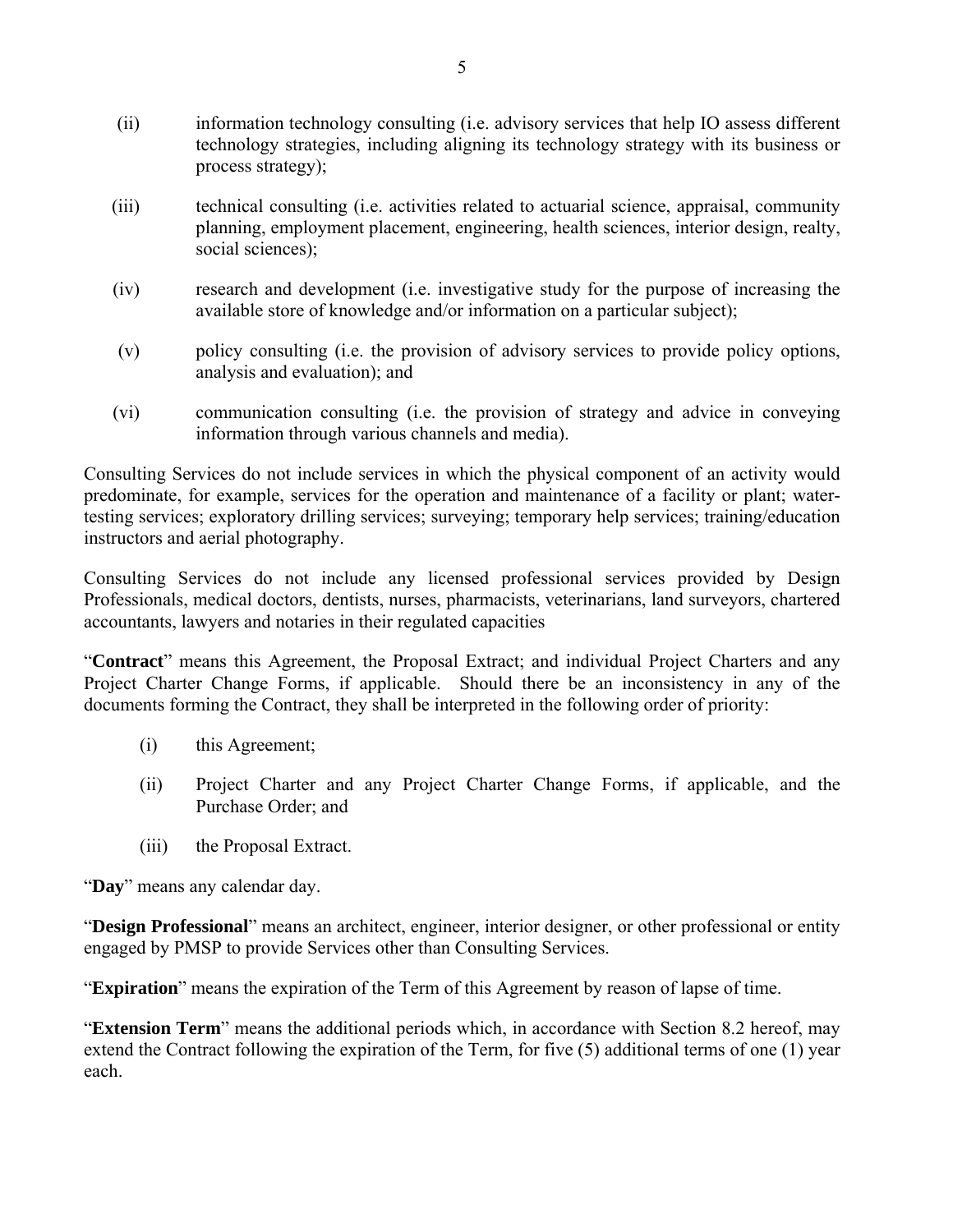(ii) information technology consulting (i.e. advisory services that help IO assess different technology strategies, including aligning its technology strategy with its business or process strategy);

(iii) technical consulting (i.e. activities related to actuarial science, appraisal, community planning, employment placement, engineering, health sciences, interior design, realty, social sciences);

(iv) research and development (i.e. investigative study for the purpose of increasing the available store of knowledge and/or information on a particular subject);

(v) policy consulting (i.e. the provision of advisory services to provide policy options, analysis and evaluation); and

(vi) communication consulting (i.e. the provision of strategy and advice in conveying information through various channels and media).

Consulting Services do not include services in which the physical component of an activity would predominate, for example, services for the operation and maintenance of a facility or plant; water-testing services; exploratory drilling services; surveying; temporary help services; training/education instructors and aerial photography.

Consulting Services do not include any licensed professional services provided by Design Professionals, medical doctors, dentists, nurses, pharmacists, veterinarians, land surveyors, chartered accountants, lawyers and notaries in their regulated capacities

"**Contract**" means this Agreement, the Proposal Extract; and individual Project Charters and any Project Charter Change Forms, if applicable. Should there be an inconsistency in any of the documents forming the Contract, they shall be interpreted in the following order of priority:

(i) this Agreement;

(ii) Project Charter and any Project Charter Change Forms, if applicable, and the Purchase Order; and

(iii) the Proposal Extract.

"**Day**" means any calendar day.

"**Design Professional**" means an architect, engineer, interior designer, or other professional or entity engaged by PMSP to provide Services other than Consulting Services.

"**Expiration**" means the expiration of the Term of this Agreement by reason of lapse of time.

"**Extension Term**" means the additional periods which, in accordance with Section 8.2 hereof, may extend the Contract following the expiration of the Term, for five (5) additional terms of one (1) year each.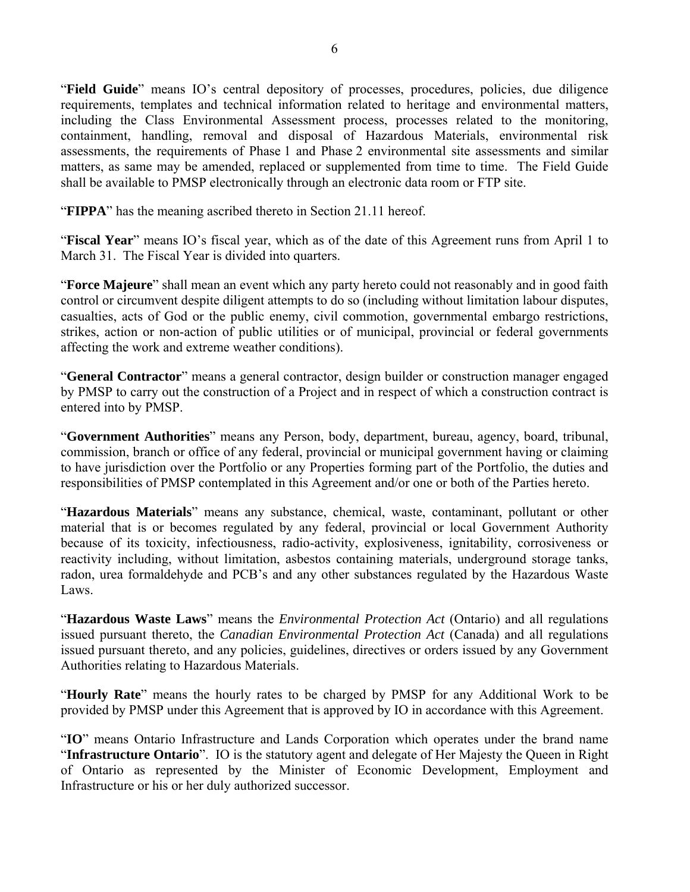"**Field Guide**" means IO's central depository of processes, procedures, policies, due diligence requirements, templates and technical information related to heritage and environmental matters, including the Class Environmental Assessment process, processes related to the monitoring, containment, handling, removal and disposal of Hazardous Materials, environmental risk assessments, the requirements of Phase 1 and Phase 2 environmental site assessments and similar matters, as same may be amended, replaced or supplemented from time to time. The Field Guide shall be available to PMSP electronically through an electronic data room or FTP site.

"**FIPPA**" has the meaning ascribed thereto in Section 21.11 hereof.

"**Fiscal Year**" means IO's fiscal year, which as of the date of this Agreement runs from April 1 to March 31. The Fiscal Year is divided into quarters.

"**Force Majeure**" shall mean an event which any party hereto could not reasonably and in good faith control or circumvent despite diligent attempts to do so (including without limitation labour disputes, casualties, acts of God or the public enemy, civil commotion, governmental embargo restrictions, strikes, action or non-action of public utilities or of municipal, provincial or federal governments affecting the work and extreme weather conditions).

"**General Contractor**" means a general contractor, design builder or construction manager engaged by PMSP to carry out the construction of a Project and in respect of which a construction contract is entered into by PMSP.

"**Government Authorities**" means any Person, body, department, bureau, agency, board, tribunal, commission, branch or office of any federal, provincial or municipal government having or claiming to have jurisdiction over the Portfolio or any Properties forming part of the Portfolio, the duties and responsibilities of PMSP contemplated in this Agreement and/or one or both of the Parties hereto.

"**Hazardous Materials**" means any substance, chemical, waste, contaminant, pollutant or other material that is or becomes regulated by any federal, provincial or local Government Authority because of its toxicity, infectiousness, radio-activity, explosiveness, ignitability, corrosiveness or reactivity including, without limitation, asbestos containing materials, underground storage tanks, radon, urea formaldehyde and PCB's and any other substances regulated by the Hazardous Waste Laws.

"**Hazardous Waste Laws**" means the *Environmental Protection Act* (Ontario) and all regulations issued pursuant thereto, the *Canadian Environmental Protection Act* (Canada) and all regulations issued pursuant thereto, and any policies, guidelines, directives or orders issued by any Government Authorities relating to Hazardous Materials.

"**Hourly Rate**" means the hourly rates to be charged by PMSP for any Additional Work to be provided by PMSP under this Agreement that is approved by IO in accordance with this Agreement.

"**IO**" means Ontario Infrastructure and Lands Corporation which operates under the brand name "**Infrastructure Ontario**". IO is the statutory agent and delegate of Her Majesty the Queen in Right of Ontario as represented by the Minister of Economic Development, Employment and Infrastructure or his or her duly authorized successor.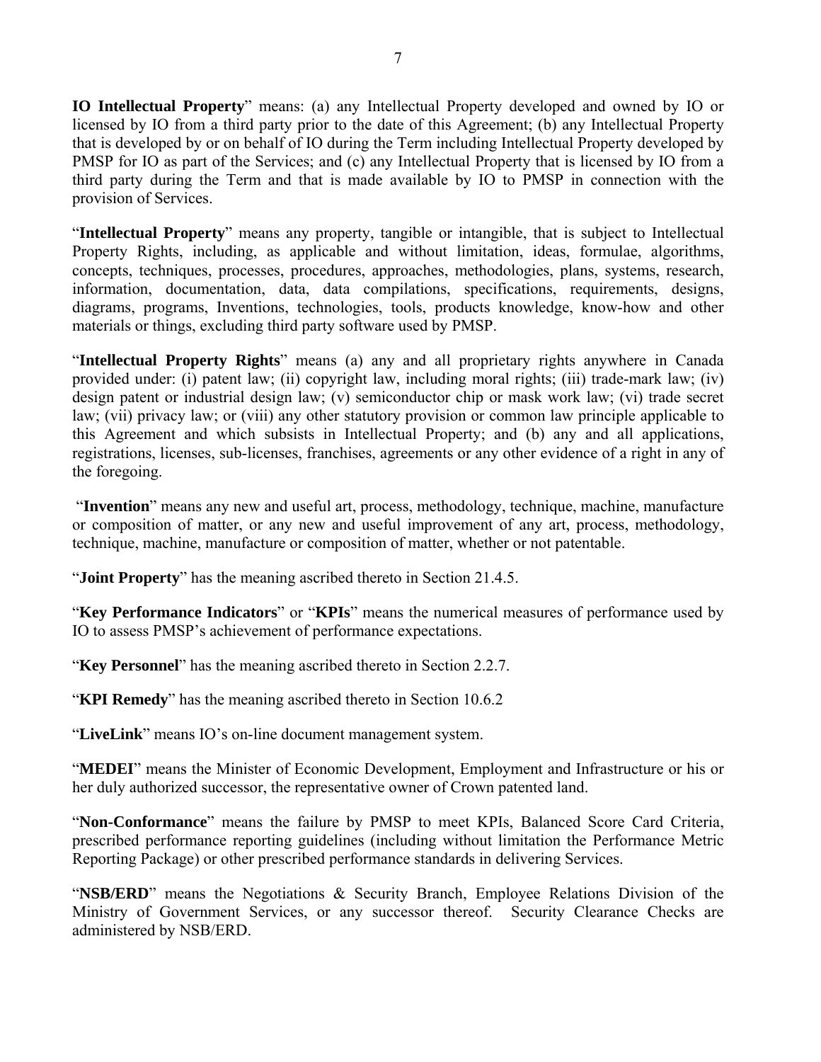**IO Intellectual Property**" means: (a) any Intellectual Property developed and owned by IO or licensed by IO from a third party prior to the date of this Agreement; (b) any Intellectual Property that is developed by or on behalf of IO during the Term including Intellectual Property developed by PMSP for IO as part of the Services; and (c) any Intellectual Property that is licensed by IO from a third party during the Term and that is made available by IO to PMSP in connection with the provision of Services.

"**Intellectual Property**" means any property, tangible or intangible, that is subject to Intellectual Property Rights, including, as applicable and without limitation, ideas, formulae, algorithms, concepts, techniques, processes, procedures, approaches, methodologies, plans, systems, research, information, documentation, data, data compilations, specifications, requirements, designs, diagrams, programs, Inventions, technologies, tools, products knowledge, know-how and other materials or things, excluding third party software used by PMSP.

"**Intellectual Property Rights**" means (a) any and all proprietary rights anywhere in Canada provided under: (i) patent law; (ii) copyright law, including moral rights; (iii) trade-mark law; (iv) design patent or industrial design law; (v) semiconductor chip or mask work law; (vi) trade secret law; (vii) privacy law; or (viii) any other statutory provision or common law principle applicable to this Agreement and which subsists in Intellectual Property; and (b) any and all applications, registrations, licenses, sub-licenses, franchises, agreements or any other evidence of a right in any of the foregoing.

"**Invention**" means any new and useful art, process, methodology, technique, machine, manufacture or composition of matter, or any new and useful improvement of any art, process, methodology, technique, machine, manufacture or composition of matter, whether or not patentable.

"**Joint Property**" has the meaning ascribed thereto in Section 21.4.5.

"**Key Performance Indicators**" or "**KPIs**" means the numerical measures of performance used by IO to assess PMSP's achievement of performance expectations.

"**Key Personnel**" has the meaning ascribed thereto in Section 2.2.7.

"**KPI Remedy**" has the meaning ascribed thereto in Section 10.6.2

"**LiveLink**" means IO's on-line document management system.

"**MEDEI**" means the Minister of Economic Development, Employment and Infrastructure or his or her duly authorized successor, the representative owner of Crown patented land.

"**Non-Conformance**" means the failure by PMSP to meet KPIs, Balanced Score Card Criteria, prescribed performance reporting guidelines (including without limitation the Performance Metric Reporting Package) or other prescribed performance standards in delivering Services.

"**NSB/ERD**" means the Negotiations & Security Branch, Employee Relations Division of the Ministry of Government Services, or any successor thereof. Security Clearance Checks are administered by NSB/ERD.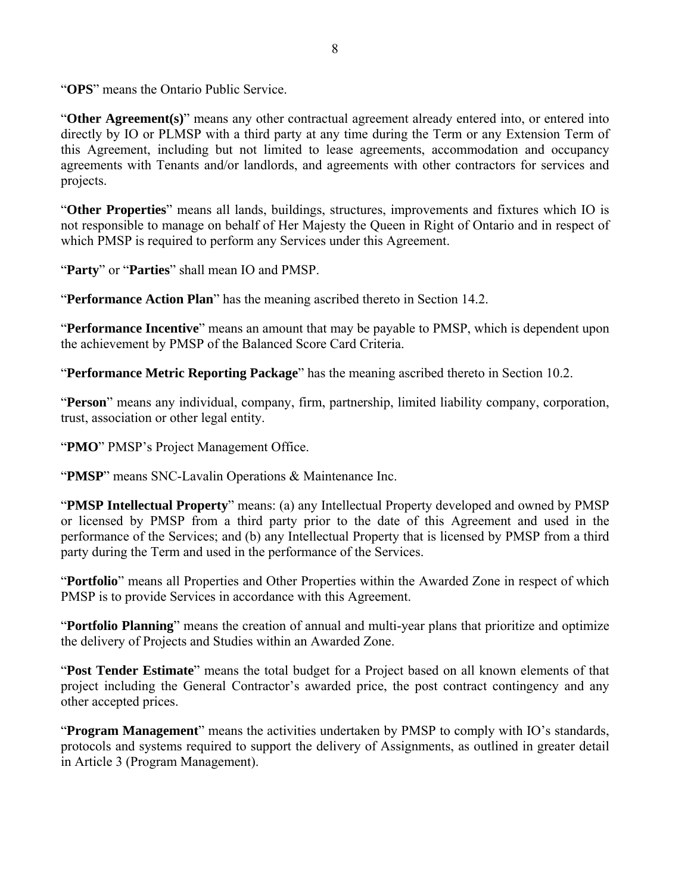"**OPS**" means the Ontario Public Service.

"**Other Agreement(s)**" means any other contractual agreement already entered into, or entered into directly by IO or PLMSP with a third party at any time during the Term or any Extension Term of this Agreement, including but not limited to lease agreements, accommodation and occupancy agreements with Tenants and/or landlords, and agreements with other contractors for services and projects.

"**Other Properties**" means all lands, buildings, structures, improvements and fixtures which IO is not responsible to manage on behalf of Her Majesty the Queen in Right of Ontario and in respect of which PMSP is required to perform any Services under this Agreement.

"**Party**" or "**Parties**" shall mean IO and PMSP.

"**Performance Action Plan**" has the meaning ascribed thereto in Section 14.2.

"**Performance Incentive**" means an amount that may be payable to PMSP, which is dependent upon the achievement by PMSP of the Balanced Score Card Criteria.

"**Performance Metric Reporting Package**" has the meaning ascribed thereto in Section 10.2.

"**Person**" means any individual, company, firm, partnership, limited liability company, corporation, trust, association or other legal entity.

"**PMO**" PMSP's Project Management Office.

"**PMSP**" means SNC-Lavalin Operations & Maintenance Inc.

"**PMSP Intellectual Property**" means: (a) any Intellectual Property developed and owned by PMSP or licensed by PMSP from a third party prior to the date of this Agreement and used in the performance of the Services; and (b) any Intellectual Property that is licensed by PMSP from a third party during the Term and used in the performance of the Services.

"**Portfolio**" means all Properties and Other Properties within the Awarded Zone in respect of which PMSP is to provide Services in accordance with this Agreement.

"**Portfolio Planning**" means the creation of annual and multi-year plans that prioritize and optimize the delivery of Projects and Studies within an Awarded Zone.

"**Post Tender Estimate**" means the total budget for a Project based on all known elements of that project including the General Contractor's awarded price, the post contract contingency and any other accepted prices.

"**Program Management**" means the activities undertaken by PMSP to comply with IO's standards, protocols and systems required to support the delivery of Assignments, as outlined in greater detail in Article 3 (Program Management).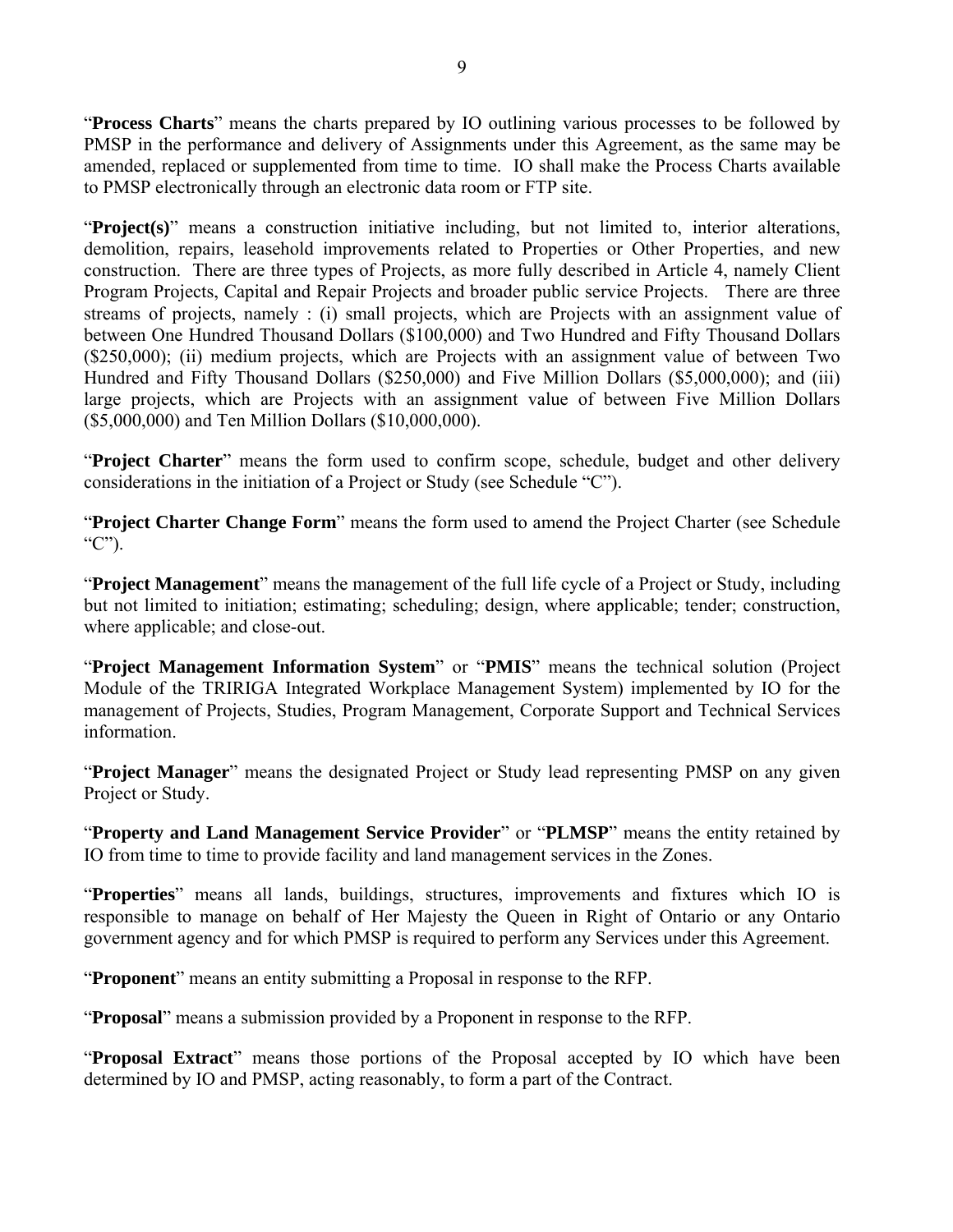"**Process Charts**" means the charts prepared by IO outlining various processes to be followed by PMSP in the performance and delivery of Assignments under this Agreement, as the same may be amended, replaced or supplemented from time to time. IO shall make the Process Charts available to PMSP electronically through an electronic data room or FTP site.

"**Project(s)**" means a construction initiative including, but not limited to, interior alterations, demolition, repairs, leasehold improvements related to Properties or Other Properties, and new construction. There are three types of Projects, as more fully described in Article 4, namely Client Program Projects, Capital and Repair Projects and broader public service Projects. There are three streams of projects, namely : (i) small projects, which are Projects with an assignment value of between One Hundred Thousand Dollars ($100,000) and Two Hundred and Fifty Thousand Dollars ($250,000); (ii) medium projects, which are Projects with an assignment value of between Two Hundred and Fifty Thousand Dollars ($250,000) and Five Million Dollars ($5,000,000); and (iii) large projects, which are Projects with an assignment value of between Five Million Dollars ($5,000,000) and Ten Million Dollars ($10,000,000).

"**Project Charter**" means the form used to confirm scope, schedule, budget and other delivery considerations in the initiation of a Project or Study (see Schedule "C").

"**Project Charter Change Form**" means the form used to amend the Project Charter (see Schedule "C").

"**Project Management**" means the management of the full life cycle of a Project or Study, including but not limited to initiation; estimating; scheduling; design, where applicable; tender; construction, where applicable; and close-out.

"**Project Management Information System**" or "**PMIS**" means the technical solution (Project Module of the TRIRIGA Integrated Workplace Management System) implemented by IO for the management of Projects, Studies, Program Management, Corporate Support and Technical Services information.

"**Project Manager**" means the designated Project or Study lead representing PMSP on any given Project or Study.

"**Property and Land Management Service Provider**" or "**PLMSP**" means the entity retained by IO from time to time to provide facility and land management services in the Zones.

"**Properties**" means all lands, buildings, structures, improvements and fixtures which IO is responsible to manage on behalf of Her Majesty the Queen in Right of Ontario or any Ontario government agency and for which PMSP is required to perform any Services under this Agreement.

"**Proponent**" means an entity submitting a Proposal in response to the RFP.

"**Proposal**" means a submission provided by a Proponent in response to the RFP.

"**Proposal Extract**" means those portions of the Proposal accepted by IO which have been determined by IO and PMSP, acting reasonably, to form a part of the Contract.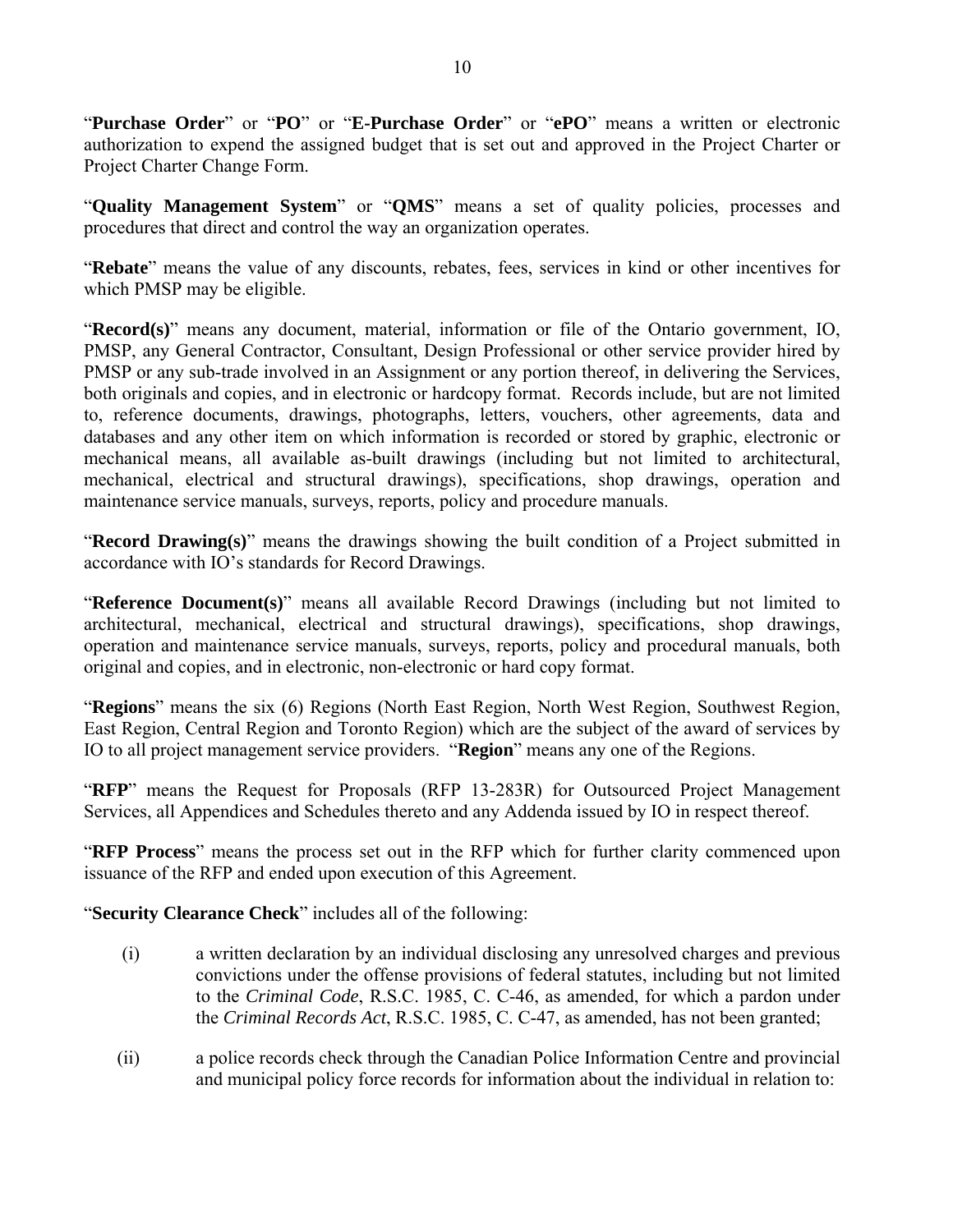"**Purchase Order**" or "**PO**" or "**E-Purchase Order**" or "**ePO**" means a written or electronic authorization to expend the assigned budget that is set out and approved in the Project Charter or Project Charter Change Form.

"**Quality Management System**" or "**QMS**" means a set of quality policies, processes and procedures that direct and control the way an organization operates.

"**Rebate**" means the value of any discounts, rebates, fees, services in kind or other incentives for which PMSP may be eligible.

"**Record(s)**" means any document, material, information or file of the Ontario government, IO, PMSP, any General Contractor, Consultant, Design Professional or other service provider hired by PMSP or any sub-trade involved in an Assignment or any portion thereof, in delivering the Services, both originals and copies, and in electronic or hardcopy format. Records include, but are not limited to, reference documents, drawings, photographs, letters, vouchers, other agreements, data and databases and any other item on which information is recorded or stored by graphic, electronic or mechanical means, all available as-built drawings (including but not limited to architectural, mechanical, electrical and structural drawings), specifications, shop drawings, operation and maintenance service manuals, surveys, reports, policy and procedure manuals.

"**Record Drawing(s)**" means the drawings showing the built condition of a Project submitted in accordance with IO's standards for Record Drawings.

"**Reference Document(s)**" means all available Record Drawings (including but not limited to architectural, mechanical, electrical and structural drawings), specifications, shop drawings, operation and maintenance service manuals, surveys, reports, policy and procedural manuals, both original and copies, and in electronic, non-electronic or hard copy format.

"**Regions**" means the six (6) Regions (North East Region, North West Region, Southwest Region, East Region, Central Region and Toronto Region) which are the subject of the award of services by IO to all project management service providers. "**Region**" means any one of the Regions.

"**RFP**" means the Request for Proposals (RFP 13-283R) for Outsourced Project Management Services, all Appendices and Schedules thereto and any Addenda issued by IO in respect thereof.

"**RFP Process**" means the process set out in the RFP which for further clarity commenced upon issuance of the RFP and ended upon execution of this Agreement.

"**Security Clearance Check**" includes all of the following:

(i) a written declaration by an individual disclosing any unresolved charges and previous convictions under the offense provisions of federal statutes, including but not limited to the *Criminal Code*, R.S.C. 1985, C. C-46, as amended, for which a pardon under the *Criminal Records Act*, R.S.C. 1985, C. C-47, as amended, has not been granted;

(ii) a police records check through the Canadian Police Information Centre and provincial and municipal policy force records for information about the individual in relation to: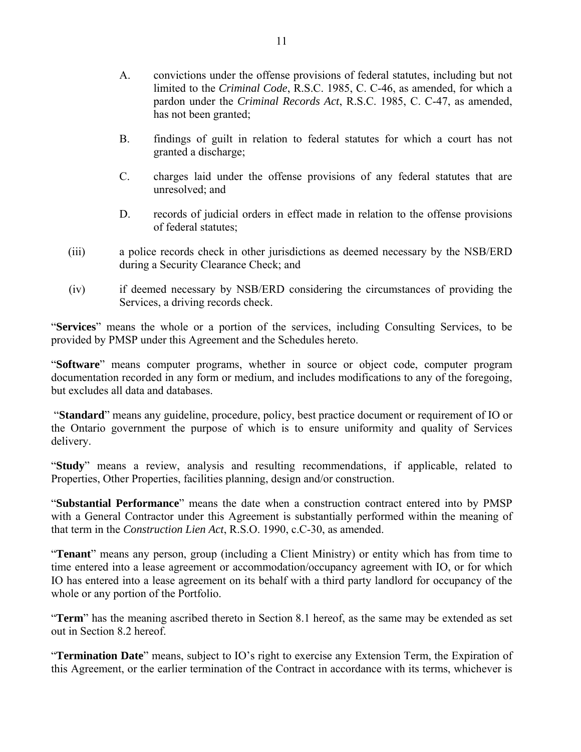A. convictions under the offense provisions of federal statutes, including but not limited to the *Criminal Code*, R.S.C. 1985, C. C-46, as amended, for which a pardon under the *Criminal Records Act*, R.S.C. 1985, C. C-47, as amended, has not been granted;

B. findings of guilt in relation to federal statutes for which a court has not granted a discharge;

C. charges laid under the offense provisions of any federal statutes that are unresolved; and

D. records of judicial orders in effect made in relation to the offense provisions of federal statutes;

(iii) a police records check in other jurisdictions as deemed necessary by the NSB/ERD during a Security Clearance Check; and

(iv) if deemed necessary by NSB/ERD considering the circumstances of providing the Services, a driving records check.

"**Services**" means the whole or a portion of the services, including Consulting Services, to be provided by PMSP under this Agreement and the Schedules hereto.

"**Software**" means computer programs, whether in source or object code, computer program documentation recorded in any form or medium, and includes modifications to any of the foregoing, but excludes all data and databases.

"**Standard**" means any guideline, procedure, policy, best practice document or requirement of IO or the Ontario government the purpose of which is to ensure uniformity and quality of Services delivery.

"**Study**" means a review, analysis and resulting recommendations, if applicable, related to Properties, Other Properties, facilities planning, design and/or construction.

"**Substantial Performance**" means the date when a construction contract entered into by PMSP with a General Contractor under this Agreement is substantially performed within the meaning of that term in the *Construction Lien Act*, R.S.O. 1990, c.C-30, as amended.

"**Tenant**" means any person, group (including a Client Ministry) or entity which has from time to time entered into a lease agreement or accommodation/occupancy agreement with IO, or for which IO has entered into a lease agreement on its behalf with a third party landlord for occupancy of the whole or any portion of the Portfolio.

"**Term**" has the meaning ascribed thereto in Section 8.1 hereof, as the same may be extended as set out in Section 8.2 hereof.

"**Termination Date**" means, subject to IO's right to exercise any Extension Term, the Expiration of this Agreement, or the earlier termination of the Contract in accordance with its terms, whichever is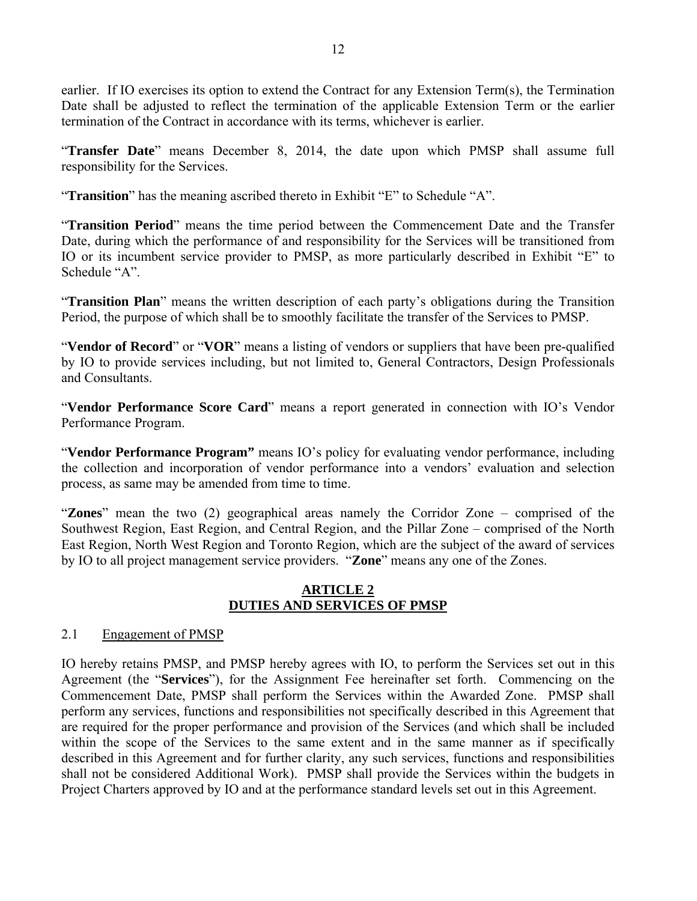earlier. If IO exercises its option to extend the Contract for any Extension Term(s), the Termination Date shall be adjusted to reflect the termination of the applicable Extension Term or the earlier termination of the Contract in accordance with its terms, whichever is earlier.

"**Transfer Date**" means December 8, 2014, the date upon which PMSP shall assume full responsibility for the Services.

"**Transition**" has the meaning ascribed thereto in Exhibit "E" to Schedule "A".

"**Transition Period**" means the time period between the Commencement Date and the Transfer Date, during which the performance of and responsibility for the Services will be transitioned from IO or its incumbent service provider to PMSP, as more particularly described in Exhibit "E" to Schedule "A".

"**Transition Plan**" means the written description of each party's obligations during the Transition Period, the purpose of which shall be to smoothly facilitate the transfer of the Services to PMSP.

"**Vendor of Record**" or "**VOR**" means a listing of vendors or suppliers that have been pre-qualified by IO to provide services including, but not limited to, General Contractors, Design Professionals and Consultants.

"**Vendor Performance Score Card**" means a report generated in connection with IO's Vendor Performance Program.

"**Vendor Performance Program"** means IO's policy for evaluating vendor performance, including the collection and incorporation of vendor performance into a vendors' evaluation and selection process, as same may be amended from time to time.

"**Zones**" mean the two (2) geographical areas namely the Corridor Zone – comprised of the Southwest Region, East Region, and Central Region, and the Pillar Zone – comprised of the North East Region, North West Region and Toronto Region, which are the subject of the award of services by IO to all project management service providers. "**Zone**" means any one of the Zones.

## ARTICLE 2
## DUTIES AND SERVICES OF PMSP

2.1 Engagement of PMSP

IO hereby retains PMSP, and PMSP hereby agrees with IO, to perform the Services set out in this Agreement (the "**Services**"), for the Assignment Fee hereinafter set forth. Commencing on the Commencement Date, PMSP shall perform the Services within the Awarded Zone. PMSP shall perform any services, functions and responsibilities not specifically described in this Agreement that are required for the proper performance and provision of the Services (and which shall be included within the scope of the Services to the same extent and in the same manner as if specifically described in this Agreement and for further clarity, any such services, functions and responsibilities shall not be considered Additional Work). PMSP shall provide the Services within the budgets in Project Charters approved by IO and at the performance standard levels set out in this Agreement.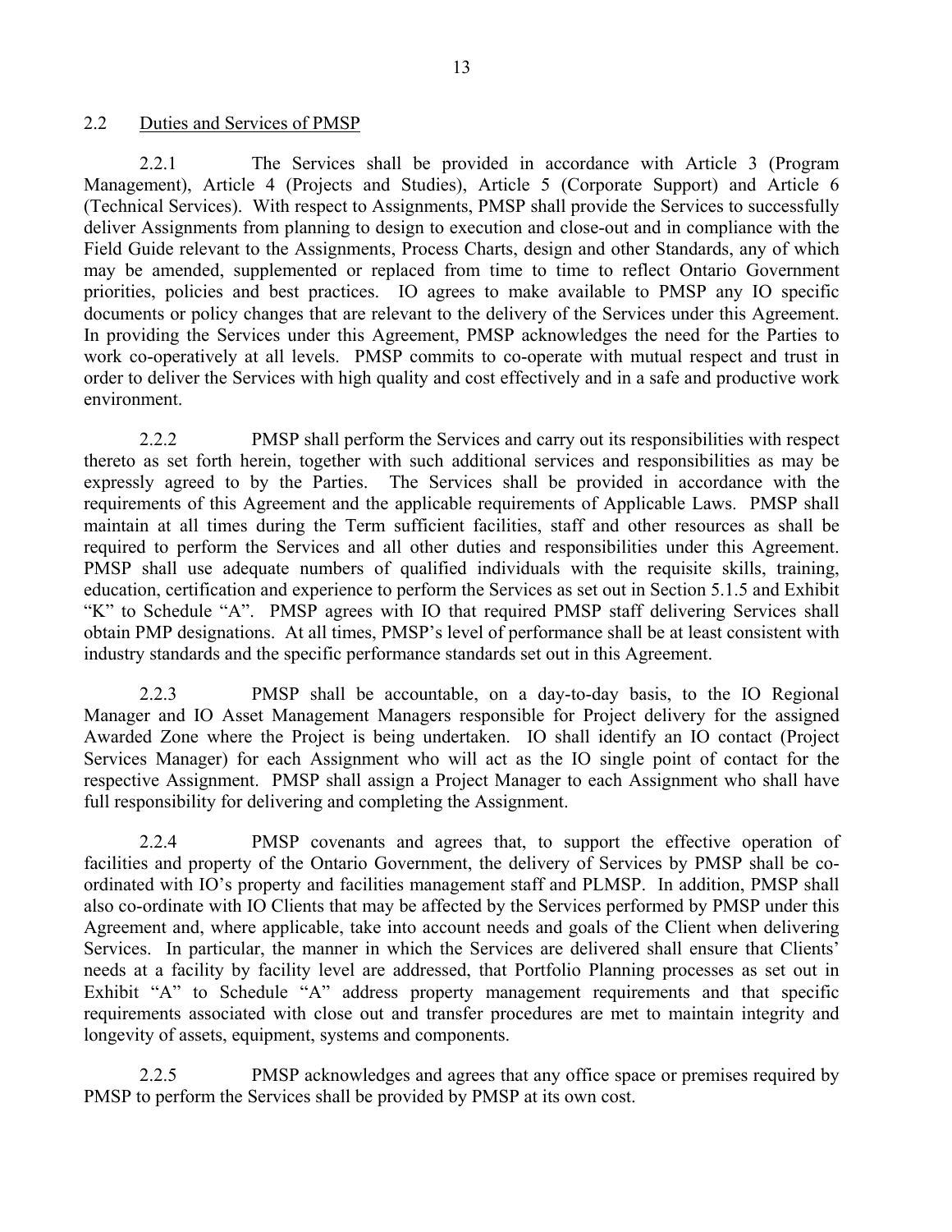## 2.2 Duties and Services of PMSP

2.2.1 The Services shall be provided in accordance with Article 3 (Program Management), Article 4 (Projects and Studies), Article 5 (Corporate Support) and Article 6 (Technical Services). With respect to Assignments, PMSP shall provide the Services to successfully deliver Assignments from planning to design to execution and close-out and in compliance with the Field Guide relevant to the Assignments, Process Charts, design and other Standards, any of which may be amended, supplemented or replaced from time to time to reflect Ontario Government priorities, policies and best practices. IO agrees to make available to PMSP any IO specific documents or policy changes that are relevant to the delivery of the Services under this Agreement. In providing the Services under this Agreement, PMSP acknowledges the need for the Parties to work co-operatively at all levels. PMSP commits to co-operate with mutual respect and trust in order to deliver the Services with high quality and cost effectively and in a safe and productive work environment.

2.2.2 PMSP shall perform the Services and carry out its responsibilities with respect thereto as set forth herein, together with such additional services and responsibilities as may be expressly agreed to by the Parties. The Services shall be provided in accordance with the requirements of this Agreement and the applicable requirements of Applicable Laws. PMSP shall maintain at all times during the Term sufficient facilities, staff and other resources as shall be required to perform the Services and all other duties and responsibilities under this Agreement. PMSP shall use adequate numbers of qualified individuals with the requisite skills, training, education, certification and experience to perform the Services as set out in Section 5.1.5 and Exhibit "K" to Schedule "A". PMSP agrees with IO that required PMSP staff delivering Services shall obtain PMP designations. At all times, PMSP's level of performance shall be at least consistent with industry standards and the specific performance standards set out in this Agreement.

2.2.3 PMSP shall be accountable, on a day-to-day basis, to the IO Regional Manager and IO Asset Management Managers responsible for Project delivery for the assigned Awarded Zone where the Project is being undertaken. IO shall identify an IO contact (Project Services Manager) for each Assignment who will act as the IO single point of contact for the respective Assignment. PMSP shall assign a Project Manager to each Assignment who shall have full responsibility for delivering and completing the Assignment.

2.2.4 PMSP covenants and agrees that, to support the effective operation of facilities and property of the Ontario Government, the delivery of Services by PMSP shall be co-ordinated with IO's property and facilities management staff and PLMSP. In addition, PMSP shall also co-ordinate with IO Clients that may be affected by the Services performed by PMSP under this Agreement and, where applicable, take into account needs and goals of the Client when delivering Services. In particular, the manner in which the Services are delivered shall ensure that Clients' needs at a facility by facility level are addressed, that Portfolio Planning processes as set out in Exhibit "A" to Schedule "A" address property management requirements and that specific requirements associated with close out and transfer procedures are met to maintain integrity and longevity of assets, equipment, systems and components.

2.2.5 PMSP acknowledges and agrees that any office space or premises required by PMSP to perform the Services shall be provided by PMSP at its own cost.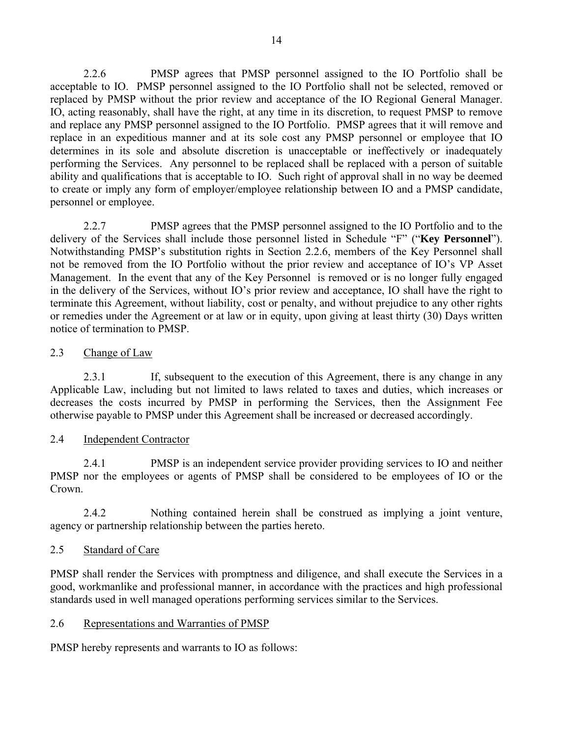2.2.6 PMSP agrees that PMSP personnel assigned to the IO Portfolio shall be acceptable to IO. PMSP personnel assigned to the IO Portfolio shall not be selected, removed or replaced by PMSP without the prior review and acceptance of the IO Regional General Manager. IO, acting reasonably, shall have the right, at any time in its discretion, to request PMSP to remove and replace any PMSP personnel assigned to the IO Portfolio. PMSP agrees that it will remove and replace in an expeditious manner and at its sole cost any PMSP personnel or employee that IO determines in its sole and absolute discretion is unacceptable or ineffectively or inadequately performing the Services. Any personnel to be replaced shall be replaced with a person of suitable ability and qualifications that is acceptable to IO. Such right of approval shall in no way be deemed to create or imply any form of employer/employee relationship between IO and a PMSP candidate, personnel or employee.

2.2.7 PMSP agrees that the PMSP personnel assigned to the IO Portfolio and to the delivery of the Services shall include those personnel listed in Schedule "F" ("**Key Personnel**"). Notwithstanding PMSP's substitution rights in Section 2.2.6, members of the Key Personnel shall not be removed from the IO Portfolio without the prior review and acceptance of IO's VP Asset Management. In the event that any of the Key Personnel is removed or is no longer fully engaged in the delivery of the Services, without IO's prior review and acceptance, IO shall have the right to terminate this Agreement, without liability, cost or penalty, and without prejudice to any other rights or remedies under the Agreement or at law or in equity, upon giving at least thirty (30) Days written notice of termination to PMSP.

2.3 Change of Law

2.3.1 If, subsequent to the execution of this Agreement, there is any change in any Applicable Law, including but not limited to laws related to taxes and duties, which increases or decreases the costs incurred by PMSP in performing the Services, then the Assignment Fee otherwise payable to PMSP under this Agreement shall be increased or decreased accordingly.

2.4 Independent Contractor

2.4.1 PMSP is an independent service provider providing services to IO and neither PMSP nor the employees or agents of PMSP shall be considered to be employees of IO or the Crown.

2.4.2 Nothing contained herein shall be construed as implying a joint venture, agency or partnership relationship between the parties hereto.

2.5 Standard of Care

PMSP shall render the Services with promptness and diligence, and shall execute the Services in a good, workmanlike and professional manner, in accordance with the practices and high professional standards used in well managed operations performing services similar to the Services.

2.6 Representations and Warranties of PMSP

PMSP hereby represents and warrants to IO as follows: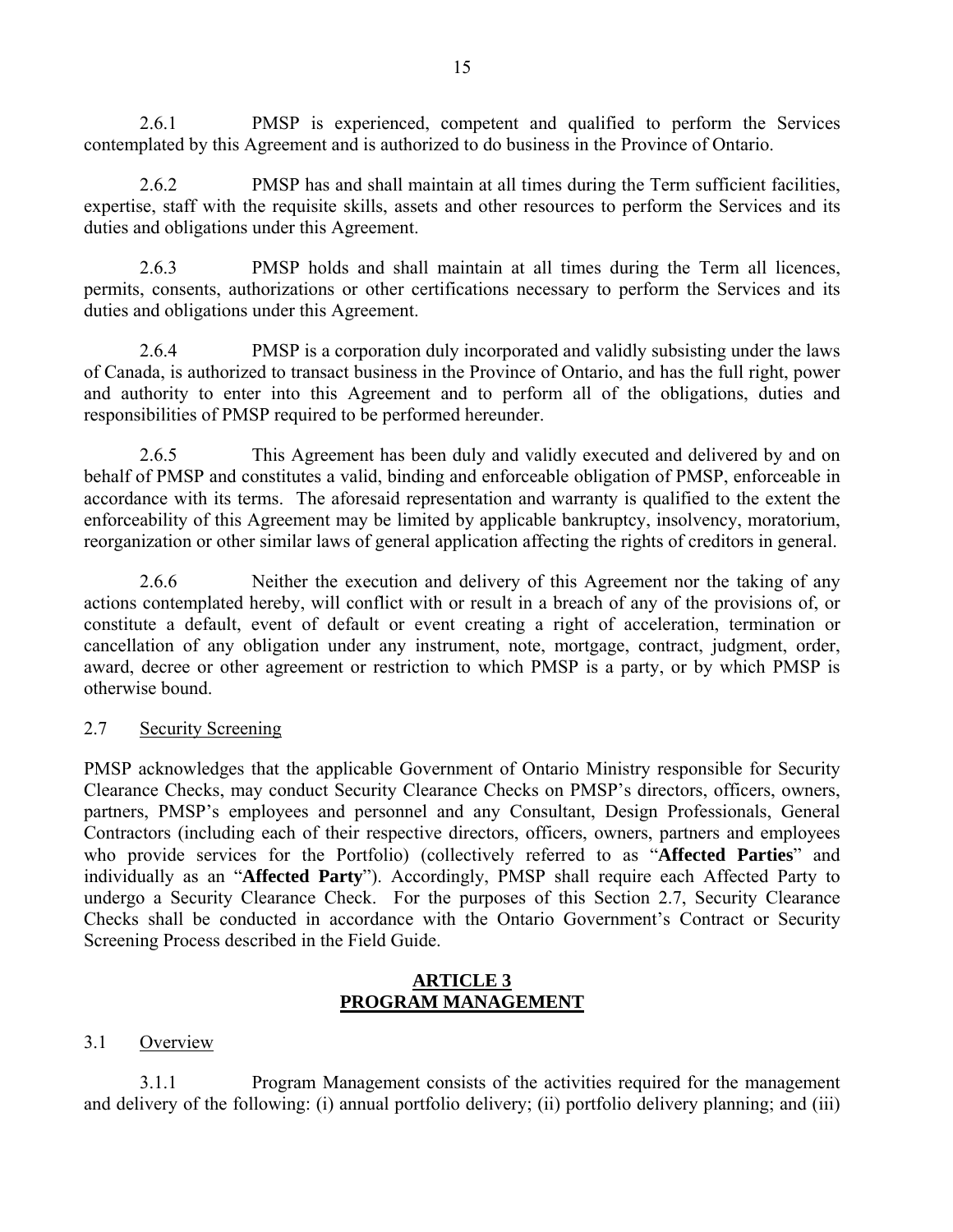2.6.1 PMSP is experienced, competent and qualified to perform the Services contemplated by this Agreement and is authorized to do business in the Province of Ontario.

2.6.2 PMSP has and shall maintain at all times during the Term sufficient facilities, expertise, staff with the requisite skills, assets and other resources to perform the Services and its duties and obligations under this Agreement.

2.6.3 PMSP holds and shall maintain at all times during the Term all licences, permits, consents, authorizations or other certifications necessary to perform the Services and its duties and obligations under this Agreement.

2.6.4 PMSP is a corporation duly incorporated and validly subsisting under the laws of Canada, is authorized to transact business in the Province of Ontario, and has the full right, power and authority to enter into this Agreement and to perform all of the obligations, duties and responsibilities of PMSP required to be performed hereunder.

2.6.5 This Agreement has been duly and validly executed and delivered by and on behalf of PMSP and constitutes a valid, binding and enforceable obligation of PMSP, enforceable in accordance with its terms. The aforesaid representation and warranty is qualified to the extent the enforceability of this Agreement may be limited by applicable bankruptcy, insolvency, moratorium, reorganization or other similar laws of general application affecting the rights of creditors in general.

2.6.6 Neither the execution and delivery of this Agreement nor the taking of any actions contemplated hereby, will conflict with or result in a breach of any of the provisions of, or constitute a default, event of default or event creating a right of acceleration, termination or cancellation of any obligation under any instrument, note, mortgage, contract, judgment, order, award, decree or other agreement or restriction to which PMSP is a party, or by which PMSP is otherwise bound.

2.7 Security Screening

PMSP acknowledges that the applicable Government of Ontario Ministry responsible for Security Clearance Checks, may conduct Security Clearance Checks on PMSP's directors, officers, owners, partners, PMSP's employees and personnel and any Consultant, Design Professionals, General Contractors (including each of their respective directors, officers, owners, partners and employees who provide services for the Portfolio) (collectively referred to as "**Affected Parties**" and individually as an "**Affected Party**"). Accordingly, PMSP shall require each Affected Party to undergo a Security Clearance Check. For the purposes of this Section 2.7, Security Clearance Checks shall be conducted in accordance with the Ontario Government's Contract or Security Screening Process described in the Field Guide.

## ARTICLE 3
## PROGRAM MANAGEMENT

3.1 Overview

3.1.1 Program Management consists of the activities required for the management and delivery of the following: (i) annual portfolio delivery; (ii) portfolio delivery planning; and (iii)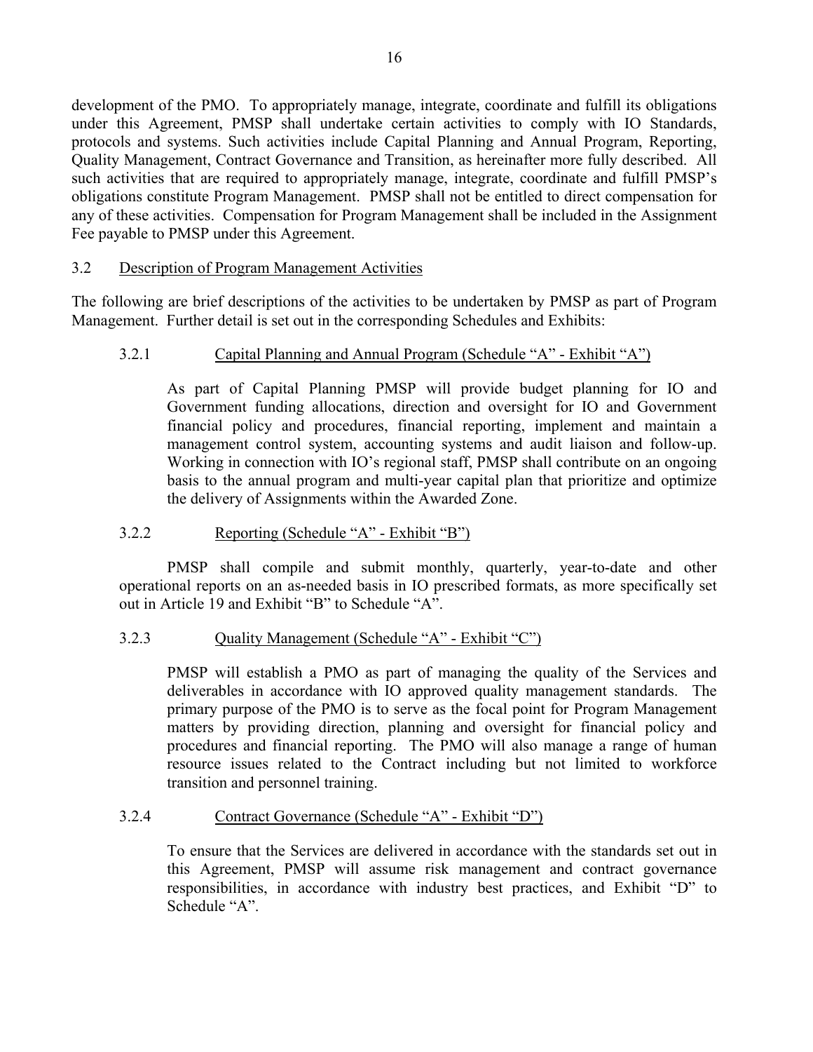development of the PMO. To appropriately manage, integrate, coordinate and fulfill its obligations under this Agreement, PMSP shall undertake certain activities to comply with IO Standards, protocols and systems. Such activities include Capital Planning and Annual Program, Reporting, Quality Management, Contract Governance and Transition, as hereinafter more fully described. All such activities that are required to appropriately manage, integrate, coordinate and fulfill PMSP's obligations constitute Program Management. PMSP shall not be entitled to direct compensation for any of these activities. Compensation for Program Management shall be included in the Assignment Fee payable to PMSP under this Agreement.

3.2 Description of Program Management Activities

The following are brief descriptions of the activities to be undertaken by PMSP as part of Program Management. Further detail is set out in the corresponding Schedules and Exhibits:

3.2.1 Capital Planning and Annual Program (Schedule "A" - Exhibit "A")

As part of Capital Planning PMSP will provide budget planning for IO and Government funding allocations, direction and oversight for IO and Government financial policy and procedures, financial reporting, implement and maintain a management control system, accounting systems and audit liaison and follow-up. Working in connection with IO's regional staff, PMSP shall contribute on an ongoing basis to the annual program and multi-year capital plan that prioritize and optimize the delivery of Assignments within the Awarded Zone.

3.2.2 Reporting (Schedule "A" - Exhibit "B")

PMSP shall compile and submit monthly, quarterly, year-to-date and other operational reports on an as-needed basis in IO prescribed formats, as more specifically set out in Article 19 and Exhibit "B" to Schedule "A".

3.2.3 Quality Management (Schedule "A" - Exhibit "C")

PMSP will establish a PMO as part of managing the quality of the Services and deliverables in accordance with IO approved quality management standards. The primary purpose of the PMO is to serve as the focal point for Program Management matters by providing direction, planning and oversight for financial policy and procedures and financial reporting. The PMO will also manage a range of human resource issues related to the Contract including but not limited to workforce transition and personnel training.

3.2.4 Contract Governance (Schedule "A" - Exhibit "D")

To ensure that the Services are delivered in accordance with the standards set out in this Agreement, PMSP will assume risk management and contract governance responsibilities, in accordance with industry best practices, and Exhibit "D" to Schedule "A".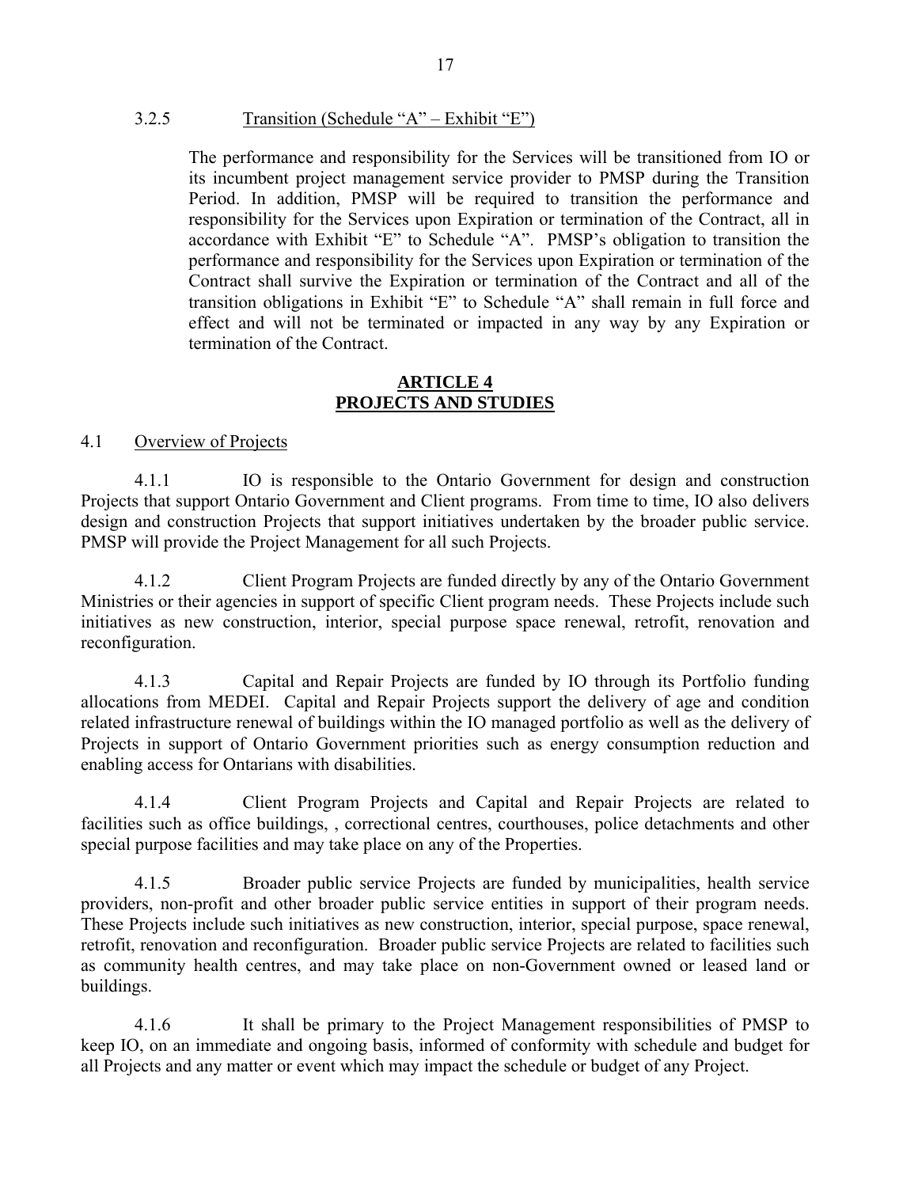3.2.5 Transition (Schedule "A" – Exhibit "E")

The performance and responsibility for the Services will be transitioned from IO or its incumbent project management service provider to PMSP during the Transition Period. In addition, PMSP will be required to transition the performance and responsibility for the Services upon Expiration or termination of the Contract, all in accordance with Exhibit "E" to Schedule "A". PMSP's obligation to transition the performance and responsibility for the Services upon Expiration or termination of the Contract shall survive the Expiration or termination of the Contract and all of the transition obligations in Exhibit "E" to Schedule "A" shall remain in full force and effect and will not be terminated or impacted in any way by any Expiration or termination of the Contract.

## ARTICLE 4
## PROJECTS AND STUDIES

4.1 Overview of Projects

4.1.1 IO is responsible to the Ontario Government for design and construction Projects that support Ontario Government and Client programs. From time to time, IO also delivers design and construction Projects that support initiatives undertaken by the broader public service. PMSP will provide the Project Management for all such Projects.

4.1.2 Client Program Projects are funded directly by any of the Ontario Government Ministries or their agencies in support of specific Client program needs. These Projects include such initiatives as new construction, interior, special purpose space renewal, retrofit, renovation and reconfiguration.

4.1.3 Capital and Repair Projects are funded by IO through its Portfolio funding allocations from MEDEI. Capital and Repair Projects support the delivery of age and condition related infrastructure renewal of buildings within the IO managed portfolio as well as the delivery of Projects in support of Ontario Government priorities such as energy consumption reduction and enabling access for Ontarians with disabilities.

4.1.4 Client Program Projects and Capital and Repair Projects are related to facilities such as office buildings, , correctional centres, courthouses, police detachments and other special purpose facilities and may take place on any of the Properties.

4.1.5 Broader public service Projects are funded by municipalities, health service providers, non-profit and other broader public service entities in support of their program needs. These Projects include such initiatives as new construction, interior, special purpose, space renewal, retrofit, renovation and reconfiguration. Broader public service Projects are related to facilities such as community health centres, and may take place on non-Government owned or leased land or buildings.

4.1.6 It shall be primary to the Project Management responsibilities of PMSP to keep IO, on an immediate and ongoing basis, informed of conformity with schedule and budget for all Projects and any matter or event which may impact the schedule or budget of any Project.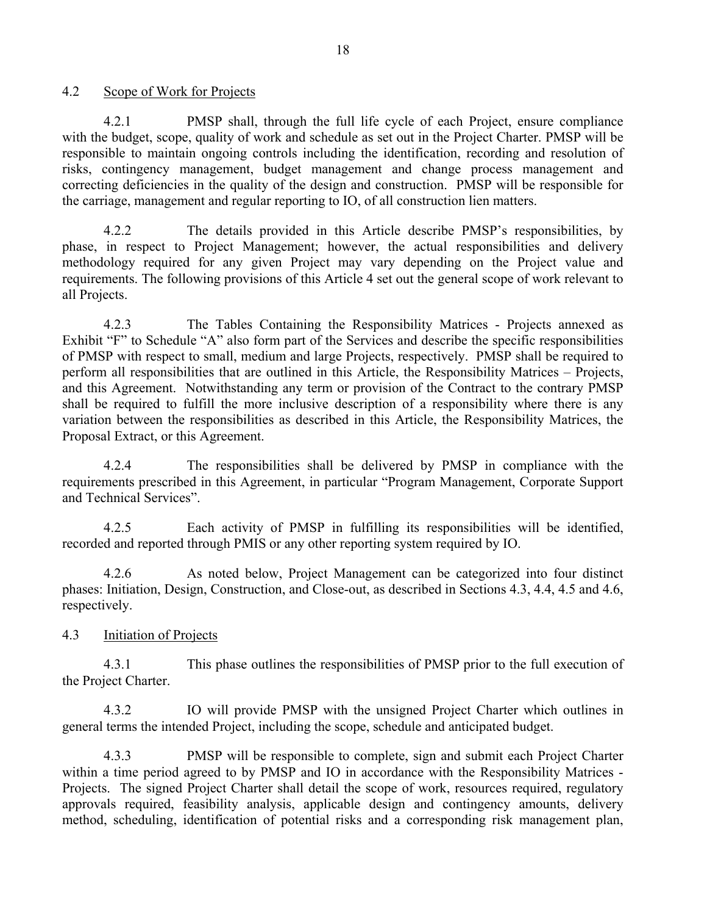## 4.2 Scope of Work for Projects

4.2.1 PMSP shall, through the full life cycle of each Project, ensure compliance with the budget, scope, quality of work and schedule as set out in the Project Charter. PMSP will be responsible to maintain ongoing controls including the identification, recording and resolution of risks, contingency management, budget management and change process management and correcting deficiencies in the quality of the design and construction. PMSP will be responsible for the carriage, management and regular reporting to IO, of all construction lien matters.

4.2.2 The details provided in this Article describe PMSP's responsibilities, by phase, in respect to Project Management; however, the actual responsibilities and delivery methodology required for any given Project may vary depending on the Project value and requirements. The following provisions of this Article 4 set out the general scope of work relevant to all Projects.

4.2.3 The Tables Containing the Responsibility Matrices - Projects annexed as Exhibit "F" to Schedule "A" also form part of the Services and describe the specific responsibilities of PMSP with respect to small, medium and large Projects, respectively. PMSP shall be required to perform all responsibilities that are outlined in this Article, the Responsibility Matrices – Projects, and this Agreement. Notwithstanding any term or provision of the Contract to the contrary PMSP shall be required to fulfill the more inclusive description of a responsibility where there is any variation between the responsibilities as described in this Article, the Responsibility Matrices, the Proposal Extract, or this Agreement.

4.2.4 The responsibilities shall be delivered by PMSP in compliance with the requirements prescribed in this Agreement, in particular "Program Management, Corporate Support and Technical Services".

4.2.5 Each activity of PMSP in fulfilling its responsibilities will be identified, recorded and reported through PMIS or any other reporting system required by IO.

4.2.6 As noted below, Project Management can be categorized into four distinct phases: Initiation, Design, Construction, and Close-out, as described in Sections 4.3, 4.4, 4.5 and 4.6, respectively.

## 4.3 Initiation of Projects

4.3.1 This phase outlines the responsibilities of PMSP prior to the full execution of the Project Charter.

4.3.2 IO will provide PMSP with the unsigned Project Charter which outlines in general terms the intended Project, including the scope, schedule and anticipated budget.

4.3.3 PMSP will be responsible to complete, sign and submit each Project Charter within a time period agreed to by PMSP and IO in accordance with the Responsibility Matrices - Projects. The signed Project Charter shall detail the scope of work, resources required, regulatory approvals required, feasibility analysis, applicable design and contingency amounts, delivery method, scheduling, identification of potential risks and a corresponding risk management plan,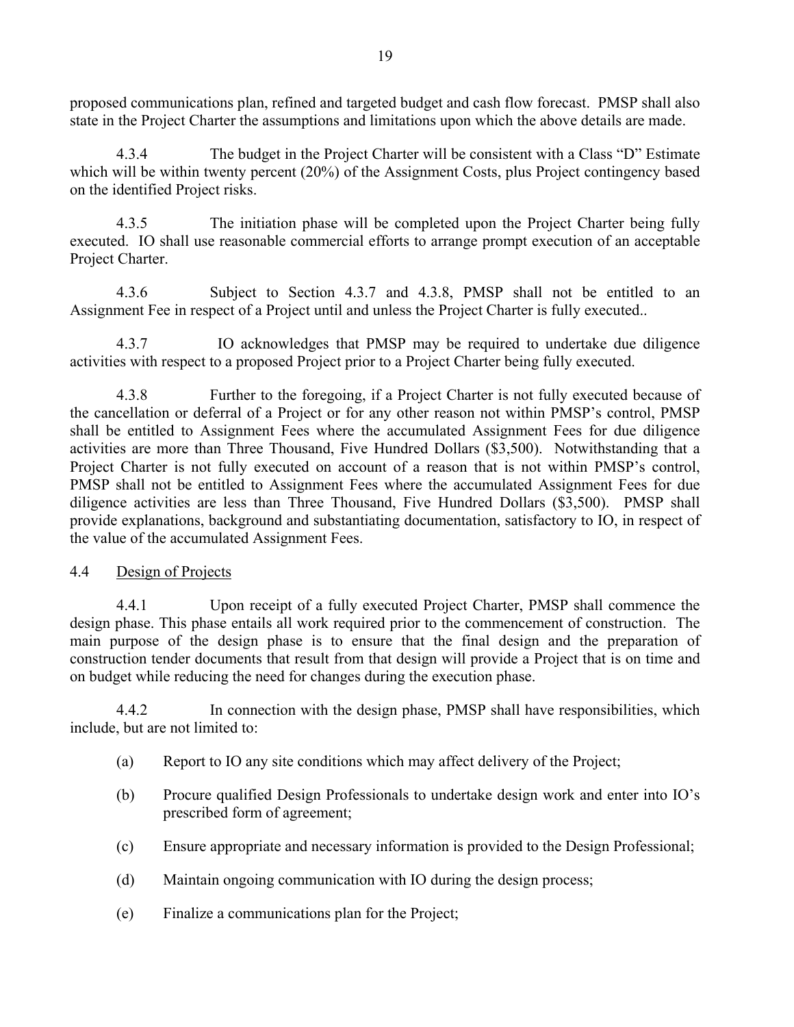proposed communications plan, refined and targeted budget and cash flow forecast. PMSP shall also state in the Project Charter the assumptions and limitations upon which the above details are made.

4.3.4 The budget in the Project Charter will be consistent with a Class "D" Estimate which will be within twenty percent (20%) of the Assignment Costs, plus Project contingency based on the identified Project risks.

4.3.5 The initiation phase will be completed upon the Project Charter being fully executed. IO shall use reasonable commercial efforts to arrange prompt execution of an acceptable Project Charter.

4.3.6 Subject to Section 4.3.7 and 4.3.8, PMSP shall not be entitled to an Assignment Fee in respect of a Project until and unless the Project Charter is fully executed..

4.3.7 IO acknowledges that PMSP may be required to undertake due diligence activities with respect to a proposed Project prior to a Project Charter being fully executed.

4.3.8 Further to the foregoing, if a Project Charter is not fully executed because of the cancellation or deferral of a Project or for any other reason not within PMSP's control, PMSP shall be entitled to Assignment Fees where the accumulated Assignment Fees for due diligence activities are more than Three Thousand, Five Hundred Dollars ($3,500). Notwithstanding that a Project Charter is not fully executed on account of a reason that is not within PMSP's control, PMSP shall not be entitled to Assignment Fees where the accumulated Assignment Fees for due diligence activities are less than Three Thousand, Five Hundred Dollars ($3,500). PMSP shall provide explanations, background and substantiating documentation, satisfactory to IO, in respect of the value of the accumulated Assignment Fees.

4.4 Design of Projects

4.4.1 Upon receipt of a fully executed Project Charter, PMSP shall commence the design phase. This phase entails all work required prior to the commencement of construction. The main purpose of the design phase is to ensure that the final design and the preparation of construction tender documents that result from that design will provide a Project that is on time and on budget while reducing the need for changes during the execution phase.

4.4.2 In connection with the design phase, PMSP shall have responsibilities, which include, but are not limited to:

(a) Report to IO any site conditions which may affect delivery of the Project;

(b) Procure qualified Design Professionals to undertake design work and enter into IO's prescribed form of agreement;

(c) Ensure appropriate and necessary information is provided to the Design Professional;

(d) Maintain ongoing communication with IO during the design process;

(e) Finalize a communications plan for the Project;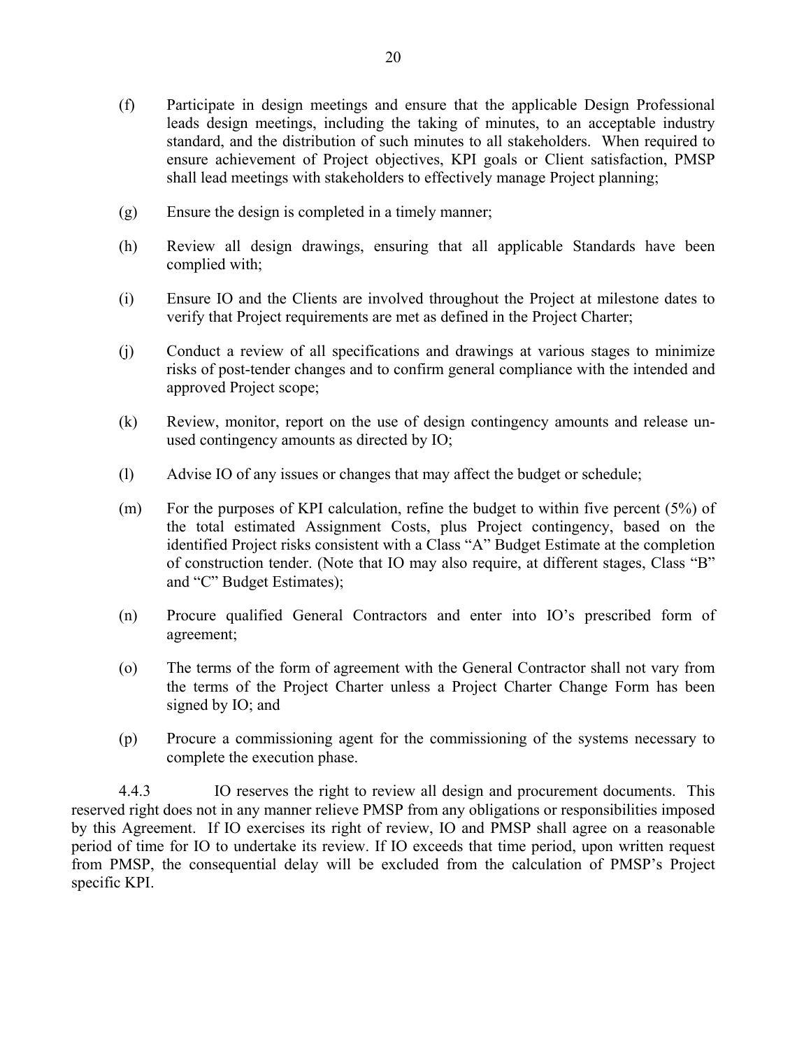(f) Participate in design meetings and ensure that the applicable Design Professional leads design meetings, including the taking of minutes, to an acceptable industry standard, and the distribution of such minutes to all stakeholders. When required to ensure achievement of Project objectives, KPI goals or Client satisfaction, PMSP shall lead meetings with stakeholders to effectively manage Project planning;

(g) Ensure the design is completed in a timely manner;

(h) Review all design drawings, ensuring that all applicable Standards have been complied with;

(i) Ensure IO and the Clients are involved throughout the Project at milestone dates to verify that Project requirements are met as defined in the Project Charter;

(j) Conduct a review of all specifications and drawings at various stages to minimize risks of post-tender changes and to confirm general compliance with the intended and approved Project scope;

(k) Review, monitor, report on the use of design contingency amounts and release un-used contingency amounts as directed by IO;

(l) Advise IO of any issues or changes that may affect the budget or schedule;

(m) For the purposes of KPI calculation, refine the budget to within five percent (5%) of the total estimated Assignment Costs, plus Project contingency, based on the identified Project risks consistent with a Class "A" Budget Estimate at the completion of construction tender. (Note that IO may also require, at different stages, Class "B" and "C" Budget Estimates);

(n) Procure qualified General Contractors and enter into IO's prescribed form of agreement;

(o) The terms of the form of agreement with the General Contractor shall not vary from the terms of the Project Charter unless a Project Charter Change Form has been signed by IO; and

(p) Procure a commissioning agent for the commissioning of the systems necessary to complete the execution phase.

4.4.3 IO reserves the right to review all design and procurement documents. This reserved right does not in any manner relieve PMSP from any obligations or responsibilities imposed by this Agreement. If IO exercises its right of review, IO and PMSP shall agree on a reasonable period of time for IO to undertake its review. If IO exceeds that time period, upon written request from PMSP, the consequential delay will be excluded from the calculation of PMSP's Project specific KPI.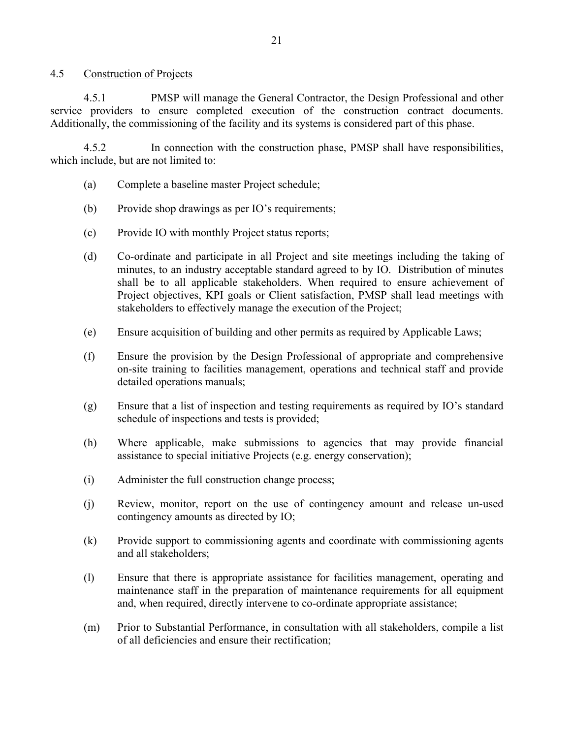## 4.5 Construction of Projects

4.5.1 PMSP will manage the General Contractor, the Design Professional and other service providers to ensure completed execution of the construction contract documents. Additionally, the commissioning of the facility and its systems is considered part of this phase.

4.5.2 In connection with the construction phase, PMSP shall have responsibilities, which include, but are not limited to:

(a) Complete a baseline master Project schedule;

(b) Provide shop drawings as per IO's requirements;

(c) Provide IO with monthly Project status reports;

(d) Co-ordinate and participate in all Project and site meetings including the taking of minutes, to an industry acceptable standard agreed to by IO. Distribution of minutes shall be to all applicable stakeholders. When required to ensure achievement of Project objectives, KPI goals or Client satisfaction, PMSP shall lead meetings with stakeholders to effectively manage the execution of the Project;

(e) Ensure acquisition of building and other permits as required by Applicable Laws;

(f) Ensure the provision by the Design Professional of appropriate and comprehensive on-site training to facilities management, operations and technical staff and provide detailed operations manuals;

(g) Ensure that a list of inspection and testing requirements as required by IO's standard schedule of inspections and tests is provided;

(h) Where applicable, make submissions to agencies that may provide financial assistance to special initiative Projects (e.g. energy conservation);

(i) Administer the full construction change process;

(j) Review, monitor, report on the use of contingency amount and release un-used contingency amounts as directed by IO;

(k) Provide support to commissioning agents and coordinate with commissioning agents and all stakeholders;

(l) Ensure that there is appropriate assistance for facilities management, operating and maintenance staff in the preparation of maintenance requirements for all equipment and, when required, directly intervene to co-ordinate appropriate assistance;

(m) Prior to Substantial Performance, in consultation with all stakeholders, compile a list of all deficiencies and ensure their rectification;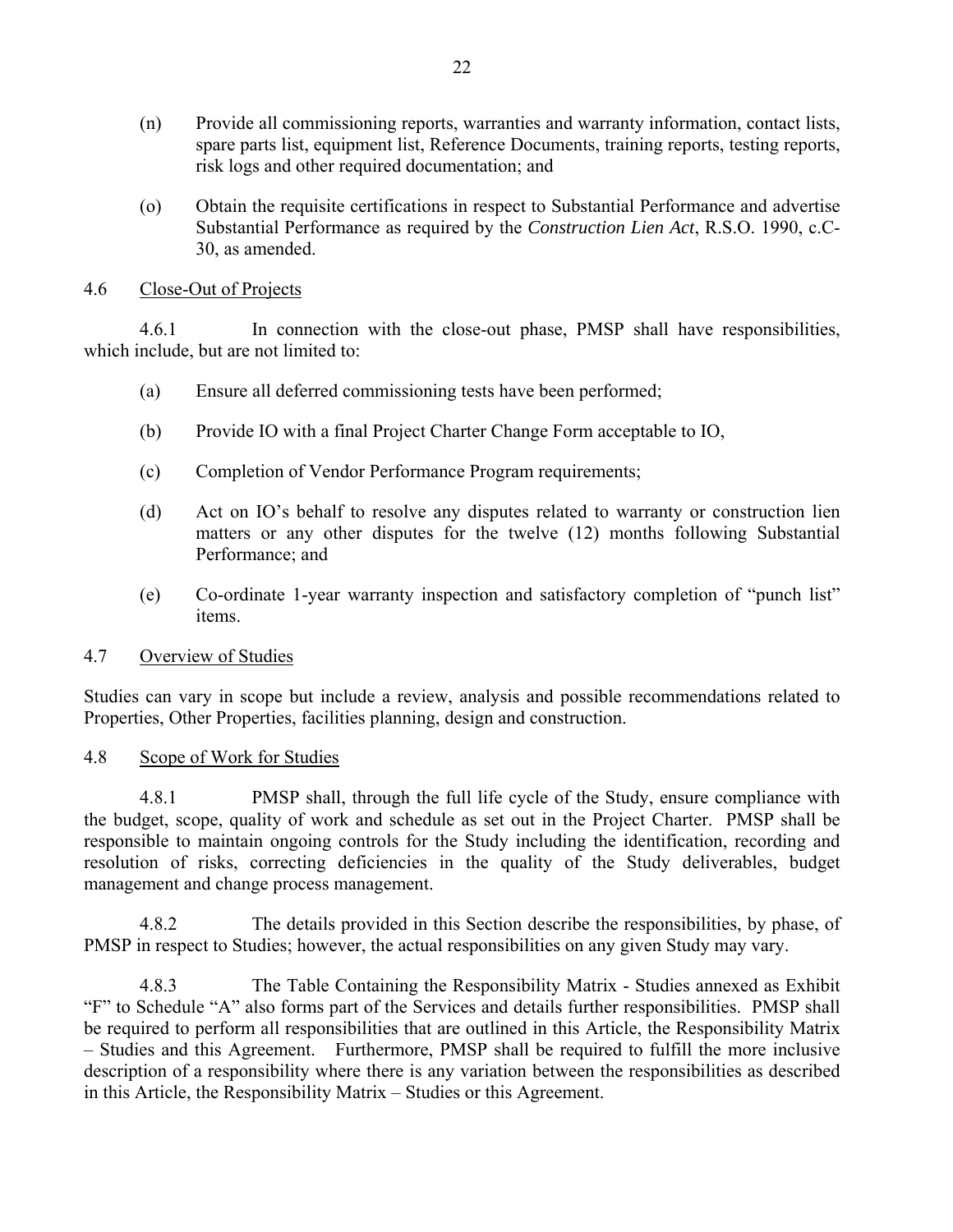(n) Provide all commissioning reports, warranties and warranty information, contact lists, spare parts list, equipment list, Reference Documents, training reports, testing reports, risk logs and other required documentation; and

(o) Obtain the requisite certifications in respect to Substantial Performance and advertise Substantial Performance as required by the *Construction Lien Act*, R.S.O. 1990, c.C-30, as amended.

4.6 Close-Out of Projects

4.6.1 In connection with the close-out phase, PMSP shall have responsibilities, which include, but are not limited to:

(a) Ensure all deferred commissioning tests have been performed;

(b) Provide IO with a final Project Charter Change Form acceptable to IO,

(c) Completion of Vendor Performance Program requirements;

(d) Act on IO's behalf to resolve any disputes related to warranty or construction lien matters or any other disputes for the twelve (12) months following Substantial Performance; and

(e) Co-ordinate 1-year warranty inspection and satisfactory completion of "punch list" items.

4.7 Overview of Studies

Studies can vary in scope but include a review, analysis and possible recommendations related to Properties, Other Properties, facilities planning, design and construction.

4.8 Scope of Work for Studies

4.8.1 PMSP shall, through the full life cycle of the Study, ensure compliance with the budget, scope, quality of work and schedule as set out in the Project Charter. PMSP shall be responsible to maintain ongoing controls for the Study including the identification, recording and resolution of risks, correcting deficiencies in the quality of the Study deliverables, budget management and change process management.

4.8.2 The details provided in this Section describe the responsibilities, by phase, of PMSP in respect to Studies; however, the actual responsibilities on any given Study may vary.

4.8.3 The Table Containing the Responsibility Matrix - Studies annexed as Exhibit "F" to Schedule "A" also forms part of the Services and details further responsibilities. PMSP shall be required to perform all responsibilities that are outlined in this Article, the Responsibility Matrix – Studies and this Agreement. Furthermore, PMSP shall be required to fulfill the more inclusive description of a responsibility where there is any variation between the responsibilities as described in this Article, the Responsibility Matrix – Studies or this Agreement.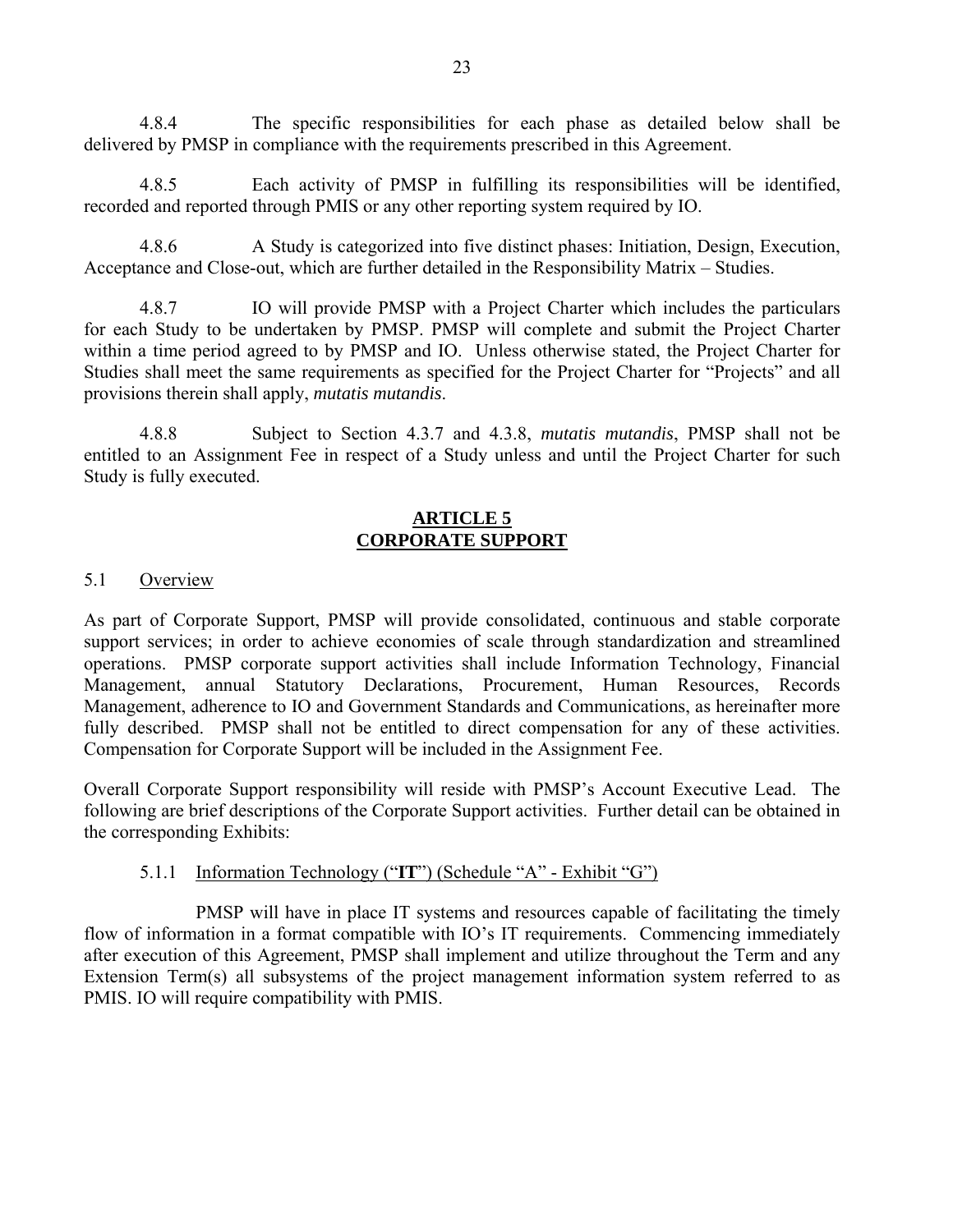4.8.4 The specific responsibilities for each phase as detailed below shall be delivered by PMSP in compliance with the requirements prescribed in this Agreement.

4.8.5 Each activity of PMSP in fulfilling its responsibilities will be identified, recorded and reported through PMIS or any other reporting system required by IO.

4.8.6 A Study is categorized into five distinct phases: Initiation, Design, Execution, Acceptance and Close-out, which are further detailed in the Responsibility Matrix – Studies.

4.8.7 IO will provide PMSP with a Project Charter which includes the particulars for each Study to be undertaken by PMSP. PMSP will complete and submit the Project Charter within a time period agreed to by PMSP and IO. Unless otherwise stated, the Project Charter for Studies shall meet the same requirements as specified for the Project Charter for "Projects" and all provisions therein shall apply, *mutatis mutandis*.

4.8.8 Subject to Section 4.3.7 and 4.3.8, *mutatis mutandis*, PMSP shall not be entitled to an Assignment Fee in respect of a Study unless and until the Project Charter for such Study is fully executed.

## ARTICLE 5
## CORPORATE SUPPORT

### 5.1 Overview

As part of Corporate Support, PMSP will provide consolidated, continuous and stable corporate support services; in order to achieve economies of scale through standardization and streamlined operations. PMSP corporate support activities shall include Information Technology, Financial Management, annual Statutory Declarations, Procurement, Human Resources, Records Management, adherence to IO and Government Standards and Communications, as hereinafter more fully described. PMSP shall not be entitled to direct compensation for any of these activities. Compensation for Corporate Support will be included in the Assignment Fee.

Overall Corporate Support responsibility will reside with PMSP's Account Executive Lead. The following are brief descriptions of the Corporate Support activities. Further detail can be obtained in the corresponding Exhibits:

#### 5.1.1 Information Technology ("**IT**") (Schedule "A" - Exhibit "G")

PMSP will have in place IT systems and resources capable of facilitating the timely flow of information in a format compatible with IO's IT requirements. Commencing immediately after execution of this Agreement, PMSP shall implement and utilize throughout the Term and any Extension Term(s) all subsystems of the project management information system referred to as PMIS. IO will require compatibility with PMIS.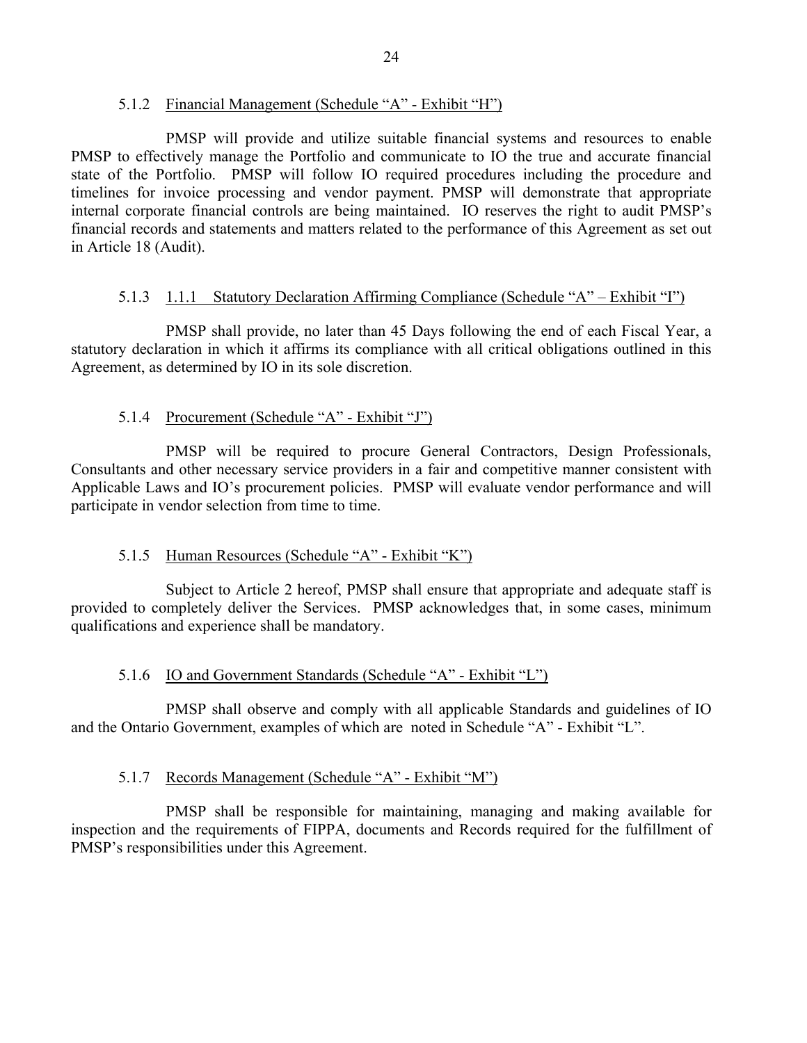#### 5.1.2 Financial Management (Schedule "A" - Exhibit "H")

PMSP will provide and utilize suitable financial systems and resources to enable PMSP to effectively manage the Portfolio and communicate to IO the true and accurate financial state of the Portfolio. PMSP will follow IO required procedures including the procedure and timelines for invoice processing and vendor payment. PMSP will demonstrate that appropriate internal corporate financial controls are being maintained. IO reserves the right to audit PMSP's financial records and statements and matters related to the performance of this Agreement as set out in Article 18 (Audit).

#### 5.1.3 1.1.1 Statutory Declaration Affirming Compliance (Schedule "A" – Exhibit "I")

PMSP shall provide, no later than 45 Days following the end of each Fiscal Year, a statutory declaration in which it affirms its compliance with all critical obligations outlined in this Agreement, as determined by IO in its sole discretion.

#### 5.1.4 Procurement (Schedule "A" - Exhibit "J")

PMSP will be required to procure General Contractors, Design Professionals, Consultants and other necessary service providers in a fair and competitive manner consistent with Applicable Laws and IO's procurement policies. PMSP will evaluate vendor performance and will participate in vendor selection from time to time.

#### 5.1.5 Human Resources (Schedule "A" - Exhibit "K")

Subject to Article 2 hereof, PMSP shall ensure that appropriate and adequate staff is provided to completely deliver the Services. PMSP acknowledges that, in some cases, minimum qualifications and experience shall be mandatory.

#### 5.1.6 IO and Government Standards (Schedule "A" - Exhibit "L")

PMSP shall observe and comply with all applicable Standards and guidelines of IO and the Ontario Government, examples of which are noted in Schedule "A" - Exhibit "L".

#### 5.1.7 Records Management (Schedule "A" - Exhibit "M")

PMSP shall be responsible for maintaining, managing and making available for inspection and the requirements of FIPPA, documents and Records required for the fulfillment of PMSP's responsibilities under this Agreement.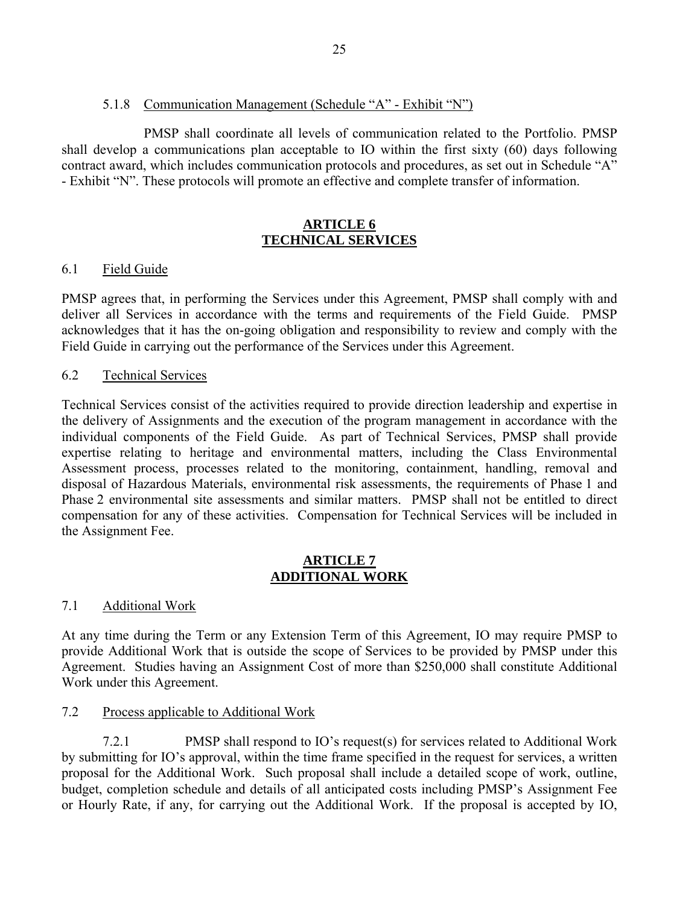5.1.8 Communication Management (Schedule "A" - Exhibit "N")

PMSP shall coordinate all levels of communication related to the Portfolio. PMSP shall develop a communications plan acceptable to IO within the first sixty (60) days following contract award, which includes communication protocols and procedures, as set out in Schedule "A" - Exhibit "N". These protocols will promote an effective and complete transfer of information.

## ARTICLE 6
## TECHNICAL SERVICES

6.1 Field Guide

PMSP agrees that, in performing the Services under this Agreement, PMSP shall comply with and deliver all Services in accordance with the terms and requirements of the Field Guide. PMSP acknowledges that it has the on-going obligation and responsibility to review and comply with the Field Guide in carrying out the performance of the Services under this Agreement.

6.2 Technical Services

Technical Services consist of the activities required to provide direction leadership and expertise in the delivery of Assignments and the execution of the program management in accordance with the individual components of the Field Guide. As part of Technical Services, PMSP shall provide expertise relating to heritage and environmental matters, including the Class Environmental Assessment process, processes related to the monitoring, containment, handling, removal and disposal of Hazardous Materials, environmental risk assessments, the requirements of Phase 1 and Phase 2 environmental site assessments and similar matters. PMSP shall not be entitled to direct compensation for any of these activities. Compensation for Technical Services will be included in the Assignment Fee.

## ARTICLE 7
## ADDITIONAL WORK

7.1 Additional Work

At any time during the Term or any Extension Term of this Agreement, IO may require PMSP to provide Additional Work that is outside the scope of Services to be provided by PMSP under this Agreement. Studies having an Assignment Cost of more than $250,000 shall constitute Additional Work under this Agreement.

7.2 Process applicable to Additional Work

7.2.1 PMSP shall respond to IO's request(s) for services related to Additional Work by submitting for IO's approval, within the time frame specified in the request for services, a written proposal for the Additional Work. Such proposal shall include a detailed scope of work, outline, budget, completion schedule and details of all anticipated costs including PMSP's Assignment Fee or Hourly Rate, if any, for carrying out the Additional Work. If the proposal is accepted by IO,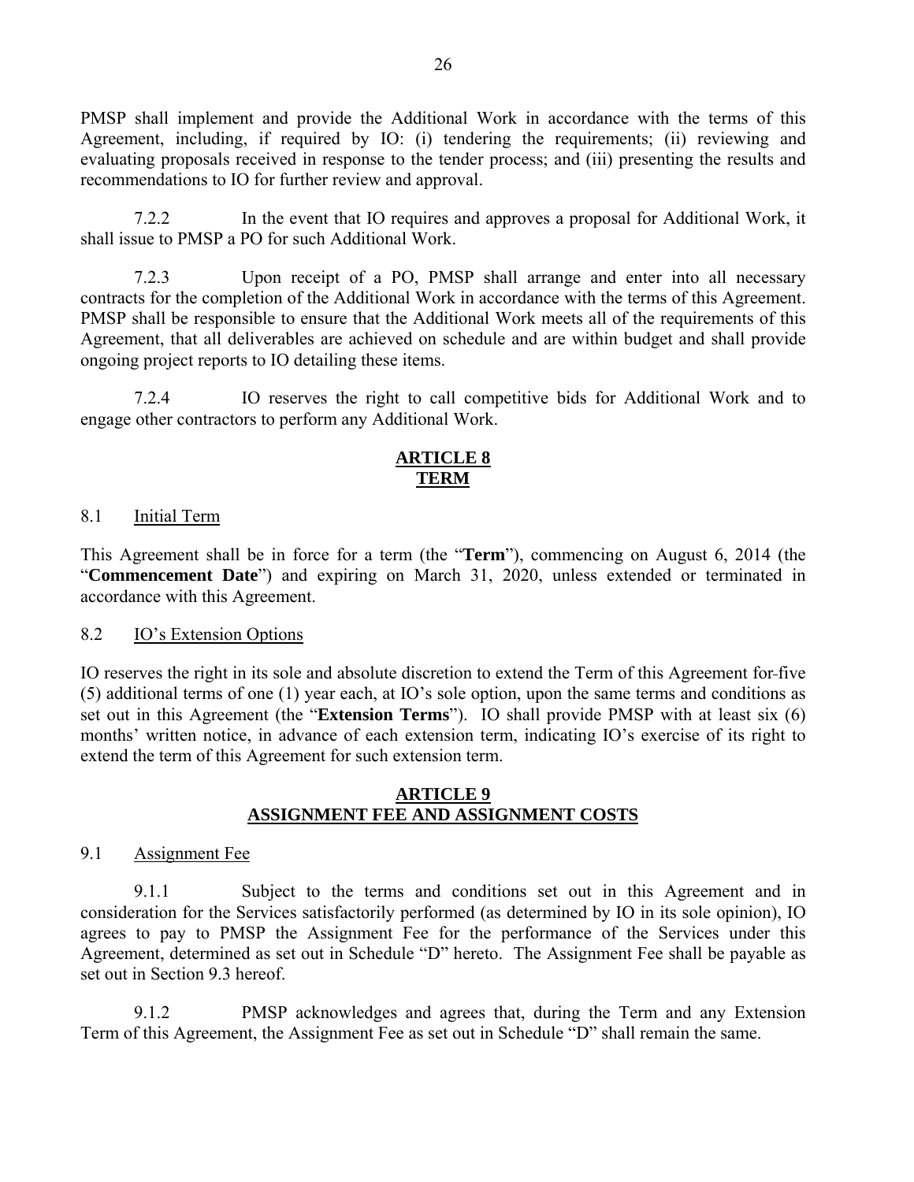PMSP shall implement and provide the Additional Work in accordance with the terms of this Agreement, including, if required by IO: (i) tendering the requirements; (ii) reviewing and evaluating proposals received in response to the tender process; and (iii) presenting the results and recommendations to IO for further review and approval.

7.2.2 In the event that IO requires and approves a proposal for Additional Work, it shall issue to PMSP a PO for such Additional Work.

7.2.3 Upon receipt of a PO, PMSP shall arrange and enter into all necessary contracts for the completion of the Additional Work in accordance with the terms of this Agreement. PMSP shall be responsible to ensure that the Additional Work meets all of the requirements of this Agreement, that all deliverables are achieved on schedule and are within budget and shall provide ongoing project reports to IO detailing these items.

7.2.4 IO reserves the right to call competitive bids for Additional Work and to engage other contractors to perform any Additional Work.

## ARTICLE 8
## TERM

8.1 Initial Term

This Agreement shall be in force for a term (the "**Term**"), commencing on August 6, 2014 (the "**Commencement Date**") and expiring on March 31, 2020, unless extended or terminated in accordance with this Agreement.

8.2 IO's Extension Options

IO reserves the right in its sole and absolute discretion to extend the Term of this Agreement for five (5) additional terms of one (1) year each, at IO's sole option, upon the same terms and conditions as set out in this Agreement (the "**Extension Terms**"). IO shall provide PMSP with at least six (6) months' written notice, in advance of each extension term, indicating IO's exercise of its right to extend the term of this Agreement for such extension term.

## ARTICLE 9
## ASSIGNMENT FEE AND ASSIGNMENT COSTS

9.1 Assignment Fee

9.1.1 Subject to the terms and conditions set out in this Agreement and in consideration for the Services satisfactorily performed (as determined by IO in its sole opinion), IO agrees to pay to PMSP the Assignment Fee for the performance of the Services under this Agreement, determined as set out in Schedule "D" hereto. The Assignment Fee shall be payable as set out in Section 9.3 hereof.

9.1.2 PMSP acknowledges and agrees that, during the Term and any Extension Term of this Agreement, the Assignment Fee as set out in Schedule "D" shall remain the same.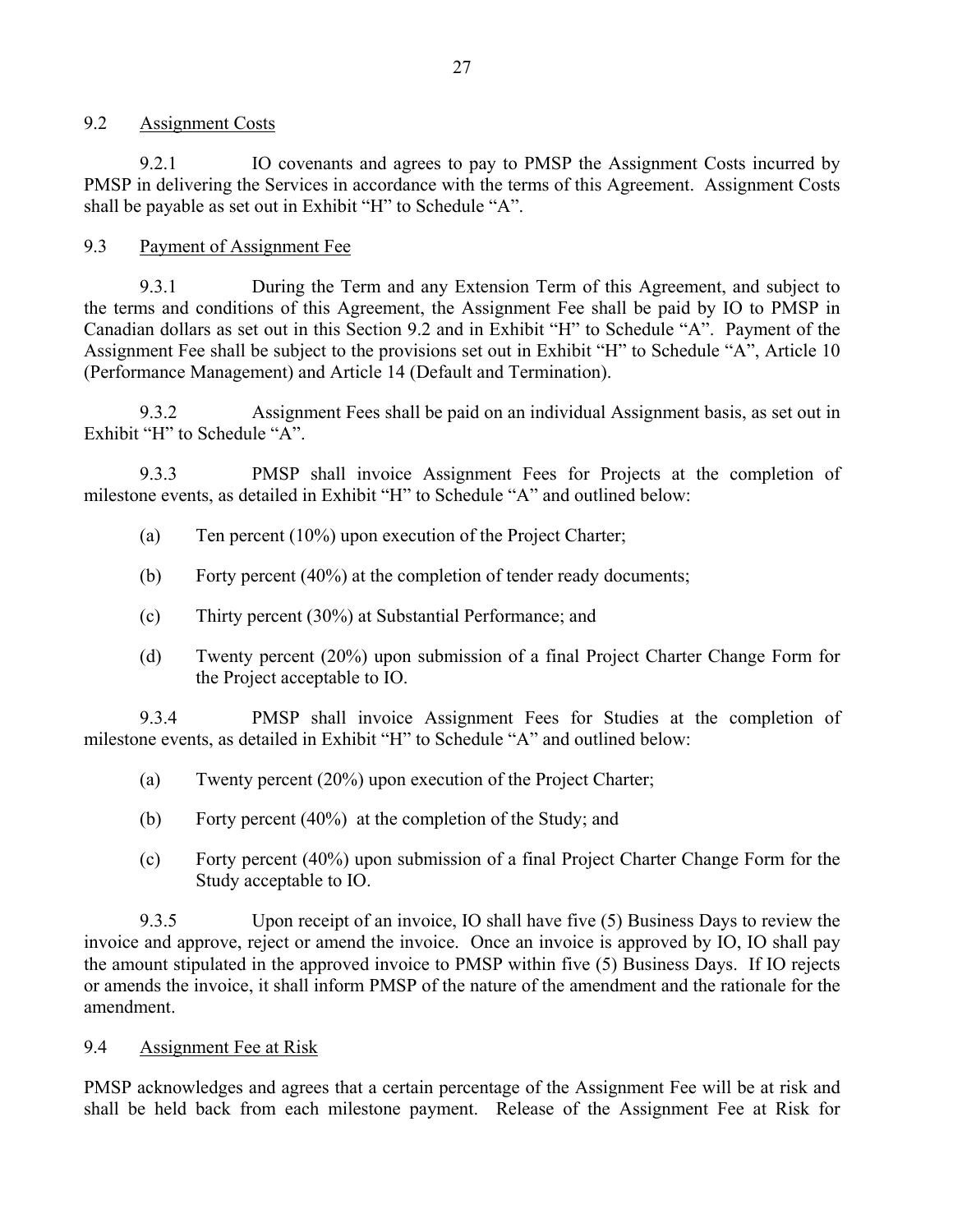### 9.2 Assignment Costs

9.2.1 IO covenants and agrees to pay to PMSP the Assignment Costs incurred by PMSP in delivering the Services in accordance with the terms of this Agreement. Assignment Costs shall be payable as set out in Exhibit "H" to Schedule "A".

### 9.3 Payment of Assignment Fee

9.3.1 During the Term and any Extension Term of this Agreement, and subject to the terms and conditions of this Agreement, the Assignment Fee shall be paid by IO to PMSP in Canadian dollars as set out in this Section 9.2 and in Exhibit "H" to Schedule "A". Payment of the Assignment Fee shall be subject to the provisions set out in Exhibit "H" to Schedule "A", Article 10 (Performance Management) and Article 14 (Default and Termination).

9.3.2 Assignment Fees shall be paid on an individual Assignment basis, as set out in Exhibit "H" to Schedule "A".

9.3.3 PMSP shall invoice Assignment Fees for Projects at the completion of milestone events, as detailed in Exhibit "H" to Schedule "A" and outlined below:

(a) Ten percent (10%) upon execution of the Project Charter;

(b) Forty percent (40%) at the completion of tender ready documents;

(c) Thirty percent (30%) at Substantial Performance; and

(d) Twenty percent (20%) upon submission of a final Project Charter Change Form for the Project acceptable to IO.

9.3.4 PMSP shall invoice Assignment Fees for Studies at the completion of milestone events, as detailed in Exhibit "H" to Schedule "A" and outlined below:

(a) Twenty percent (20%) upon execution of the Project Charter;

(b) Forty percent (40%) at the completion of the Study; and

(c) Forty percent (40%) upon submission of a final Project Charter Change Form for the Study acceptable to IO.

9.3.5 Upon receipt of an invoice, IO shall have five (5) Business Days to review the invoice and approve, reject or amend the invoice. Once an invoice is approved by IO, IO shall pay the amount stipulated in the approved invoice to PMSP within five (5) Business Days. If IO rejects or amends the invoice, it shall inform PMSP of the nature of the amendment and the rationale for the amendment.

### 9.4 Assignment Fee at Risk

PMSP acknowledges and agrees that a certain percentage of the Assignment Fee will be at risk and shall be held back from each milestone payment. Release of the Assignment Fee at Risk for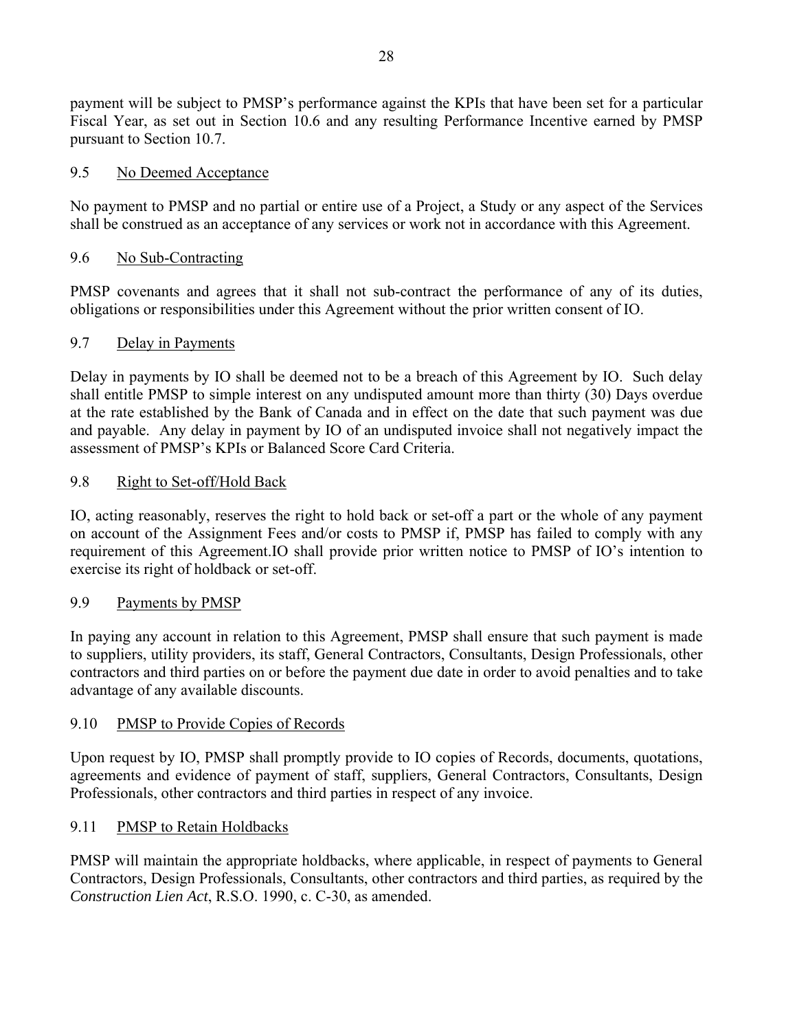payment will be subject to PMSP's performance against the KPIs that have been set for a particular Fiscal Year, as set out in Section 10.6 and any resulting Performance Incentive earned by PMSP pursuant to Section 10.7.

### 9.5 No Deemed Acceptance

No payment to PMSP and no partial or entire use of a Project, a Study or any aspect of the Services shall be construed as an acceptance of any services or work not in accordance with this Agreement.

### 9.6 No Sub-Contracting

PMSP covenants and agrees that it shall not sub-contract the performance of any of its duties, obligations or responsibilities under this Agreement without the prior written consent of IO.

### 9.7 Delay in Payments

Delay in payments by IO shall be deemed not to be a breach of this Agreement by IO. Such delay shall entitle PMSP to simple interest on any undisputed amount more than thirty (30) Days overdue at the rate established by the Bank of Canada and in effect on the date that such payment was due and payable. Any delay in payment by IO of an undisputed invoice shall not negatively impact the assessment of PMSP's KPIs or Balanced Score Card Criteria.

### 9.8 Right to Set-off/Hold Back

IO, acting reasonably, reserves the right to hold back or set-off a part or the whole of any payment on account of the Assignment Fees and/or costs to PMSP if, PMSP has failed to comply with any requirement of this Agreement.IO shall provide prior written notice to PMSP of IO's intention to exercise its right of holdback or set-off.

### 9.9 Payments by PMSP

In paying any account in relation to this Agreement, PMSP shall ensure that such payment is made to suppliers, utility providers, its staff, General Contractors, Consultants, Design Professionals, other contractors and third parties on or before the payment due date in order to avoid penalties and to take advantage of any available discounts.

### 9.10 PMSP to Provide Copies of Records

Upon request by IO, PMSP shall promptly provide to IO copies of Records, documents, quotations, agreements and evidence of payment of staff, suppliers, General Contractors, Consultants, Design Professionals, other contractors and third parties in respect of any invoice.

### 9.11 PMSP to Retain Holdbacks

PMSP will maintain the appropriate holdbacks, where applicable, in respect of payments to General Contractors, Design Professionals, Consultants, other contractors and third parties, as required by the *Construction Lien Act*, R.S.O. 1990, c. C-30, as amended.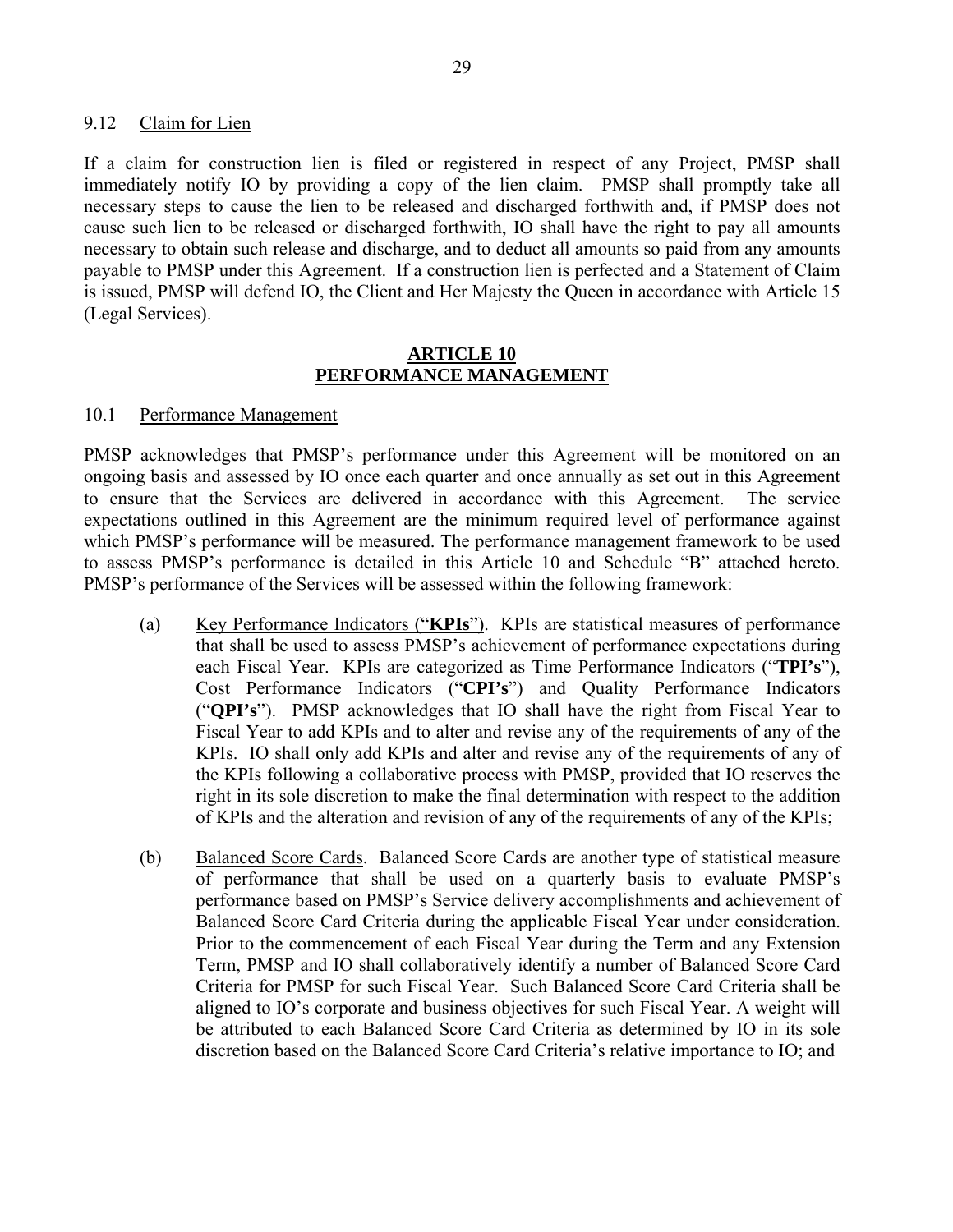9.12 Claim for Lien

If a claim for construction lien is filed or registered in respect of any Project, PMSP shall immediately notify IO by providing a copy of the lien claim. PMSP shall promptly take all necessary steps to cause the lien to be released and discharged forthwith and, if PMSP does not cause such lien to be released or discharged forthwith, IO shall have the right to pay all amounts necessary to obtain such release and discharge, and to deduct all amounts so paid from any amounts payable to PMSP under this Agreement. If a construction lien is perfected and a Statement of Claim is issued, PMSP will defend IO, the Client and Her Majesty the Queen in accordance with Article 15 (Legal Services).

## ARTICLE 10
## PERFORMANCE MANAGEMENT

10.1 Performance Management

PMSP acknowledges that PMSP's performance under this Agreement will be monitored on an ongoing basis and assessed by IO once each quarter and once annually as set out in this Agreement to ensure that the Services are delivered in accordance with this Agreement. The service expectations outlined in this Agreement are the minimum required level of performance against which PMSP's performance will be measured. The performance management framework to be used to assess PMSP's performance is detailed in this Article 10 and Schedule "B" attached hereto. PMSP's performance of the Services will be assessed within the following framework:

(a) Key Performance Indicators ("**KPIs**"). KPIs are statistical measures of performance that shall be used to assess PMSP's achievement of performance expectations during each Fiscal Year. KPIs are categorized as Time Performance Indicators ("**TPI's**"), Cost Performance Indicators ("**CPI's**") and Quality Performance Indicators ("**QPI's**"). PMSP acknowledges that IO shall have the right from Fiscal Year to Fiscal Year to add KPIs and to alter and revise any of the requirements of any of the KPIs. IO shall only add KPIs and alter and revise any of the requirements of any of the KPIs following a collaborative process with PMSP, provided that IO reserves the right in its sole discretion to make the final determination with respect to the addition of KPIs and the alteration and revision of any of the requirements of any of the KPIs;

(b) Balanced Score Cards. Balanced Score Cards are another type of statistical measure of performance that shall be used on a quarterly basis to evaluate PMSP's performance based on PMSP's Service delivery accomplishments and achievement of Balanced Score Card Criteria during the applicable Fiscal Year under consideration. Prior to the commencement of each Fiscal Year during the Term and any Extension Term, PMSP and IO shall collaboratively identify a number of Balanced Score Card Criteria for PMSP for such Fiscal Year. Such Balanced Score Card Criteria shall be aligned to IO's corporate and business objectives for such Fiscal Year. A weight will be attributed to each Balanced Score Card Criteria as determined by IO in its sole discretion based on the Balanced Score Card Criteria's relative importance to IO; and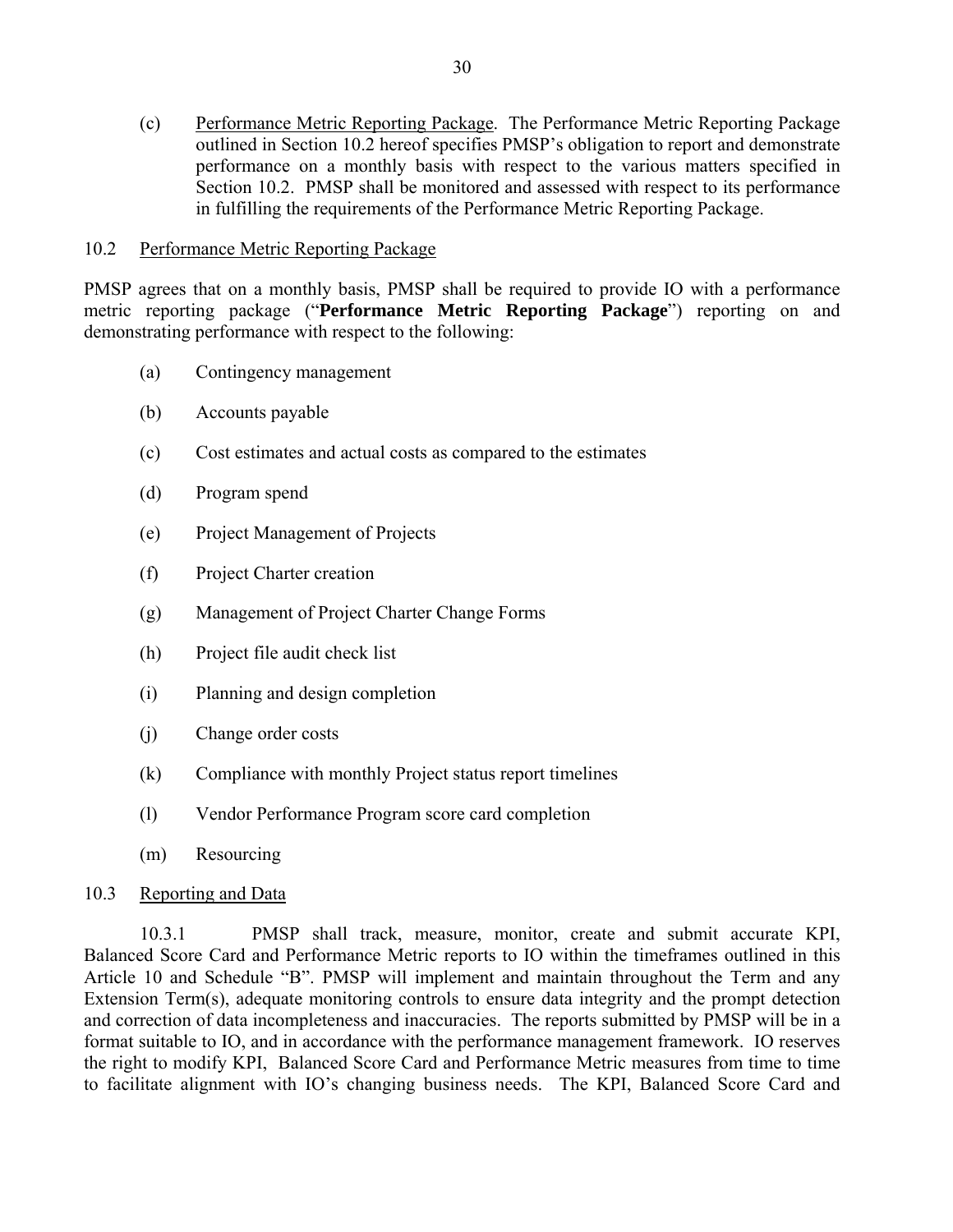(c) Performance Metric Reporting Package. The Performance Metric Reporting Package outlined in Section 10.2 hereof specifies PMSP's obligation to report and demonstrate performance on a monthly basis with respect to the various matters specified in Section 10.2. PMSP shall be monitored and assessed with respect to its performance in fulfilling the requirements of the Performance Metric Reporting Package.

### 10.2 Performance Metric Reporting Package

PMSP agrees that on a monthly basis, PMSP shall be required to provide IO with a performance metric reporting package ("**Performance Metric Reporting Package**") reporting on and demonstrating performance with respect to the following:

(a) Contingency management

(b) Accounts payable

(c) Cost estimates and actual costs as compared to the estimates

(d) Program spend

(e) Project Management of Projects

(f) Project Charter creation

(g) Management of Project Charter Change Forms

(h) Project file audit check list

(i) Planning and design completion

(j) Change order costs

(k) Compliance with monthly Project status report timelines

(l) Vendor Performance Program score card completion

(m) Resourcing

### 10.3 Reporting and Data

10.3.1 PMSP shall track, measure, monitor, create and submit accurate KPI, Balanced Score Card and Performance Metric reports to IO within the timeframes outlined in this Article 10 and Schedule "B". PMSP will implement and maintain throughout the Term and any Extension Term(s), adequate monitoring controls to ensure data integrity and the prompt detection and correction of data incompleteness and inaccuracies. The reports submitted by PMSP will be in a format suitable to IO, and in accordance with the performance management framework. IO reserves the right to modify KPI, Balanced Score Card and Performance Metric measures from time to time to facilitate alignment with IO's changing business needs. The KPI, Balanced Score Card and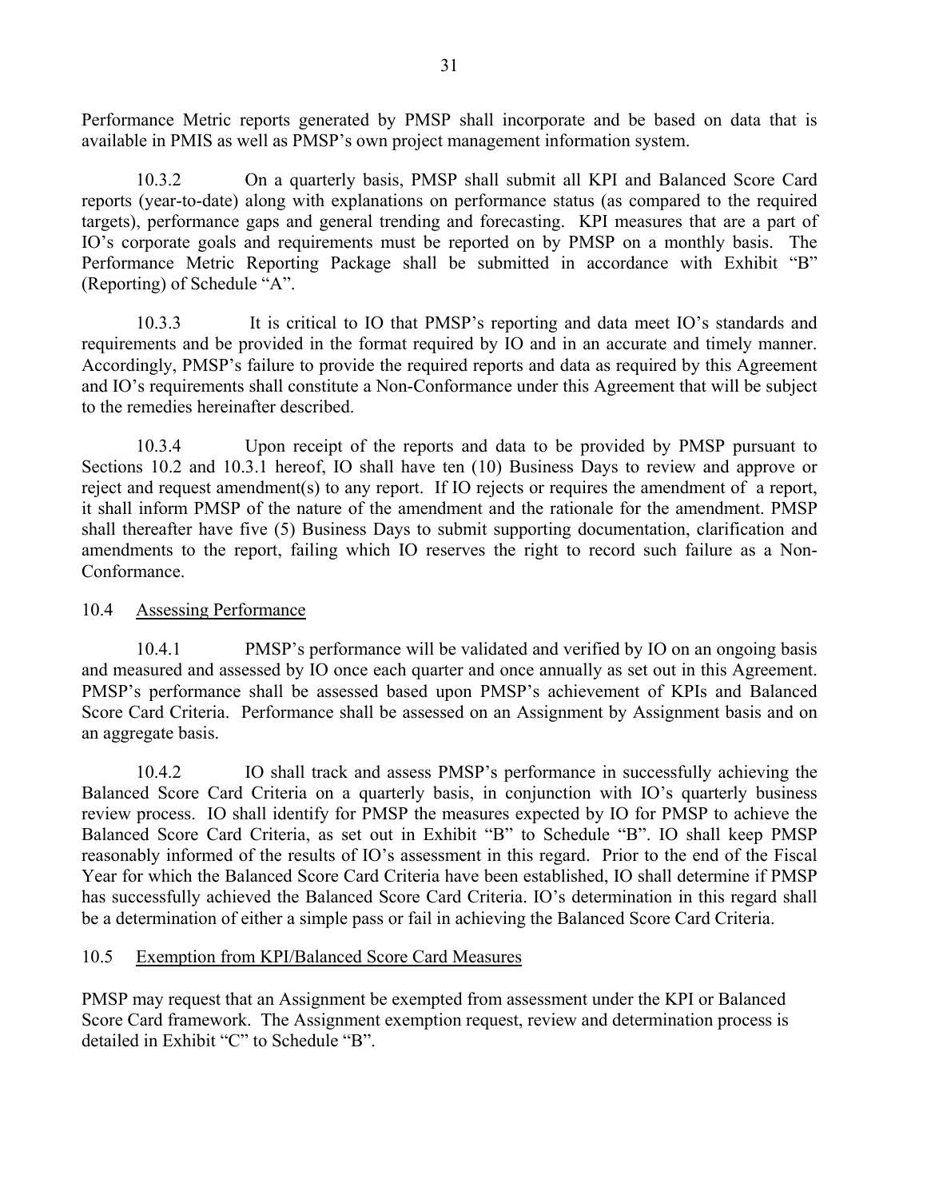Performance Metric reports generated by PMSP shall incorporate and be based on data that is available in PMIS as well as PMSP's own project management information system.

10.3.2 On a quarterly basis, PMSP shall submit all KPI and Balanced Score Card reports (year-to-date) along with explanations on performance status (as compared to the required targets), performance gaps and general trending and forecasting. KPI measures that are a part of IO's corporate goals and requirements must be reported on by PMSP on a monthly basis. The Performance Metric Reporting Package shall be submitted in accordance with Exhibit "B" (Reporting) of Schedule "A".

10.3.3 It is critical to IO that PMSP's reporting and data meet IO's standards and requirements and be provided in the format required by IO and in an accurate and timely manner. Accordingly, PMSP's failure to provide the required reports and data as required by this Agreement and IO's requirements shall constitute a Non-Conformance under this Agreement that will be subject to the remedies hereinafter described.

10.3.4 Upon receipt of the reports and data to be provided by PMSP pursuant to Sections 10.2 and 10.3.1 hereof, IO shall have ten (10) Business Days to review and approve or reject and request amendment(s) to any report. If IO rejects or requires the amendment of a report, it shall inform PMSP of the nature of the amendment and the rationale for the amendment. PMSP shall thereafter have five (5) Business Days to submit supporting documentation, clarification and amendments to the report, failing which IO reserves the right to record such failure as a Non-Conformance.

10.4 Assessing Performance

10.4.1 PMSP's performance will be validated and verified by IO on an ongoing basis and measured and assessed by IO once each quarter and once annually as set out in this Agreement. PMSP's performance shall be assessed based upon PMSP's achievement of KPIs and Balanced Score Card Criteria. Performance shall be assessed on an Assignment by Assignment basis and on an aggregate basis.

10.4.2 IO shall track and assess PMSP's performance in successfully achieving the Balanced Score Card Criteria on a quarterly basis, in conjunction with IO's quarterly business review process. IO shall identify for PMSP the measures expected by IO for PMSP to achieve the Balanced Score Card Criteria, as set out in Exhibit "B" to Schedule "B". IO shall keep PMSP reasonably informed of the results of IO's assessment in this regard. Prior to the end of the Fiscal Year for which the Balanced Score Card Criteria have been established, IO shall determine if PMSP has successfully achieved the Balanced Score Card Criteria. IO's determination in this regard shall be a determination of either a simple pass or fail in achieving the Balanced Score Card Criteria.

10.5 Exemption from KPI/Balanced Score Card Measures

PMSP may request that an Assignment be exempted from assessment under the KPI or Balanced Score Card framework. The Assignment exemption request, review and determination process is detailed in Exhibit "C" to Schedule "B".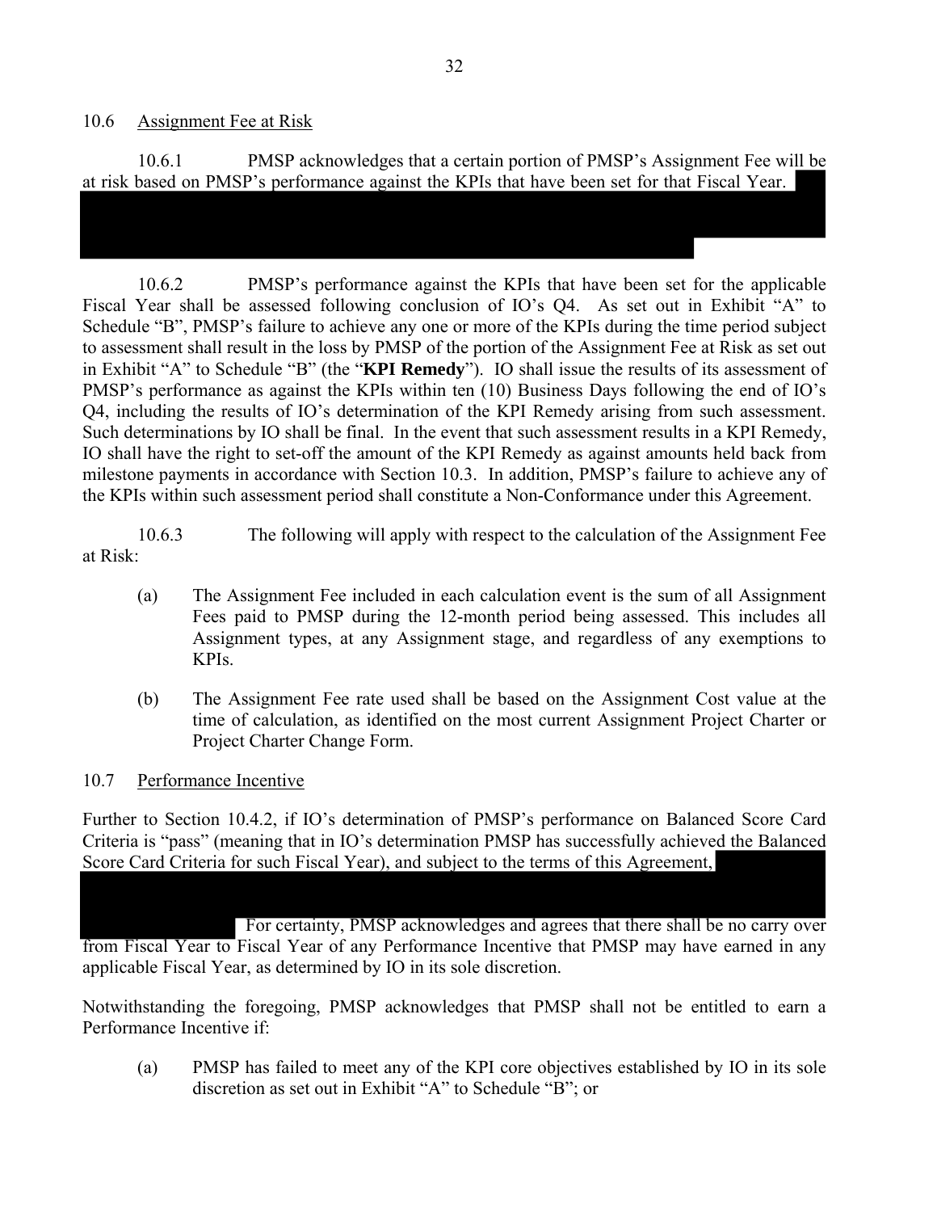## 10.6 Assignment Fee at Risk

10.6.1 PMSP acknowledges that a certain portion of PMSP's Assignment Fee will be at risk based on PMSP's performance against the KPIs that have been set for that Fiscal Year.

10.6.2 PMSP's performance against the KPIs that have been set for the applicable Fiscal Year shall be assessed following conclusion of IO's Q4. As set out in Exhibit "A" to Schedule "B", PMSP's failure to achieve any one or more of the KPIs during the time period subject to assessment shall result in the loss by PMSP of the portion of the Assignment Fee at Risk as set out in Exhibit "A" to Schedule "B" (the "**KPI Remedy**"). IO shall issue the results of its assessment of PMSP's performance as against the KPIs within ten (10) Business Days following the end of IO's Q4, including the results of IO's determination of the KPI Remedy arising from such assessment. Such determinations by IO shall be final. In the event that such assessment results in a KPI Remedy, IO shall have the right to set-off the amount of the KPI Remedy as against amounts held back from milestone payments in accordance with Section 10.3. In addition, PMSP's failure to achieve any of the KPIs within such assessment period shall constitute a Non-Conformance under this Agreement.

10.6.3 The following will apply with respect to the calculation of the Assignment Fee at Risk:

(a) The Assignment Fee included in each calculation event is the sum of all Assignment Fees paid to PMSP during the 12-month period being assessed. This includes all Assignment types, at any Assignment stage, and regardless of any exemptions to KPIs.

(b) The Assignment Fee rate used shall be based on the Assignment Cost value at the time of calculation, as identified on the most current Assignment Project Charter or Project Charter Change Form.

## 10.7 Performance Incentive

Further to Section 10.4.2, if IO's determination of PMSP's performance on Balanced Score Card Criteria is "pass" (meaning that in IO's determination PMSP has successfully achieved the Balanced Score Card Criteria for such Fiscal Year), and subject to the terms of this Agreement, For certainty, PMSP acknowledges and agrees that there shall be no carry over from Fiscal Year to Fiscal Year of any Performance Incentive that PMSP may have earned in any applicable Fiscal Year, as determined by IO in its sole discretion.

Notwithstanding the foregoing, PMSP acknowledges that PMSP shall not be entitled to earn a Performance Incentive if:

(a) PMSP has failed to meet any of the KPI core objectives established by IO in its sole discretion as set out in Exhibit "A" to Schedule "B"; or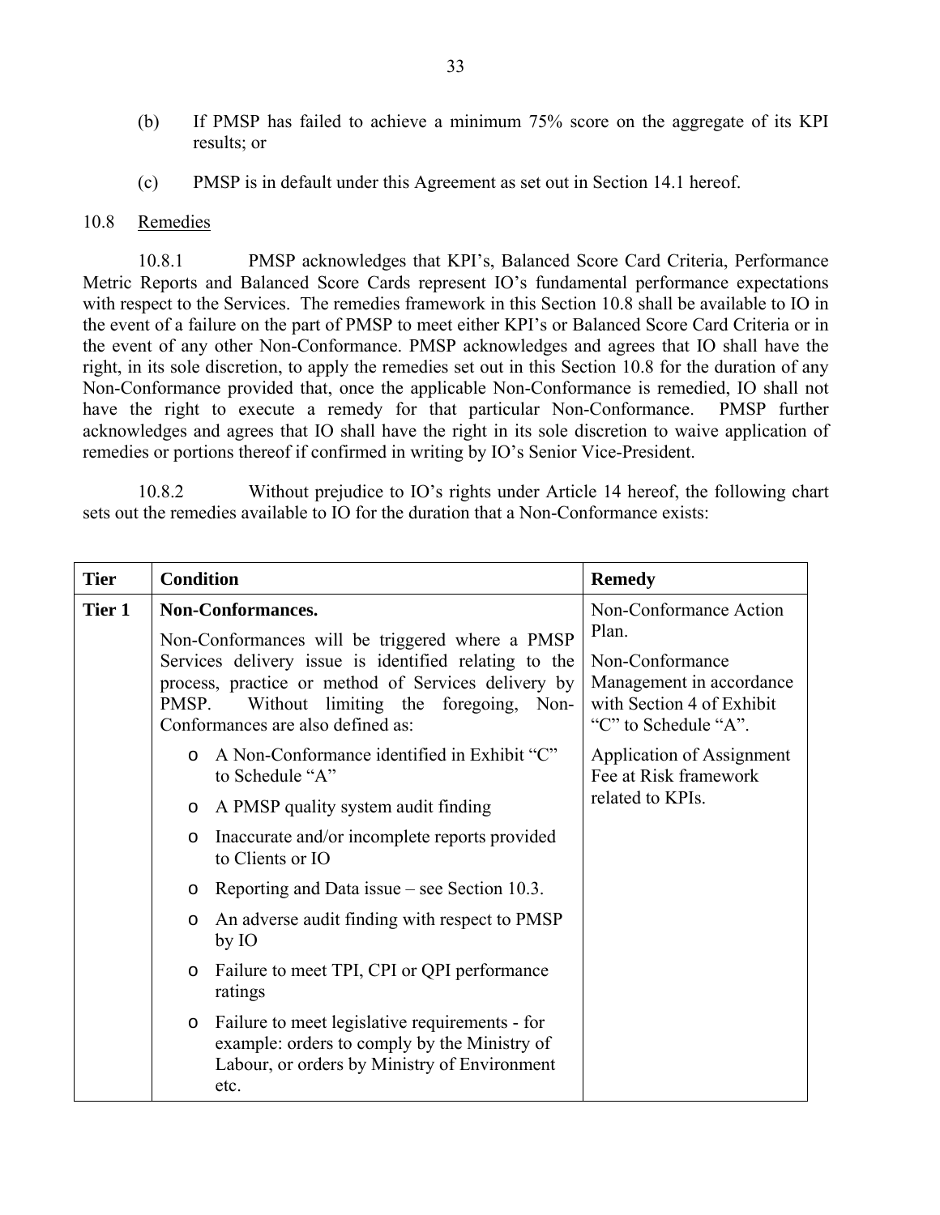(b) If PMSP has failed to achieve a minimum 75% score on the aggregate of its KPI results; or

(c) PMSP is in default under this Agreement as set out in Section 14.1 hereof.

10.8 Remedies

10.8.1 PMSP acknowledges that KPI's, Balanced Score Card Criteria, Performance Metric Reports and Balanced Score Cards represent IO's fundamental performance expectations with respect to the Services. The remedies framework in this Section 10.8 shall be available to IO in the event of a failure on the part of PMSP to meet either KPI's or Balanced Score Card Criteria or in the event of any other Non-Conformance. PMSP acknowledges and agrees that IO shall have the right, in its sole discretion, to apply the remedies set out in this Section 10.8 for the duration of any Non-Conformance provided that, once the applicable Non-Conformance is remedied, IO shall not have the right to execute a remedy for that particular Non-Conformance. PMSP further acknowledges and agrees that IO shall have the right in its sole discretion to waive application of remedies or portions thereof if confirmed in writing by IO's Senior Vice-President.

10.8.2 Without prejudice to IO's rights under Article 14 hereof, the following chart sets out the remedies available to IO for the duration that a Non-Conformance exists:

| Tier | Condition | Remedy |
|---|---|---|
| **Tier 1** | **Non-Conformances.**<br>Non-Conformances will be triggered where a PMSP Services delivery issue is identified relating to the process, practice or method of Services delivery by PMSP. Without limiting the foregoing, Non-Conformances are also defined as:<br>o A Non-Conformance identified in Exhibit "C" to Schedule "A"<br>o A PMSP quality system audit finding<br>o Inaccurate and/or incomplete reports provided to Clients or IO<br>o Reporting and Data issue – see Section 10.3.<br>o An adverse audit finding with respect to PMSP by IO<br>o Failure to meet TPI, CPI or QPI performance ratings<br>o Failure to meet legislative requirements - for example: orders to comply by the Ministry of Labour, or orders by Ministry of Environment etc. | Non-Conformance Action Plan.<br>Non-Conformance Management in accordance with Section 4 of Exhibit "C" to Schedule "A".<br>Application of Assignment Fee at Risk framework related to KPIs. |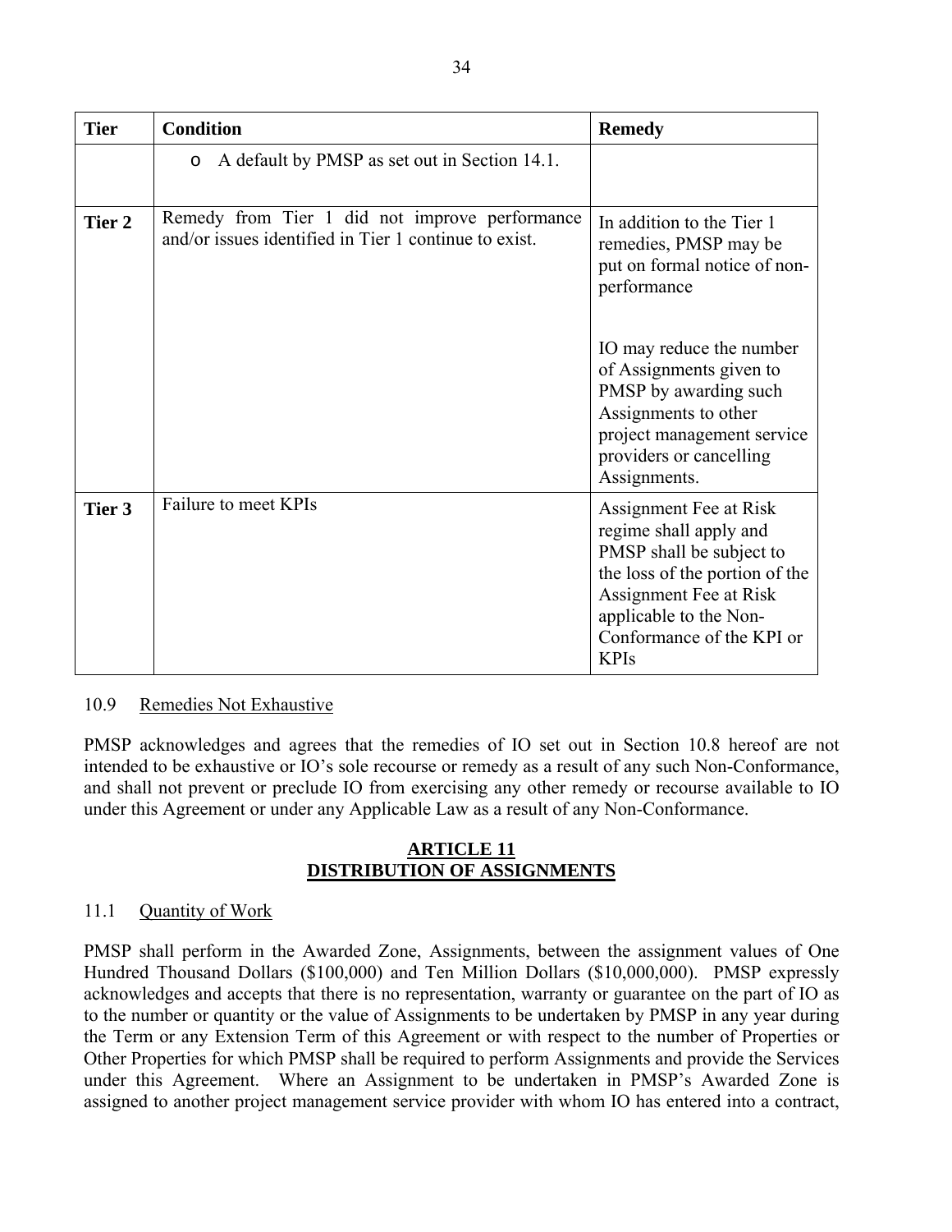| Tier | Condition | Remedy |
|---|---|---|
| | o A default by PMSP as set out in Section 14.1. | |
| **Tier 2** | Remedy from Tier 1 did not improve performance and/or issues identified in Tier 1 continue to exist. | In addition to the Tier 1 remedies, PMSP may be put on formal notice of non-performance<br><br>IO may reduce the number of Assignments given to PMSP by awarding such Assignments to other project management service providers or cancelling Assignments. |
| **Tier 3** | Failure to meet KPIs | Assignment Fee at Risk regime shall apply and PMSP shall be subject to the loss of the portion of the Assignment Fee at Risk applicable to the Non-Conformance of the KPI or KPIs |

10.9 Remedies Not Exhaustive

PMSP acknowledges and agrees that the remedies of IO set out in Section 10.8 hereof are not intended to be exhaustive or IO's sole recourse or remedy as a result of any such Non-Conformance, and shall not prevent or preclude IO from exercising any other remedy or recourse available to IO under this Agreement or under any Applicable Law as a result of any Non-Conformance.

## ARTICLE 11
## DISTRIBUTION OF ASSIGNMENTS

11.1 Quantity of Work

PMSP shall perform in the Awarded Zone, Assignments, between the assignment values of One Hundred Thousand Dollars ($100,000) and Ten Million Dollars ($10,000,000). PMSP expressly acknowledges and accepts that there is no representation, warranty or guarantee on the part of IO as to the number or quantity or the value of Assignments to be undertaken by PMSP in any year during the Term or any Extension Term of this Agreement or with respect to the number of Properties or Other Properties for which PMSP shall be required to perform Assignments and provide the Services under this Agreement. Where an Assignment to be undertaken in PMSP's Awarded Zone is assigned to another project management service provider with whom IO has entered into a contract,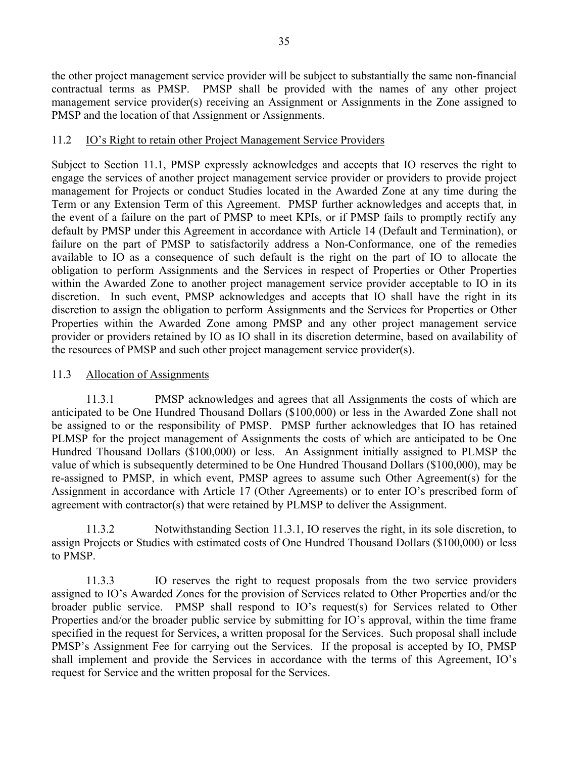the other project management service provider will be subject to substantially the same non-financial contractual terms as PMSP. PMSP shall be provided with the names of any other project management service provider(s) receiving an Assignment or Assignments in the Zone assigned to PMSP and the location of that Assignment or Assignments.

## 11.2 IO's Right to retain other Project Management Service Providers

Subject to Section 11.1, PMSP expressly acknowledges and accepts that IO reserves the right to engage the services of another project management service provider or providers to provide project management for Projects or conduct Studies located in the Awarded Zone at any time during the Term or any Extension Term of this Agreement. PMSP further acknowledges and accepts that, in the event of a failure on the part of PMSP to meet KPIs, or if PMSP fails to promptly rectify any default by PMSP under this Agreement in accordance with Article 14 (Default and Termination), or failure on the part of PMSP to satisfactorily address a Non-Conformance, one of the remedies available to IO as a consequence of such default is the right on the part of IO to allocate the obligation to perform Assignments and the Services in respect of Properties or Other Properties within the Awarded Zone to another project management service provider acceptable to IO in its discretion. In such event, PMSP acknowledges and accepts that IO shall have the right in its discretion to assign the obligation to perform Assignments and the Services for Properties or Other Properties within the Awarded Zone among PMSP and any other project management service provider or providers retained by IO as IO shall in its discretion determine, based on availability of the resources of PMSP and such other project management service provider(s).

## 11.3 Allocation of Assignments

11.3.1 PMSP acknowledges and agrees that all Assignments the costs of which are anticipated to be One Hundred Thousand Dollars ($100,000) or less in the Awarded Zone shall not be assigned to or the responsibility of PMSP. PMSP further acknowledges that IO has retained PLMSP for the project management of Assignments the costs of which are anticipated to be One Hundred Thousand Dollars ($100,000) or less. An Assignment initially assigned to PLMSP the value of which is subsequently determined to be One Hundred Thousand Dollars ($100,000), may be re-assigned to PMSP, in which event, PMSP agrees to assume such Other Agreement(s) for the Assignment in accordance with Article 17 (Other Agreements) or to enter IO's prescribed form of agreement with contractor(s) that were retained by PLMSP to deliver the Assignment.

11.3.2 Notwithstanding Section 11.3.1, IO reserves the right, in its sole discretion, to assign Projects or Studies with estimated costs of One Hundred Thousand Dollars ($100,000) or less to PMSP.

11.3.3 IO reserves the right to request proposals from the two service providers assigned to IO's Awarded Zones for the provision of Services related to Other Properties and/or the broader public service. PMSP shall respond to IO's request(s) for Services related to Other Properties and/or the broader public service by submitting for IO's approval, within the time frame specified in the request for Services, a written proposal for the Services. Such proposal shall include PMSP's Assignment Fee for carrying out the Services. If the proposal is accepted by IO, PMSP shall implement and provide the Services in accordance with the terms of this Agreement, IO's request for Service and the written proposal for the Services.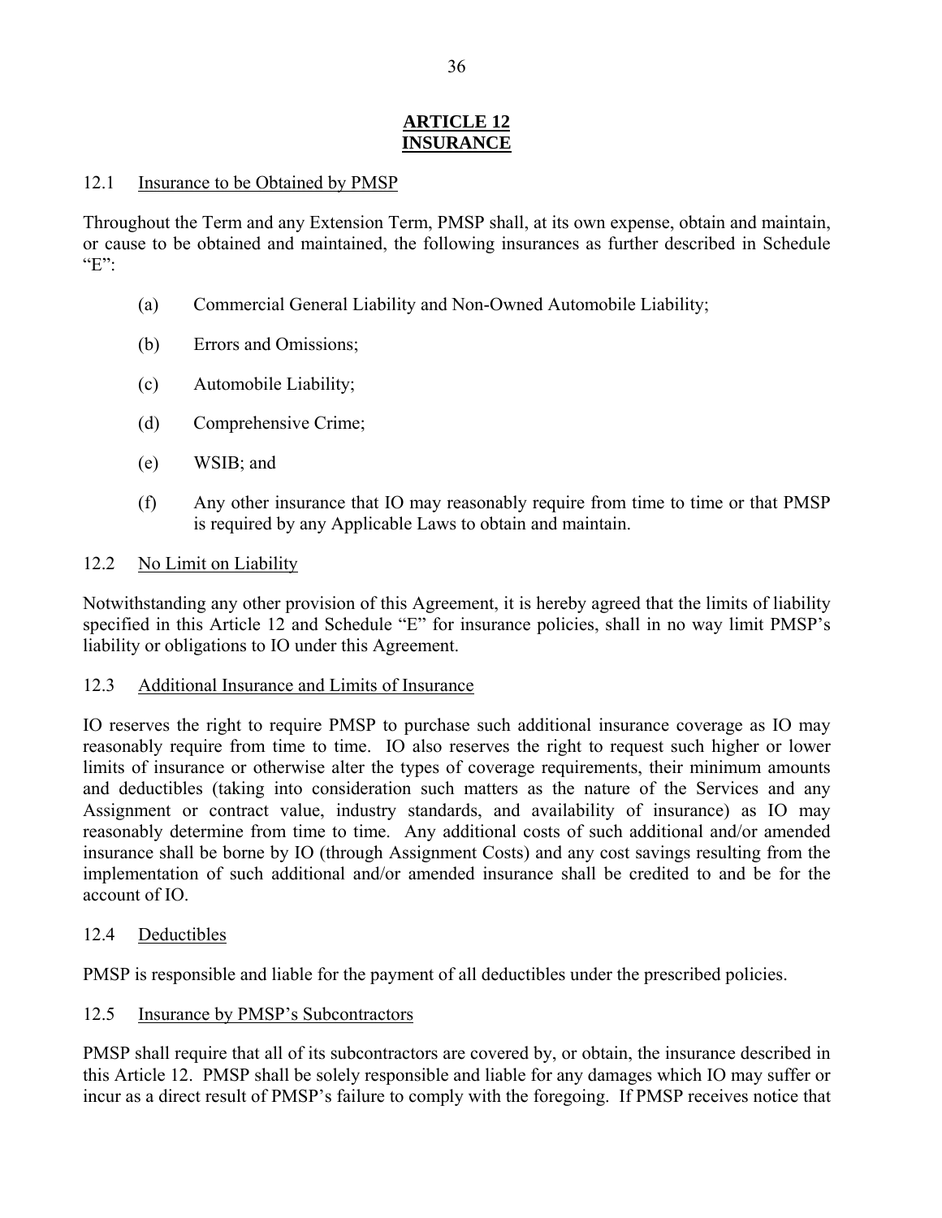# ARTICLE 12
# INSURANCE

12.1 Insurance to be Obtained by PMSP

Throughout the Term and any Extension Term, PMSP shall, at its own expense, obtain and maintain, or cause to be obtained and maintained, the following insurances as further described in Schedule "E":

(a) Commercial General Liability and Non-Owned Automobile Liability;

(b) Errors and Omissions;

(c) Automobile Liability;

(d) Comprehensive Crime;

(e) WSIB; and

(f) Any other insurance that IO may reasonably require from time to time or that PMSP is required by any Applicable Laws to obtain and maintain.

12.2 No Limit on Liability

Notwithstanding any other provision of this Agreement, it is hereby agreed that the limits of liability specified in this Article 12 and Schedule "E" for insurance policies, shall in no way limit PMSP's liability or obligations to IO under this Agreement.

12.3 Additional Insurance and Limits of Insurance

IO reserves the right to require PMSP to purchase such additional insurance coverage as IO may reasonably require from time to time. IO also reserves the right to request such higher or lower limits of insurance or otherwise alter the types of coverage requirements, their minimum amounts and deductibles (taking into consideration such matters as the nature of the Services and any Assignment or contract value, industry standards, and availability of insurance) as IO may reasonably determine from time to time. Any additional costs of such additional and/or amended insurance shall be borne by IO (through Assignment Costs) and any cost savings resulting from the implementation of such additional and/or amended insurance shall be credited to and be for the account of IO.

12.4 Deductibles

PMSP is responsible and liable for the payment of all deductibles under the prescribed policies.

12.5 Insurance by PMSP's Subcontractors

PMSP shall require that all of its subcontractors are covered by, or obtain, the insurance described in this Article 12. PMSP shall be solely responsible and liable for any damages which IO may suffer or incur as a direct result of PMSP's failure to comply with the foregoing. If PMSP receives notice that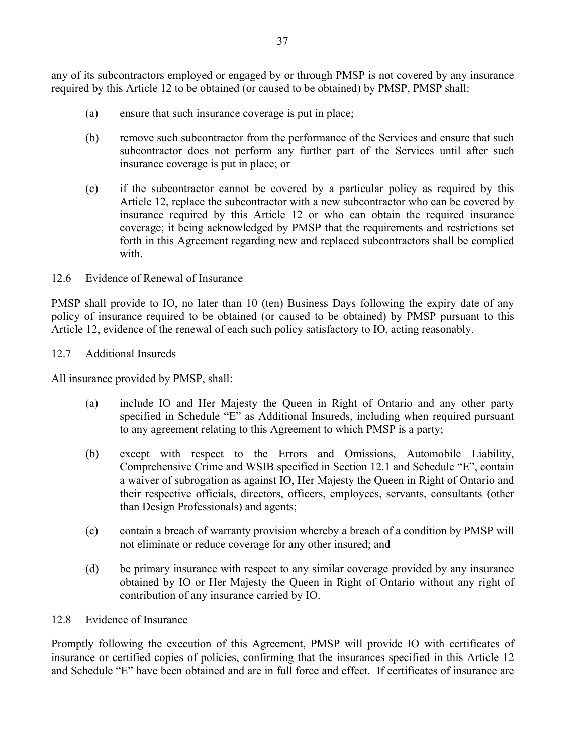any of its subcontractors employed or engaged by or through PMSP is not covered by any insurance required by this Article 12 to be obtained (or caused to be obtained) by PMSP, PMSP shall:

(a) ensure that such insurance coverage is put in place;

(b) remove such subcontractor from the performance of the Services and ensure that such subcontractor does not perform any further part of the Services until after such insurance coverage is put in place; or

(c) if the subcontractor cannot be covered by a particular policy as required by this Article 12, replace the subcontractor with a new subcontractor who can be covered by insurance required by this Article 12 or who can obtain the required insurance coverage; it being acknowledged by PMSP that the requirements and restrictions set forth in this Agreement regarding new and replaced subcontractors shall be complied with.

12.6 Evidence of Renewal of Insurance

PMSP shall provide to IO, no later than 10 (ten) Business Days following the expiry date of any policy of insurance required to be obtained (or caused to be obtained) by PMSP pursuant to this Article 12, evidence of the renewal of each such policy satisfactory to IO, acting reasonably.

12.7 Additional Insureds

All insurance provided by PMSP, shall:

(a) include IO and Her Majesty the Queen in Right of Ontario and any other party specified in Schedule "E" as Additional Insureds, including when required pursuant to any agreement relating to this Agreement to which PMSP is a party;

(b) except with respect to the Errors and Omissions, Automobile Liability, Comprehensive Crime and WSIB specified in Section 12.1 and Schedule "E", contain a waiver of subrogation as against IO, Her Majesty the Queen in Right of Ontario and their respective officials, directors, officers, employees, servants, consultants (other than Design Professionals) and agents;

(c) contain a breach of warranty provision whereby a breach of a condition by PMSP will not eliminate or reduce coverage for any other insured; and

(d) be primary insurance with respect to any similar coverage provided by any insurance obtained by IO or Her Majesty the Queen in Right of Ontario without any right of contribution of any insurance carried by IO.

12.8 Evidence of Insurance

Promptly following the execution of this Agreement, PMSP will provide IO with certificates of insurance or certified copies of policies, confirming that the insurances specified in this Article 12 and Schedule "E" have been obtained and are in full force and effect. If certificates of insurance are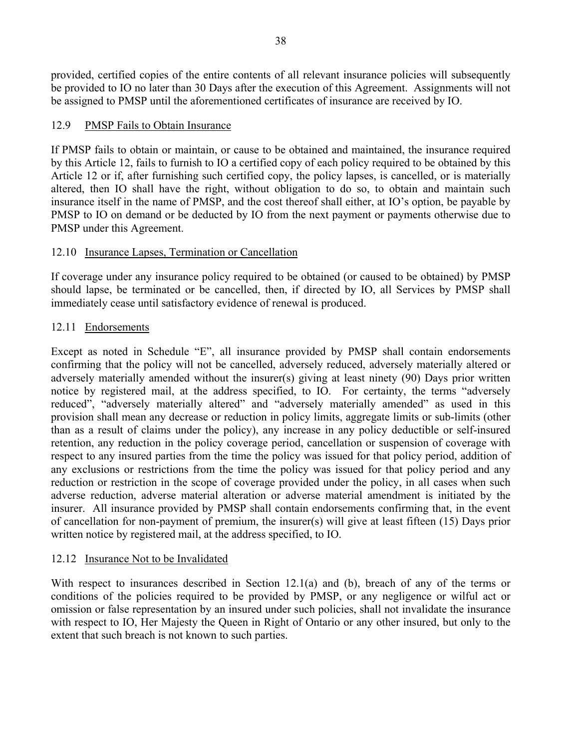provided, certified copies of the entire contents of all relevant insurance policies will subsequently be provided to IO no later than 30 Days after the execution of this Agreement. Assignments will not be assigned to PMSP until the aforementioned certificates of insurance are received by IO.

### 12.9 PMSP Fails to Obtain Insurance

If PMSP fails to obtain or maintain, or cause to be obtained and maintained, the insurance required by this Article 12, fails to furnish to IO a certified copy of each policy required to be obtained by this Article 12 or if, after furnishing such certified copy, the policy lapses, is cancelled, or is materially altered, then IO shall have the right, without obligation to do so, to obtain and maintain such insurance itself in the name of PMSP, and the cost thereof shall either, at IO's option, be payable by PMSP to IO on demand or be deducted by IO from the next payment or payments otherwise due to PMSP under this Agreement.

### 12.10 Insurance Lapses, Termination or Cancellation

If coverage under any insurance policy required to be obtained (or caused to be obtained) by PMSP should lapse, be terminated or be cancelled, then, if directed by IO, all Services by PMSP shall immediately cease until satisfactory evidence of renewal is produced.

### 12.11 Endorsements

Except as noted in Schedule "E", all insurance provided by PMSP shall contain endorsements confirming that the policy will not be cancelled, adversely reduced, adversely materially altered or adversely materially amended without the insurer(s) giving at least ninety (90) Days prior written notice by registered mail, at the address specified, to IO. For certainty, the terms "adversely reduced", "adversely materially altered" and "adversely materially amended" as used in this provision shall mean any decrease or reduction in policy limits, aggregate limits or sub-limits (other than as a result of claims under the policy), any increase in any policy deductible or self-insured retention, any reduction in the policy coverage period, cancellation or suspension of coverage with respect to any insured parties from the time the policy was issued for that policy period, addition of any exclusions or restrictions from the time the policy was issued for that policy period and any reduction or restriction in the scope of coverage provided under the policy, in all cases when such adverse reduction, adverse material alteration or adverse material amendment is initiated by the insurer. All insurance provided by PMSP shall contain endorsements confirming that, in the event of cancellation for non-payment of premium, the insurer(s) will give at least fifteen (15) Days prior written notice by registered mail, at the address specified, to IO.

### 12.12 Insurance Not to be Invalidated

With respect to insurances described in Section 12.1(a) and (b), breach of any of the terms or conditions of the policies required to be provided by PMSP, or any negligence or wilful act or omission or false representation by an insured under such policies, shall not invalidate the insurance with respect to IO, Her Majesty the Queen in Right of Ontario or any other insured, but only to the extent that such breach is not known to such parties.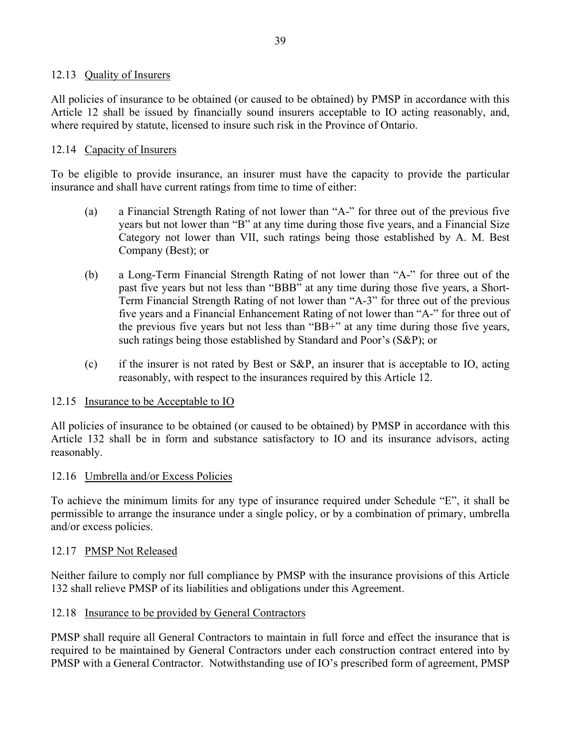### 12.13 Quality of Insurers

All policies of insurance to be obtained (or caused to be obtained) by PMSP in accordance with this Article 12 shall be issued by financially sound insurers acceptable to IO acting reasonably, and, where required by statute, licensed to insure such risk in the Province of Ontario.

### 12.14 Capacity of Insurers

To be eligible to provide insurance, an insurer must have the capacity to provide the particular insurance and shall have current ratings from time to time of either:

(a) a Financial Strength Rating of not lower than "A-" for three out of the previous five years but not lower than "B" at any time during those five years, and a Financial Size Category not lower than VII, such ratings being those established by A. M. Best Company (Best); or

(b) a Long-Term Financial Strength Rating of not lower than "A-" for three out of the past five years but not less than "BBB" at any time during those five years, a Short-Term Financial Strength Rating of not lower than "A-3" for three out of the previous five years and a Financial Enhancement Rating of not lower than "A-" for three out of the previous five years but not less than "BB+" at any time during those five years, such ratings being those established by Standard and Poor's (S&P); or

(c) if the insurer is not rated by Best or S&P, an insurer that is acceptable to IO, acting reasonably, with respect to the insurances required by this Article 12.

### 12.15 Insurance to be Acceptable to IO

All policies of insurance to be obtained (or caused to be obtained) by PMSP in accordance with this Article 132 shall be in form and substance satisfactory to IO and its insurance advisors, acting reasonably.

### 12.16 Umbrella and/or Excess Policies

To achieve the minimum limits for any type of insurance required under Schedule "E", it shall be permissible to arrange the insurance under a single policy, or by a combination of primary, umbrella and/or excess policies.

### 12.17 PMSP Not Released

Neither failure to comply nor full compliance by PMSP with the insurance provisions of this Article 132 shall relieve PMSP of its liabilities and obligations under this Agreement.

### 12.18 Insurance to be provided by General Contractors

PMSP shall require all General Contractors to maintain in full force and effect the insurance that is required to be maintained by General Contractors under each construction contract entered into by PMSP with a General Contractor. Notwithstanding use of IO's prescribed form of agreement, PMSP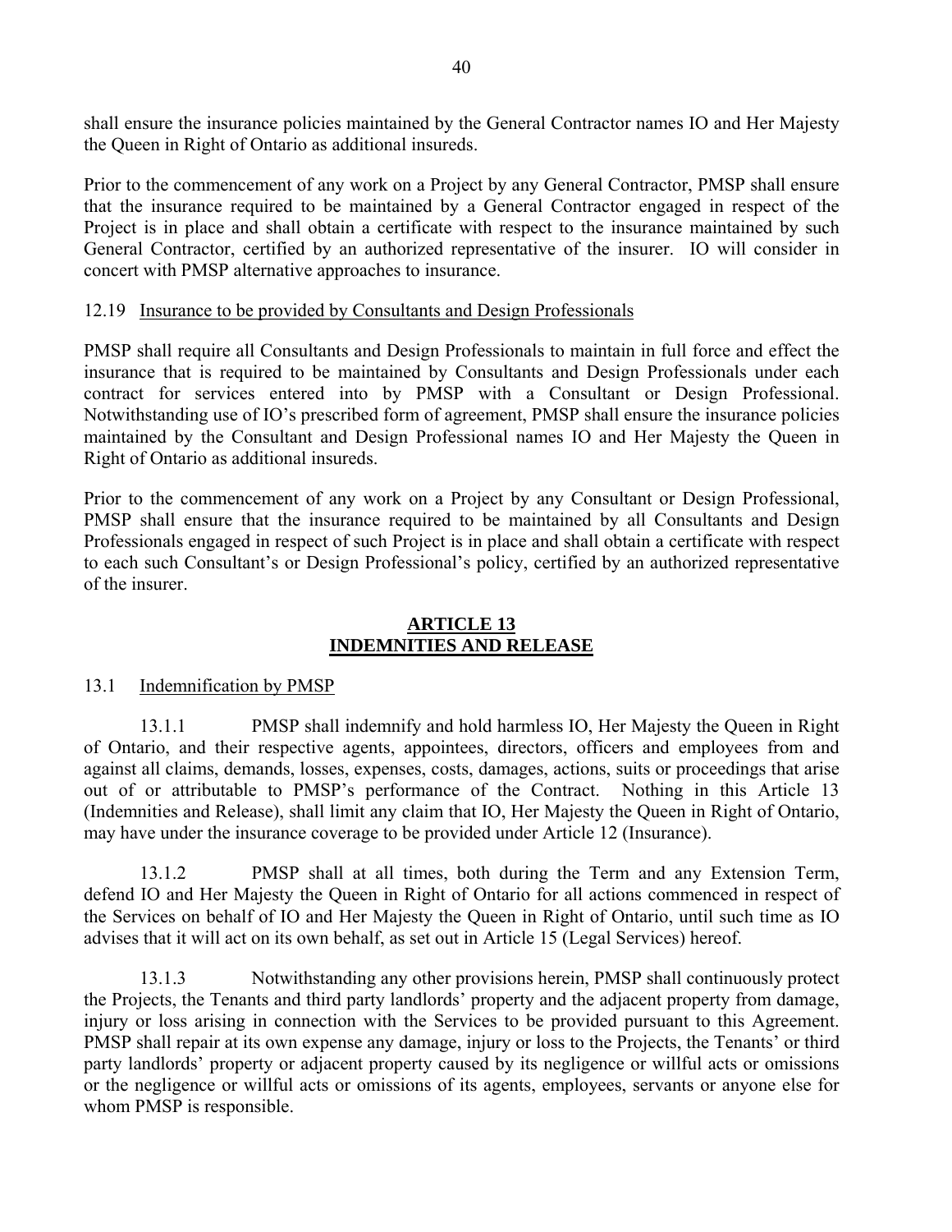shall ensure the insurance policies maintained by the General Contractor names IO and Her Majesty the Queen in Right of Ontario as additional insureds.

Prior to the commencement of any work on a Project by any General Contractor, PMSP shall ensure that the insurance required to be maintained by a General Contractor engaged in respect of the Project is in place and shall obtain a certificate with respect to the insurance maintained by such General Contractor, certified by an authorized representative of the insurer. IO will consider in concert with PMSP alternative approaches to insurance.

12.19 Insurance to be provided by Consultants and Design Professionals

PMSP shall require all Consultants and Design Professionals to maintain in full force and effect the insurance that is required to be maintained by Consultants and Design Professionals under each contract for services entered into by PMSP with a Consultant or Design Professional. Notwithstanding use of IO's prescribed form of agreement, PMSP shall ensure the insurance policies maintained by the Consultant and Design Professional names IO and Her Majesty the Queen in Right of Ontario as additional insureds.

Prior to the commencement of any work on a Project by any Consultant or Design Professional, PMSP shall ensure that the insurance required to be maintained by all Consultants and Design Professionals engaged in respect of such Project is in place and shall obtain a certificate with respect to each such Consultant's or Design Professional's policy, certified by an authorized representative of the insurer.

## ARTICLE 13
## INDEMNITIES AND RELEASE

13.1 Indemnification by PMSP

13.1.1 PMSP shall indemnify and hold harmless IO, Her Majesty the Queen in Right of Ontario, and their respective agents, appointees, directors, officers and employees from and against all claims, demands, losses, expenses, costs, damages, actions, suits or proceedings that arise out of or attributable to PMSP's performance of the Contract. Nothing in this Article 13 (Indemnities and Release), shall limit any claim that IO, Her Majesty the Queen in Right of Ontario, may have under the insurance coverage to be provided under Article 12 (Insurance).

13.1.2 PMSP shall at all times, both during the Term and any Extension Term, defend IO and Her Majesty the Queen in Right of Ontario for all actions commenced in respect of the Services on behalf of IO and Her Majesty the Queen in Right of Ontario, until such time as IO advises that it will act on its own behalf, as set out in Article 15 (Legal Services) hereof.

13.1.3 Notwithstanding any other provisions herein, PMSP shall continuously protect the Projects, the Tenants and third party landlords' property and the adjacent property from damage, injury or loss arising in connection with the Services to be provided pursuant to this Agreement. PMSP shall repair at its own expense any damage, injury or loss to the Projects, the Tenants' or third party landlords' property or adjacent property caused by its negligence or willful acts or omissions or the negligence or willful acts or omissions of its agents, employees, servants or anyone else for whom PMSP is responsible.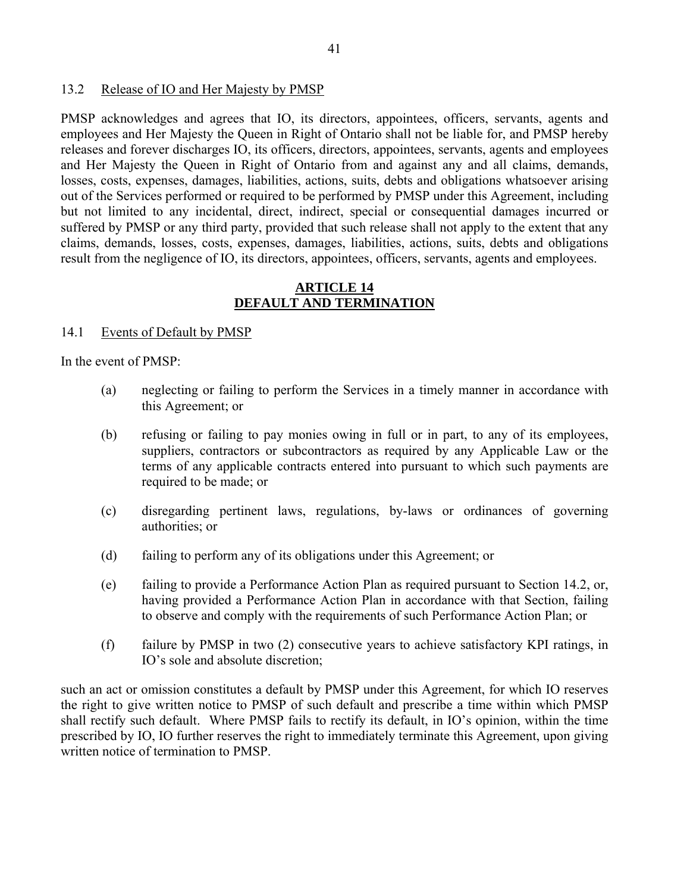13.2 Release of IO and Her Majesty by PMSP

PMSP acknowledges and agrees that IO, its directors, appointees, officers, servants, agents and employees and Her Majesty the Queen in Right of Ontario shall not be liable for, and PMSP hereby releases and forever discharges IO, its officers, directors, appointees, servants, agents and employees and Her Majesty the Queen in Right of Ontario from and against any and all claims, demands, losses, costs, expenses, damages, liabilities, actions, suits, debts and obligations whatsoever arising out of the Services performed or required to be performed by PMSP under this Agreement, including but not limited to any incidental, direct, indirect, special or consequential damages incurred or suffered by PMSP or any third party, provided that such release shall not apply to the extent that any claims, demands, losses, costs, expenses, damages, liabilities, actions, suits, debts and obligations result from the negligence of IO, its directors, appointees, officers, servants, agents and employees.

## ARTICLE 14
## DEFAULT AND TERMINATION

14.1 Events of Default by PMSP

In the event of PMSP:

(a) neglecting or failing to perform the Services in a timely manner in accordance with this Agreement; or

(b) refusing or failing to pay monies owing in full or in part, to any of its employees, suppliers, contractors or subcontractors as required by any Applicable Law or the terms of any applicable contracts entered into pursuant to which such payments are required to be made; or

(c) disregarding pertinent laws, regulations, by-laws or ordinances of governing authorities; or

(d) failing to perform any of its obligations under this Agreement; or

(e) failing to provide a Performance Action Plan as required pursuant to Section 14.2, or, having provided a Performance Action Plan in accordance with that Section, failing to observe and comply with the requirements of such Performance Action Plan; or

(f) failure by PMSP in two (2) consecutive years to achieve satisfactory KPI ratings, in IO's sole and absolute discretion;

such an act or omission constitutes a default by PMSP under this Agreement, for which IO reserves the right to give written notice to PMSP of such default and prescribe a time within which PMSP shall rectify such default. Where PMSP fails to rectify its default, in IO's opinion, within the time prescribed by IO, IO further reserves the right to immediately terminate this Agreement, upon giving written notice of termination to PMSP.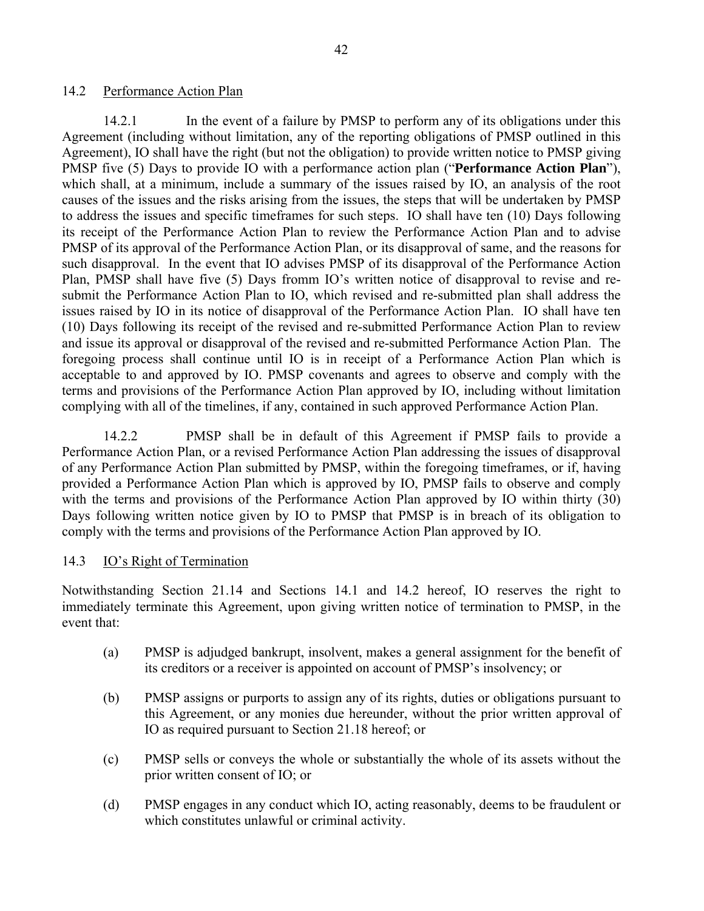### 14.2 Performance Action Plan

14.2.1 In the event of a failure by PMSP to perform any of its obligations under this Agreement (including without limitation, any of the reporting obligations of PMSP outlined in this Agreement), IO shall have the right (but not the obligation) to provide written notice to PMSP giving PMSP five (5) Days to provide IO with a performance action plan ("**Performance Action Plan**"), which shall, at a minimum, include a summary of the issues raised by IO, an analysis of the root causes of the issues and the risks arising from the issues, the steps that will be undertaken by PMSP to address the issues and specific timeframes for such steps. IO shall have ten (10) Days following its receipt of the Performance Action Plan to review the Performance Action Plan and to advise PMSP of its approval of the Performance Action Plan, or its disapproval of same, and the reasons for such disapproval. In the event that IO advises PMSP of its disapproval of the Performance Action Plan, PMSP shall have five (5) Days fromm IO's written notice of disapproval to revise and re-submit the Performance Action Plan to IO, which revised and re-submitted plan shall address the issues raised by IO in its notice of disapproval of the Performance Action Plan. IO shall have ten (10) Days following its receipt of the revised and re-submitted Performance Action Plan to review and issue its approval or disapproval of the revised and re-submitted Performance Action Plan. The foregoing process shall continue until IO is in receipt of a Performance Action Plan which is acceptable to and approved by IO. PMSP covenants and agrees to observe and comply with the terms and provisions of the Performance Action Plan approved by IO, including without limitation complying with all of the timelines, if any, contained in such approved Performance Action Plan.

14.2.2 PMSP shall be in default of this Agreement if PMSP fails to provide a Performance Action Plan, or a revised Performance Action Plan addressing the issues of disapproval of any Performance Action Plan submitted by PMSP, within the foregoing timeframes, or if, having provided a Performance Action Plan which is approved by IO, PMSP fails to observe and comply with the terms and provisions of the Performance Action Plan approved by IO within thirty (30) Days following written notice given by IO to PMSP that PMSP is in breach of its obligation to comply with the terms and provisions of the Performance Action Plan approved by IO.

### 14.3 IO's Right of Termination

Notwithstanding Section 21.14 and Sections 14.1 and 14.2 hereof, IO reserves the right to immediately terminate this Agreement, upon giving written notice of termination to PMSP, in the event that:

(a) PMSP is adjudged bankrupt, insolvent, makes a general assignment for the benefit of its creditors or a receiver is appointed on account of PMSP's insolvency; or

(b) PMSP assigns or purports to assign any of its rights, duties or obligations pursuant to this Agreement, or any monies due hereunder, without the prior written approval of IO as required pursuant to Section 21.18 hereof; or

(c) PMSP sells or conveys the whole or substantially the whole of its assets without the prior written consent of IO; or

(d) PMSP engages in any conduct which IO, acting reasonably, deems to be fraudulent or which constitutes unlawful or criminal activity.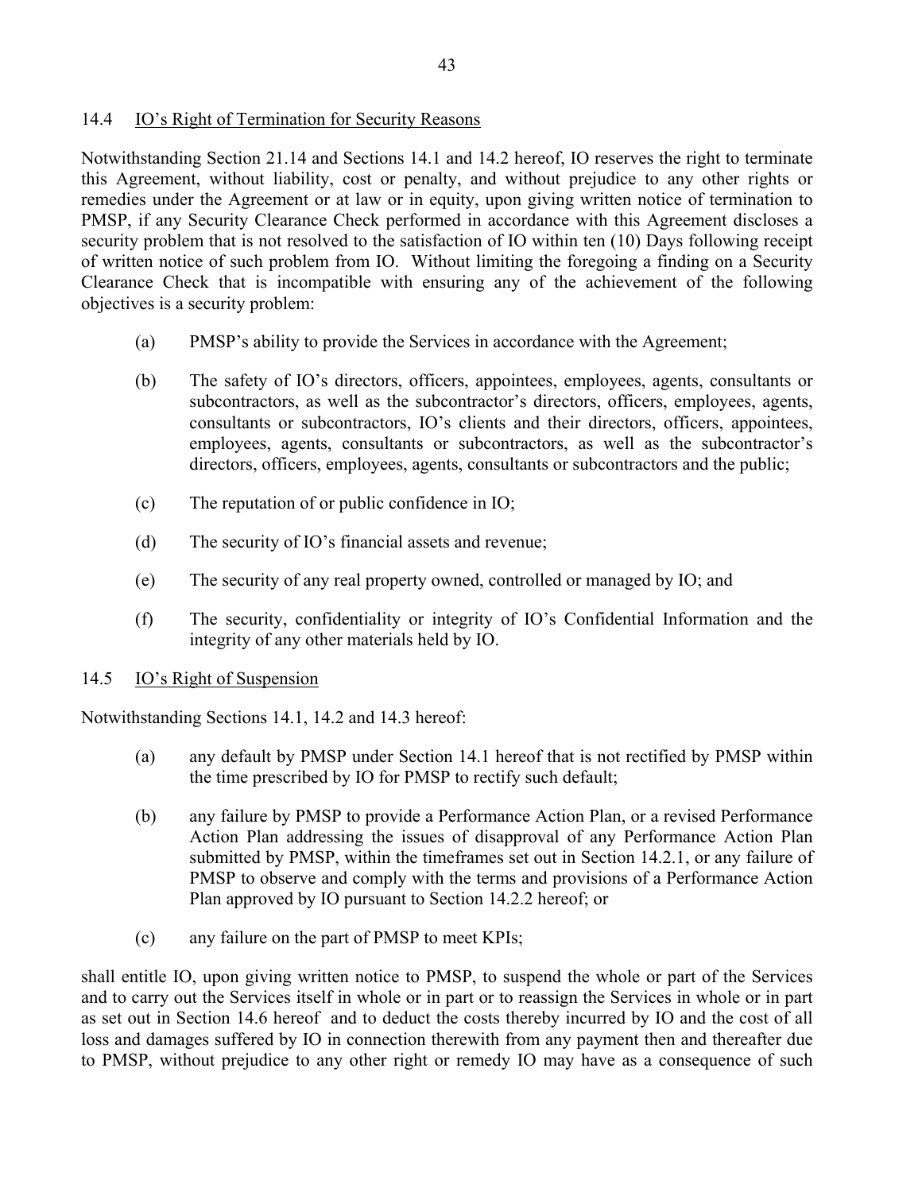### 14.4 IO's Right of Termination for Security Reasons

Notwithstanding Section 21.14 and Sections 14.1 and 14.2 hereof, IO reserves the right to terminate this Agreement, without liability, cost or penalty, and without prejudice to any other rights or remedies under the Agreement or at law or in equity, upon giving written notice of termination to PMSP, if any Security Clearance Check performed in accordance with this Agreement discloses a security problem that is not resolved to the satisfaction of IO within ten (10) Days following receipt of written notice of such problem from IO. Without limiting the foregoing a finding on a Security Clearance Check that is incompatible with ensuring any of the achievement of the following objectives is a security problem:

(a) PMSP's ability to provide the Services in accordance with the Agreement;

(b) The safety of IO's directors, officers, appointees, employees, agents, consultants or subcontractors, as well as the subcontractor's directors, officers, employees, agents, consultants or subcontractors, IO's clients and their directors, officers, appointees, employees, agents, consultants or subcontractors, as well as the subcontractor's directors, officers, employees, agents, consultants or subcontractors and the public;

(c) The reputation of or public confidence in IO;

(d) The security of IO's financial assets and revenue;

(e) The security of any real property owned, controlled or managed by IO; and

(f) The security, confidentiality or integrity of IO's Confidential Information and the integrity of any other materials held by IO.

### 14.5 IO's Right of Suspension

Notwithstanding Sections 14.1, 14.2 and 14.3 hereof:

(a) any default by PMSP under Section 14.1 hereof that is not rectified by PMSP within the time prescribed by IO for PMSP to rectify such default;

(b) any failure by PMSP to provide a Performance Action Plan, or a revised Performance Action Plan addressing the issues of disapproval of any Performance Action Plan submitted by PMSP, within the timeframes set out in Section 14.2.1, or any failure of PMSP to observe and comply with the terms and provisions of a Performance Action Plan approved by IO pursuant to Section 14.2.2 hereof; or

(c) any failure on the part of PMSP to meet KPIs;

shall entitle IO, upon giving written notice to PMSP, to suspend the whole or part of the Services and to carry out the Services itself in whole or in part or to reassign the Services in whole or in part as set out in Section 14.6 hereof and to deduct the costs thereby incurred by IO and the cost of all loss and damages suffered by IO in connection therewith from any payment then and thereafter due to PMSP, without prejudice to any other right or remedy IO may have as a consequence of such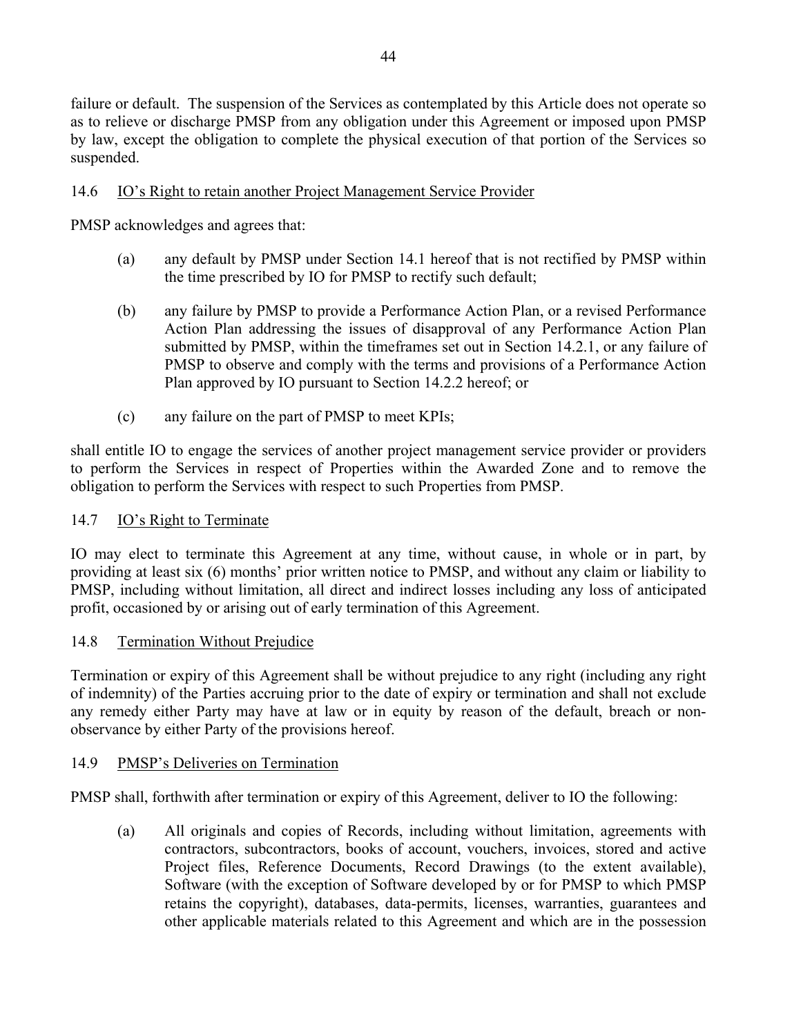failure or default. The suspension of the Services as contemplated by this Article does not operate so as to relieve or discharge PMSP from any obligation under this Agreement or imposed upon PMSP by law, except the obligation to complete the physical execution of that portion of the Services so suspended.

### 14.6 IO's Right to retain another Project Management Service Provider

PMSP acknowledges and agrees that:

(a) any default by PMSP under Section 14.1 hereof that is not rectified by PMSP within the time prescribed by IO for PMSP to rectify such default;

(b) any failure by PMSP to provide a Performance Action Plan, or a revised Performance Action Plan addressing the issues of disapproval of any Performance Action Plan submitted by PMSP, within the timeframes set out in Section 14.2.1, or any failure of PMSP to observe and comply with the terms and provisions of a Performance Action Plan approved by IO pursuant to Section 14.2.2 hereof; or

(c) any failure on the part of PMSP to meet KPIs;

shall entitle IO to engage the services of another project management service provider or providers to perform the Services in respect of Properties within the Awarded Zone and to remove the obligation to perform the Services with respect to such Properties from PMSP.

### 14.7 IO's Right to Terminate

IO may elect to terminate this Agreement at any time, without cause, in whole or in part, by providing at least six (6) months' prior written notice to PMSP, and without any claim or liability to PMSP, including without limitation, all direct and indirect losses including any loss of anticipated profit, occasioned by or arising out of early termination of this Agreement.

### 14.8 Termination Without Prejudice

Termination or expiry of this Agreement shall be without prejudice to any right (including any right of indemnity) of the Parties accruing prior to the date of expiry or termination and shall not exclude any remedy either Party may have at law or in equity by reason of the default, breach or non-observance by either Party of the provisions hereof.

### 14.9 PMSP's Deliveries on Termination

PMSP shall, forthwith after termination or expiry of this Agreement, deliver to IO the following:

(a) All originals and copies of Records, including without limitation, agreements with contractors, subcontractors, books of account, vouchers, invoices, stored and active Project files, Reference Documents, Record Drawings (to the extent available), Software (with the exception of Software developed by or for PMSP to which PMSP retains the copyright), databases, data-permits, licenses, warranties, guarantees and other applicable materials related to this Agreement and which are in the possession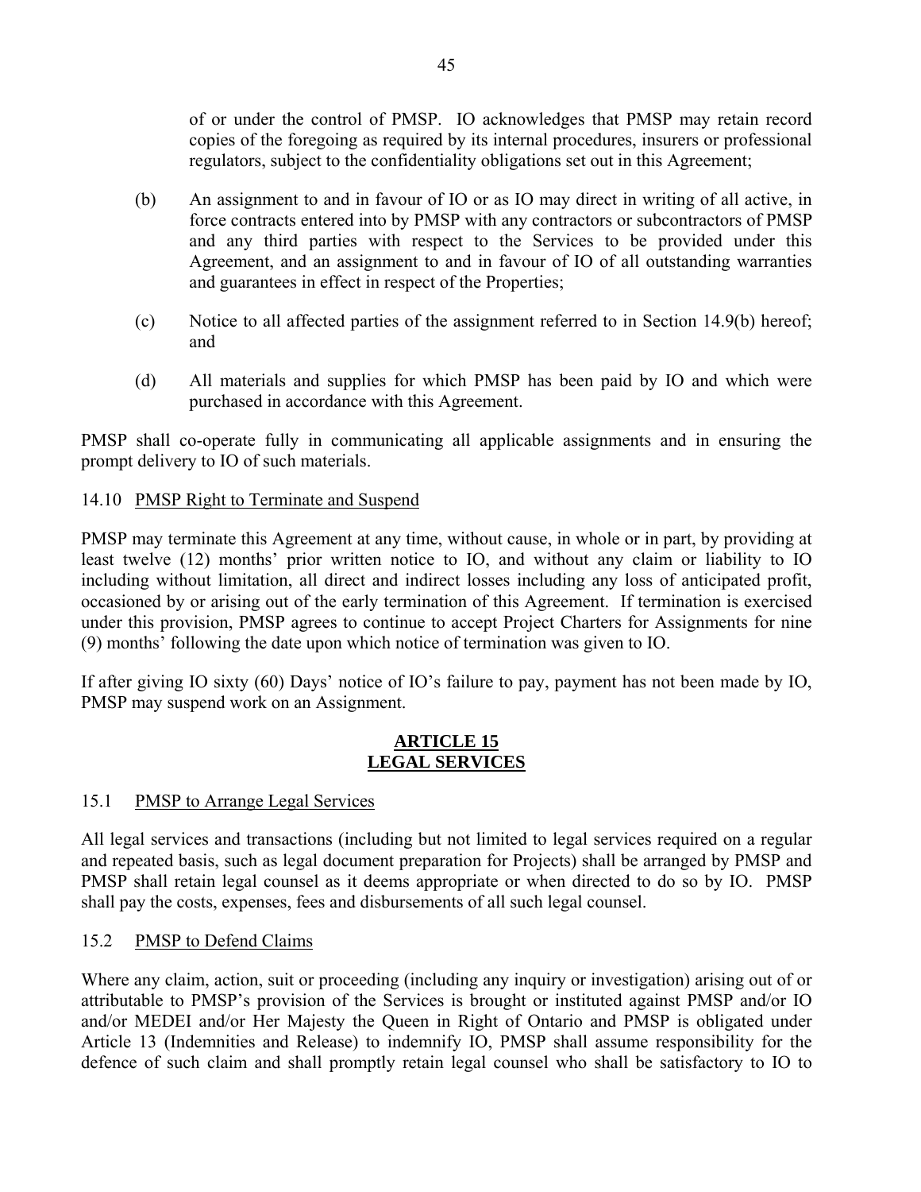of or under the control of PMSP. IO acknowledges that PMSP may retain record copies of the foregoing as required by its internal procedures, insurers or professional regulators, subject to the confidentiality obligations set out in this Agreement;

(b) An assignment to and in favour of IO or as IO may direct in writing of all active, in force contracts entered into by PMSP with any contractors or subcontractors of PMSP and any third parties with respect to the Services to be provided under this Agreement, and an assignment to and in favour of IO of all outstanding warranties and guarantees in effect in respect of the Properties;

(c) Notice to all affected parties of the assignment referred to in Section 14.9(b) hereof; and

(d) All materials and supplies for which PMSP has been paid by IO and which were purchased in accordance with this Agreement.

PMSP shall co-operate fully in communicating all applicable assignments and in ensuring the prompt delivery to IO of such materials.

14.10 PMSP Right to Terminate and Suspend

PMSP may terminate this Agreement at any time, without cause, in whole or in part, by providing at least twelve (12) months' prior written notice to IO, and without any claim or liability to IO including without limitation, all direct and indirect losses including any loss of anticipated profit, occasioned by or arising out of the early termination of this Agreement. If termination is exercised under this provision, PMSP agrees to continue to accept Project Charters for Assignments for nine (9) months' following the date upon which notice of termination was given to IO.

If after giving IO sixty (60) Days' notice of IO's failure to pay, payment has not been made by IO, PMSP may suspend work on an Assignment.

## ARTICLE 15
## LEGAL SERVICES

15.1 PMSP to Arrange Legal Services

All legal services and transactions (including but not limited to legal services required on a regular and repeated basis, such as legal document preparation for Projects) shall be arranged by PMSP and PMSP shall retain legal counsel as it deems appropriate or when directed to do so by IO. PMSP shall pay the costs, expenses, fees and disbursements of all such legal counsel.

15.2 PMSP to Defend Claims

Where any claim, action, suit or proceeding (including any inquiry or investigation) arising out of or attributable to PMSP's provision of the Services is brought or instituted against PMSP and/or IO and/or MEDEI and/or Her Majesty the Queen in Right of Ontario and PMSP is obligated under Article 13 (Indemnities and Release) to indemnify IO, PMSP shall assume responsibility for the defence of such claim and shall promptly retain legal counsel who shall be satisfactory to IO to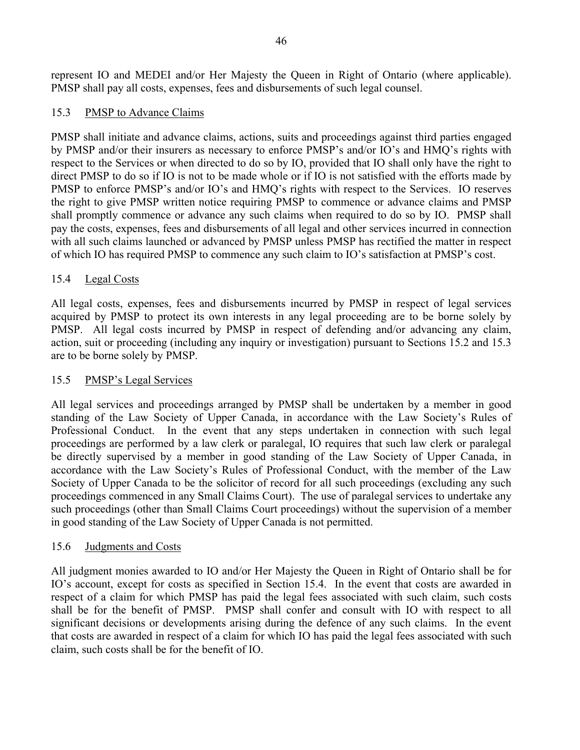represent IO and MEDEI and/or Her Majesty the Queen in Right of Ontario (where applicable). PMSP shall pay all costs, expenses, fees and disbursements of such legal counsel.

### 15.3 PMSP to Advance Claims

PMSP shall initiate and advance claims, actions, suits and proceedings against third parties engaged by PMSP and/or their insurers as necessary to enforce PMSP's and/or IO's and HMQ's rights with respect to the Services or when directed to do so by IO, provided that IO shall only have the right to direct PMSP to do so if IO is not to be made whole or if IO is not satisfied with the efforts made by PMSP to enforce PMSP's and/or IO's and HMQ's rights with respect to the Services. IO reserves the right to give PMSP written notice requiring PMSP to commence or advance claims and PMSP shall promptly commence or advance any such claims when required to do so by IO. PMSP shall pay the costs, expenses, fees and disbursements of all legal and other services incurred in connection with all such claims launched or advanced by PMSP unless PMSP has rectified the matter in respect of which IO has required PMSP to commence any such claim to IO's satisfaction at PMSP's cost.

### 15.4 Legal Costs

All legal costs, expenses, fees and disbursements incurred by PMSP in respect of legal services acquired by PMSP to protect its own interests in any legal proceeding are to be borne solely by PMSP. All legal costs incurred by PMSP in respect of defending and/or advancing any claim, action, suit or proceeding (including any inquiry or investigation) pursuant to Sections 15.2 and 15.3 are to be borne solely by PMSP.

### 15.5 PMSP's Legal Services

All legal services and proceedings arranged by PMSP shall be undertaken by a member in good standing of the Law Society of Upper Canada, in accordance with the Law Society's Rules of Professional Conduct. In the event that any steps undertaken in connection with such legal proceedings are performed by a law clerk or paralegal, IO requires that such law clerk or paralegal be directly supervised by a member in good standing of the Law Society of Upper Canada, in accordance with the Law Society's Rules of Professional Conduct, with the member of the Law Society of Upper Canada to be the solicitor of record for all such proceedings (excluding any such proceedings commenced in any Small Claims Court). The use of paralegal services to undertake any such proceedings (other than Small Claims Court proceedings) without the supervision of a member in good standing of the Law Society of Upper Canada is not permitted.

### 15.6 Judgments and Costs

All judgment monies awarded to IO and/or Her Majesty the Queen in Right of Ontario shall be for IO's account, except for costs as specified in Section 15.4. In the event that costs are awarded in respect of a claim for which PMSP has paid the legal fees associated with such claim, such costs shall be for the benefit of PMSP. PMSP shall confer and consult with IO with respect to all significant decisions or developments arising during the defence of any such claims. In the event that costs are awarded in respect of a claim for which IO has paid the legal fees associated with such claim, such costs shall be for the benefit of IO.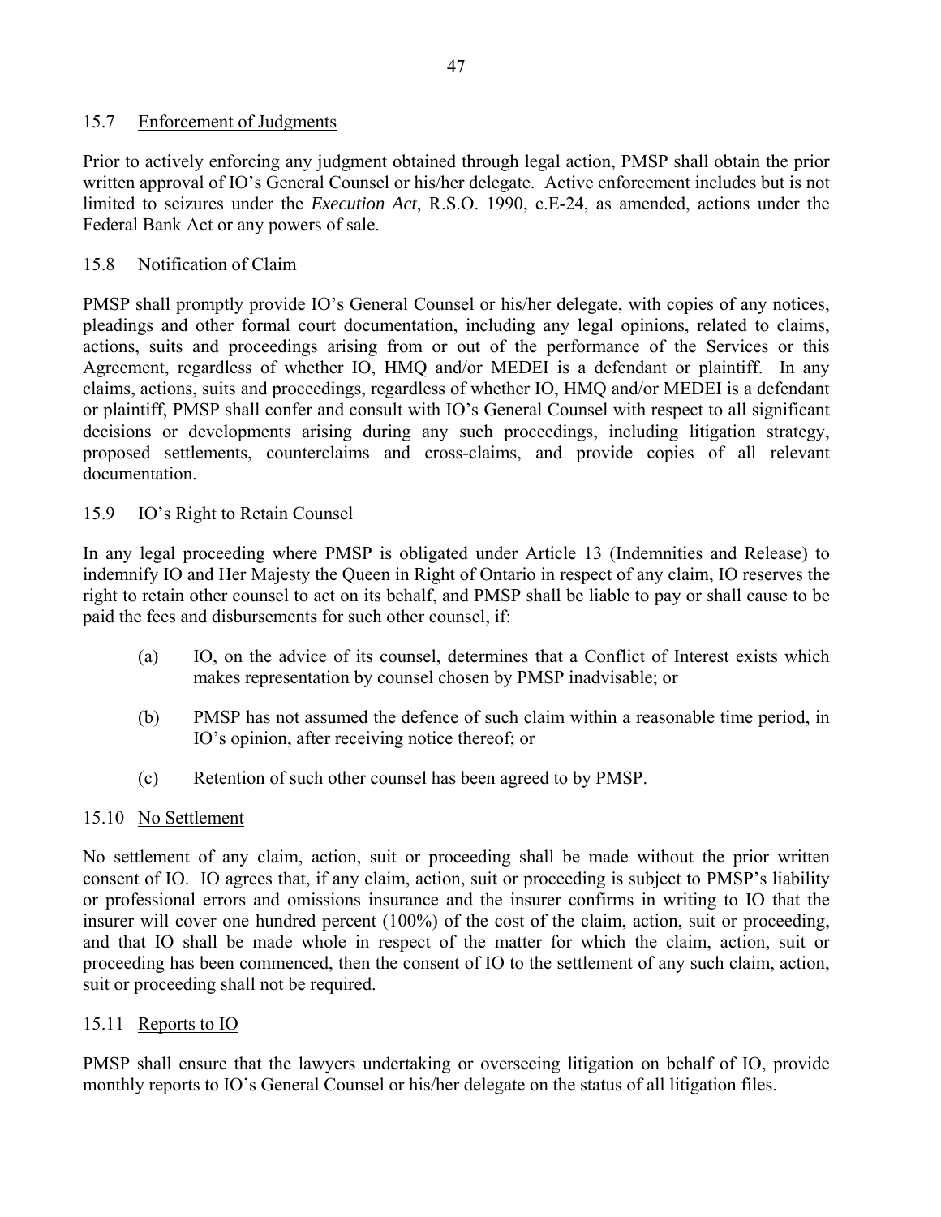### 15.7 Enforcement of Judgments

Prior to actively enforcing any judgment obtained through legal action, PMSP shall obtain the prior written approval of IO's General Counsel or his/her delegate. Active enforcement includes but is not limited to seizures under the *Execution Act*, R.S.O. 1990, c.E-24, as amended, actions under the Federal Bank Act or any powers of sale.

### 15.8 Notification of Claim

PMSP shall promptly provide IO's General Counsel or his/her delegate, with copies of any notices, pleadings and other formal court documentation, including any legal opinions, related to claims, actions, suits and proceedings arising from or out of the performance of the Services or this Agreement, regardless of whether IO, HMQ and/or MEDEI is a defendant or plaintiff. In any claims, actions, suits and proceedings, regardless of whether IO, HMQ and/or MEDEI is a defendant or plaintiff, PMSP shall confer and consult with IO's General Counsel with respect to all significant decisions or developments arising during any such proceedings, including litigation strategy, proposed settlements, counterclaims and cross-claims, and provide copies of all relevant documentation.

### 15.9 IO's Right to Retain Counsel

In any legal proceeding where PMSP is obligated under Article 13 (Indemnities and Release) to indemnify IO and Her Majesty the Queen in Right of Ontario in respect of any claim, IO reserves the right to retain other counsel to act on its behalf, and PMSP shall be liable to pay or shall cause to be paid the fees and disbursements for such other counsel, if:

(a) IO, on the advice of its counsel, determines that a Conflict of Interest exists which makes representation by counsel chosen by PMSP inadvisable; or

(b) PMSP has not assumed the defence of such claim within a reasonable time period, in IO's opinion, after receiving notice thereof; or

(c) Retention of such other counsel has been agreed to by PMSP.

### 15.10 No Settlement

No settlement of any claim, action, suit or proceeding shall be made without the prior written consent of IO. IO agrees that, if any claim, action, suit or proceeding is subject to PMSP's liability or professional errors and omissions insurance and the insurer confirms in writing to IO that the insurer will cover one hundred percent (100%) of the cost of the claim, action, suit or proceeding, and that IO shall be made whole in respect of the matter for which the claim, action, suit or proceeding has been commenced, then the consent of IO to the settlement of any such claim, action, suit or proceeding shall not be required.

### 15.11 Reports to IO

PMSP shall ensure that the lawyers undertaking or overseeing litigation on behalf of IO, provide monthly reports to IO's General Counsel or his/her delegate on the status of all litigation files.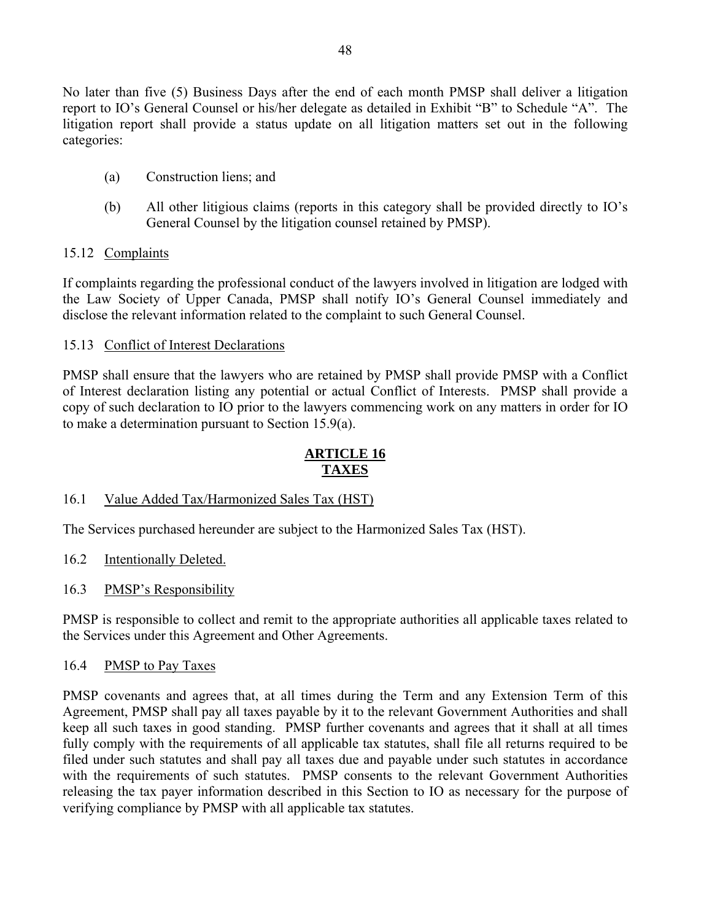No later than five (5) Business Days after the end of each month PMSP shall deliver a litigation report to IO's General Counsel or his/her delegate as detailed in Exhibit "B" to Schedule "A". The litigation report shall provide a status update on all litigation matters set out in the following categories:

(a) Construction liens; and

(b) All other litigious claims (reports in this category shall be provided directly to IO's General Counsel by the litigation counsel retained by PMSP).

15.12 Complaints

If complaints regarding the professional conduct of the lawyers involved in litigation are lodged with the Law Society of Upper Canada, PMSP shall notify IO's General Counsel immediately and disclose the relevant information related to the complaint to such General Counsel.

15.13 Conflict of Interest Declarations

PMSP shall ensure that the lawyers who are retained by PMSP shall provide PMSP with a Conflict of Interest declaration listing any potential or actual Conflict of Interests. PMSP shall provide a copy of such declaration to IO prior to the lawyers commencing work on any matters in order for IO to make a determination pursuant to Section 15.9(a).

## ARTICLE 16
## TAXES

16.1 Value Added Tax/Harmonized Sales Tax (HST)

The Services purchased hereunder are subject to the Harmonized Sales Tax (HST).

16.2 Intentionally Deleted.

16.3 PMSP's Responsibility

PMSP is responsible to collect and remit to the appropriate authorities all applicable taxes related to the Services under this Agreement and Other Agreements.

16.4 PMSP to Pay Taxes

PMSP covenants and agrees that, at all times during the Term and any Extension Term of this Agreement, PMSP shall pay all taxes payable by it to the relevant Government Authorities and shall keep all such taxes in good standing. PMSP further covenants and agrees that it shall at all times fully comply with the requirements of all applicable tax statutes, shall file all returns required to be filed under such statutes and shall pay all taxes due and payable under such statutes in accordance with the requirements of such statutes. PMSP consents to the relevant Government Authorities releasing the tax payer information described in this Section to IO as necessary for the purpose of verifying compliance by PMSP with all applicable tax statutes.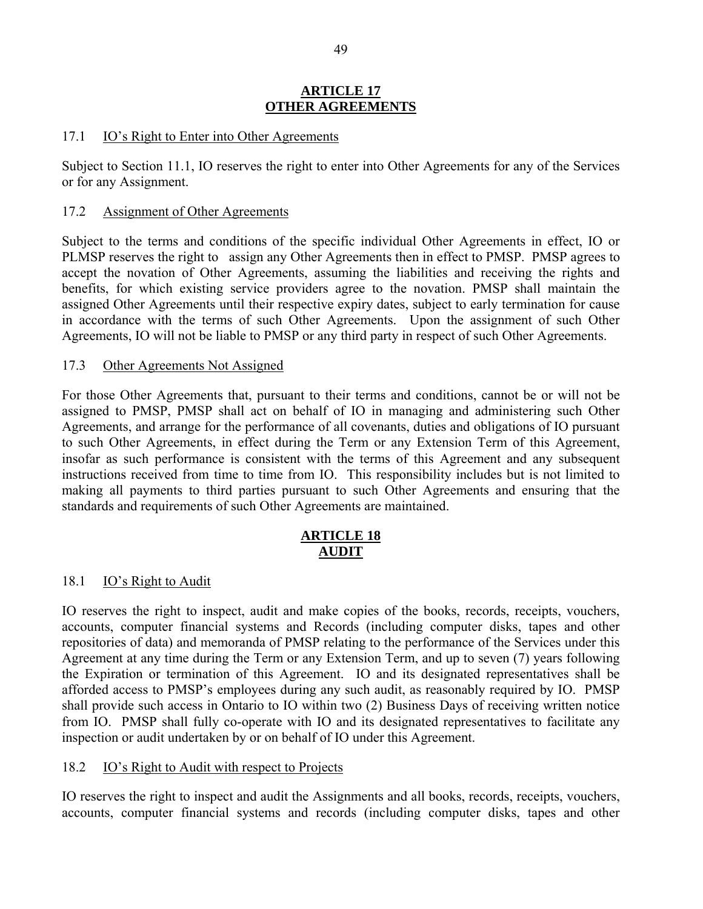## ARTICLE 17
## OTHER AGREEMENTS

### 17.1 IO's Right to Enter into Other Agreements

Subject to Section 11.1, IO reserves the right to enter into Other Agreements for any of the Services or for any Assignment.

### 17.2 Assignment of Other Agreements

Subject to the terms and conditions of the specific individual Other Agreements in effect, IO or PLMSP reserves the right to assign any Other Agreements then in effect to PMSP. PMSP agrees to accept the novation of Other Agreements, assuming the liabilities and receiving the rights and benefits, for which existing service providers agree to the novation. PMSP shall maintain the assigned Other Agreements until their respective expiry dates, subject to early termination for cause in accordance with the terms of such Other Agreements. Upon the assignment of such Other Agreements, IO will not be liable to PMSP or any third party in respect of such Other Agreements.

### 17.3 Other Agreements Not Assigned

For those Other Agreements that, pursuant to their terms and conditions, cannot be or will not be assigned to PMSP, PMSP shall act on behalf of IO in managing and administering such Other Agreements, and arrange for the performance of all covenants, duties and obligations of IO pursuant to such Other Agreements, in effect during the Term or any Extension Term of this Agreement, insofar as such performance is consistent with the terms of this Agreement and any subsequent instructions received from time to time from IO. This responsibility includes but is not limited to making all payments to third parties pursuant to such Other Agreements and ensuring that the standards and requirements of such Other Agreements are maintained.

## ARTICLE 18
## AUDIT

### 18.1 IO's Right to Audit

IO reserves the right to inspect, audit and make copies of the books, records, receipts, vouchers, accounts, computer financial systems and Records (including computer disks, tapes and other repositories of data) and memoranda of PMSP relating to the performance of the Services under this Agreement at any time during the Term or any Extension Term, and up to seven (7) years following the Expiration or termination of this Agreement. IO and its designated representatives shall be afforded access to PMSP's employees during any such audit, as reasonably required by IO. PMSP shall provide such access in Ontario to IO within two (2) Business Days of receiving written notice from IO. PMSP shall fully co-operate with IO and its designated representatives to facilitate any inspection or audit undertaken by or on behalf of IO under this Agreement.

### 18.2 IO's Right to Audit with respect to Projects

IO reserves the right to inspect and audit the Assignments and all books, records, receipts, vouchers, accounts, computer financial systems and records (including computer disks, tapes and other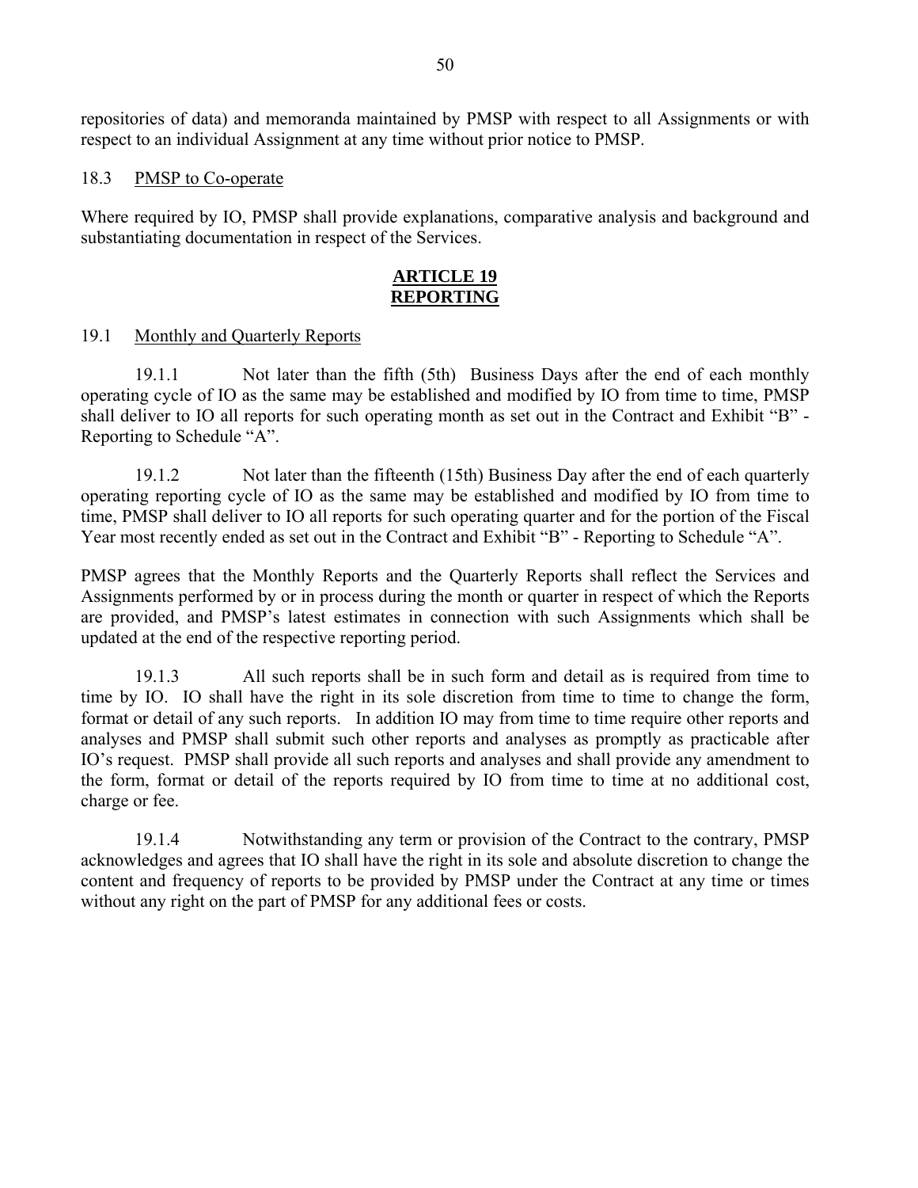repositories of data) and memoranda maintained by PMSP with respect to all Assignments or with respect to an individual Assignment at any time without prior notice to PMSP.

18.3 PMSP to Co-operate

Where required by IO, PMSP shall provide explanations, comparative analysis and background and substantiating documentation in respect of the Services.

## ARTICLE 19
## REPORTING

19.1 Monthly and Quarterly Reports

19.1.1 Not later than the fifth (5th) Business Days after the end of each monthly operating cycle of IO as the same may be established and modified by IO from time to time, PMSP shall deliver to IO all reports for such operating month as set out in the Contract and Exhibit "B" - Reporting to Schedule "A".

19.1.2 Not later than the fifteenth (15th) Business Day after the end of each quarterly operating reporting cycle of IO as the same may be established and modified by IO from time to time, PMSP shall deliver to IO all reports for such operating quarter and for the portion of the Fiscal Year most recently ended as set out in the Contract and Exhibit "B" - Reporting to Schedule "A".

PMSP agrees that the Monthly Reports and the Quarterly Reports shall reflect the Services and Assignments performed by or in process during the month or quarter in respect of which the Reports are provided, and PMSP's latest estimates in connection with such Assignments which shall be updated at the end of the respective reporting period.

19.1.3 All such reports shall be in such form and detail as is required from time to time by IO. IO shall have the right in its sole discretion from time to time to change the form, format or detail of any such reports. In addition IO may from time to time require other reports and analyses and PMSP shall submit such other reports and analyses as promptly as practicable after IO's request. PMSP shall provide all such reports and analyses and shall provide any amendment to the form, format or detail of the reports required by IO from time to time at no additional cost, charge or fee.

19.1.4 Notwithstanding any term or provision of the Contract to the contrary, PMSP acknowledges and agrees that IO shall have the right in its sole and absolute discretion to change the content and frequency of reports to be provided by PMSP under the Contract at any time or times without any right on the part of PMSP for any additional fees or costs.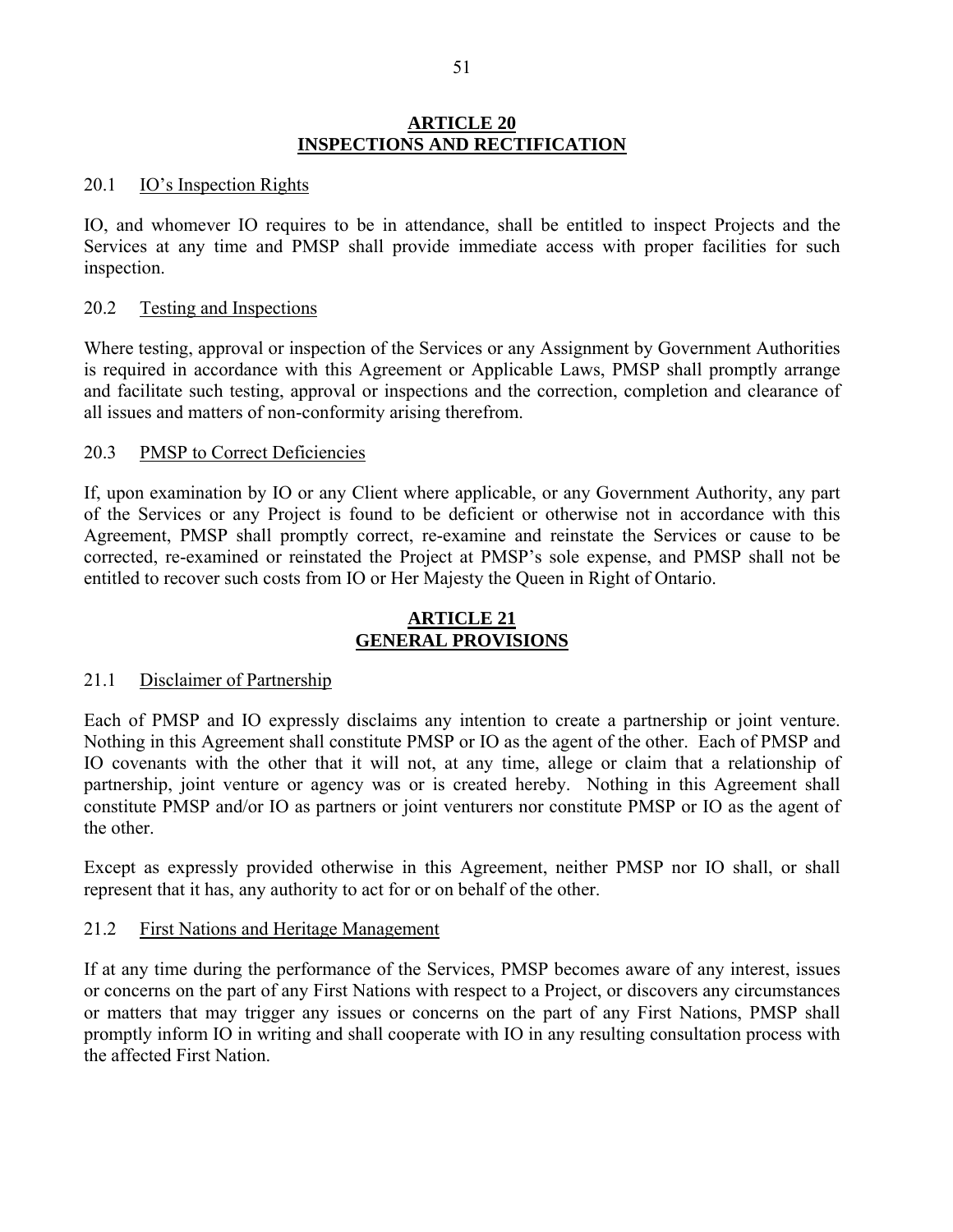## ARTICLE 20
## INSPECTIONS AND RECTIFICATION

### 20.1 IO's Inspection Rights

IO, and whomever IO requires to be in attendance, shall be entitled to inspect Projects and the Services at any time and PMSP shall provide immediate access with proper facilities for such inspection.

### 20.2 Testing and Inspections

Where testing, approval or inspection of the Services or any Assignment by Government Authorities is required in accordance with this Agreement or Applicable Laws, PMSP shall promptly arrange and facilitate such testing, approval or inspections and the correction, completion and clearance of all issues and matters of non-conformity arising therefrom.

### 20.3 PMSP to Correct Deficiencies

If, upon examination by IO or any Client where applicable, or any Government Authority, any part of the Services or any Project is found to be deficient or otherwise not in accordance with this Agreement, PMSP shall promptly correct, re-examine and reinstate the Services or cause to be corrected, re-examined or reinstated the Project at PMSP's sole expense, and PMSP shall not be entitled to recover such costs from IO or Her Majesty the Queen in Right of Ontario.

## ARTICLE 21
## GENERAL PROVISIONS

### 21.1 Disclaimer of Partnership

Each of PMSP and IO expressly disclaims any intention to create a partnership or joint venture. Nothing in this Agreement shall constitute PMSP or IO as the agent of the other. Each of PMSP and IO covenants with the other that it will not, at any time, allege or claim that a relationship of partnership, joint venture or agency was or is created hereby. Nothing in this Agreement shall constitute PMSP and/or IO as partners or joint venturers nor constitute PMSP or IO as the agent of the other.

Except as expressly provided otherwise in this Agreement, neither PMSP nor IO shall, or shall represent that it has, any authority to act for or on behalf of the other.

### 21.2 First Nations and Heritage Management

If at any time during the performance of the Services, PMSP becomes aware of any interest, issues or concerns on the part of any First Nations with respect to a Project, or discovers any circumstances or matters that may trigger any issues or concerns on the part of any First Nations, PMSP shall promptly inform IO in writing and shall cooperate with IO in any resulting consultation process with the affected First Nation.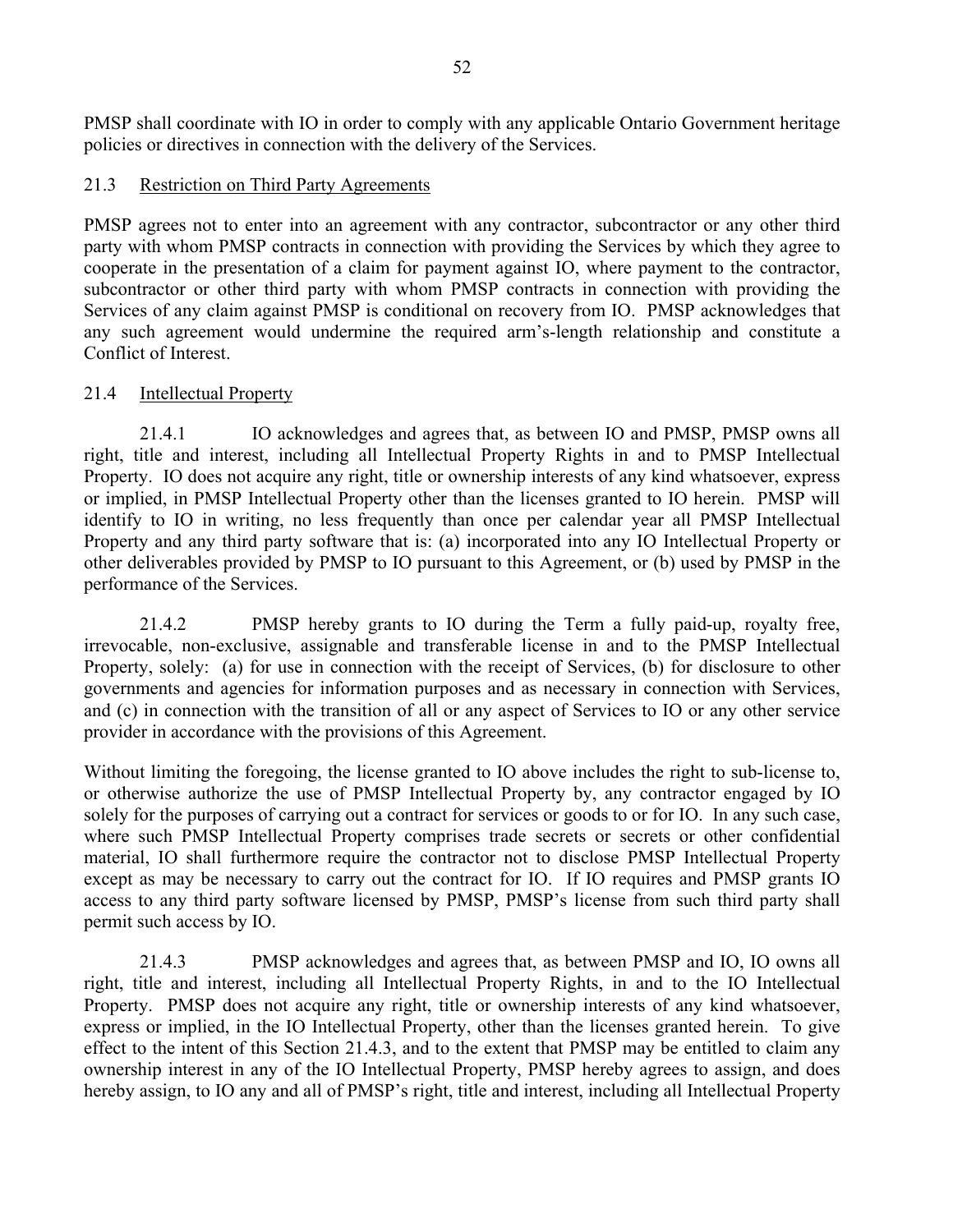PMSP shall coordinate with IO in order to comply with any applicable Ontario Government heritage policies or directives in connection with the delivery of the Services.

21.3 Restriction on Third Party Agreements

PMSP agrees not to enter into an agreement with any contractor, subcontractor or any other third party with whom PMSP contracts in connection with providing the Services by which they agree to cooperate in the presentation of a claim for payment against IO, where payment to the contractor, subcontractor or other third party with whom PMSP contracts in connection with providing the Services of any claim against PMSP is conditional on recovery from IO. PMSP acknowledges that any such agreement would undermine the required arm's-length relationship and constitute a Conflict of Interest.

21.4 Intellectual Property

21.4.1 IO acknowledges and agrees that, as between IO and PMSP, PMSP owns all right, title and interest, including all Intellectual Property Rights in and to PMSP Intellectual Property. IO does not acquire any right, title or ownership interests of any kind whatsoever, express or implied, in PMSP Intellectual Property other than the licenses granted to IO herein. PMSP will identify to IO in writing, no less frequently than once per calendar year all PMSP Intellectual Property and any third party software that is: (a) incorporated into any IO Intellectual Property or other deliverables provided by PMSP to IO pursuant to this Agreement, or (b) used by PMSP in the performance of the Services.

21.4.2 PMSP hereby grants to IO during the Term a fully paid-up, royalty free, irrevocable, non-exclusive, assignable and transferable license in and to the PMSP Intellectual Property, solely: (a) for use in connection with the receipt of Services, (b) for disclosure to other governments and agencies for information purposes and as necessary in connection with Services, and (c) in connection with the transition of all or any aspect of Services to IO or any other service provider in accordance with the provisions of this Agreement.

Without limiting the foregoing, the license granted to IO above includes the right to sub-license to, or otherwise authorize the use of PMSP Intellectual Property by, any contractor engaged by IO solely for the purposes of carrying out a contract for services or goods to or for IO. In any such case, where such PMSP Intellectual Property comprises trade secrets or secrets or other confidential material, IO shall furthermore require the contractor not to disclose PMSP Intellectual Property except as may be necessary to carry out the contract for IO. If IO requires and PMSP grants IO access to any third party software licensed by PMSP, PMSP's license from such third party shall permit such access by IO.

21.4.3 PMSP acknowledges and agrees that, as between PMSP and IO, IO owns all right, title and interest, including all Intellectual Property Rights, in and to the IO Intellectual Property. PMSP does not acquire any right, title or ownership interests of any kind whatsoever, express or implied, in the IO Intellectual Property, other than the licenses granted herein. To give effect to the intent of this Section 21.4.3, and to the extent that PMSP may be entitled to claim any ownership interest in any of the IO Intellectual Property, PMSP hereby agrees to assign, and does hereby assign, to IO any and all of PMSP's right, title and interest, including all Intellectual Property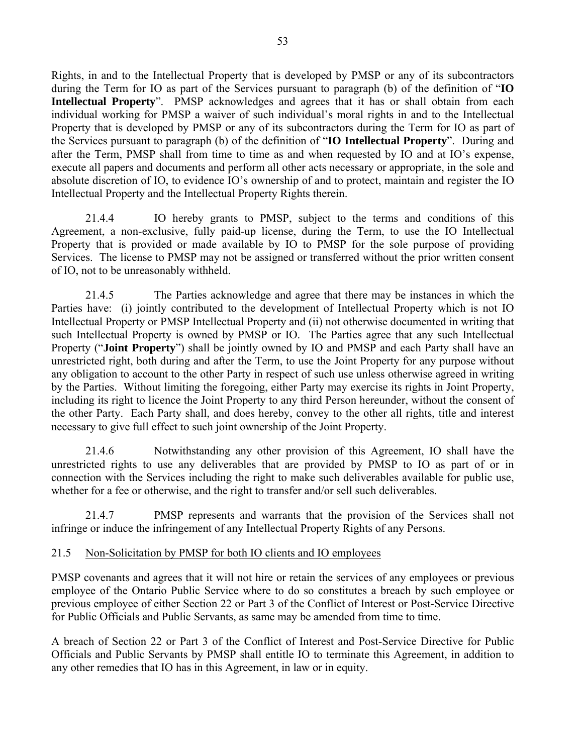Rights, in and to the Intellectual Property that is developed by PMSP or any of its subcontractors during the Term for IO as part of the Services pursuant to paragraph (b) of the definition of "**IO Intellectual Property**". PMSP acknowledges and agrees that it has or shall obtain from each individual working for PMSP a waiver of such individual's moral rights in and to the Intellectual Property that is developed by PMSP or any of its subcontractors during the Term for IO as part of the Services pursuant to paragraph (b) of the definition of "**IO Intellectual Property**". During and after the Term, PMSP shall from time to time as and when requested by IO and at IO's expense, execute all papers and documents and perform all other acts necessary or appropriate, in the sole and absolute discretion of IO, to evidence IO's ownership of and to protect, maintain and register the IO Intellectual Property and the Intellectual Property Rights therein.

21.4.4 IO hereby grants to PMSP, subject to the terms and conditions of this Agreement, a non-exclusive, fully paid-up license, during the Term, to use the IO Intellectual Property that is provided or made available by IO to PMSP for the sole purpose of providing Services. The license to PMSP may not be assigned or transferred without the prior written consent of IO, not to be unreasonably withheld.

21.4.5 The Parties acknowledge and agree that there may be instances in which the Parties have: (i) jointly contributed to the development of Intellectual Property which is not IO Intellectual Property or PMSP Intellectual Property and (ii) not otherwise documented in writing that such Intellectual Property is owned by PMSP or IO. The Parties agree that any such Intellectual Property ("**Joint Property**") shall be jointly owned by IO and PMSP and each Party shall have an unrestricted right, both during and after the Term, to use the Joint Property for any purpose without any obligation to account to the other Party in respect of such use unless otherwise agreed in writing by the Parties. Without limiting the foregoing, either Party may exercise its rights in Joint Property, including its right to licence the Joint Property to any third Person hereunder, without the consent of the other Party. Each Party shall, and does hereby, convey to the other all rights, title and interest necessary to give full effect to such joint ownership of the Joint Property.

21.4.6 Notwithstanding any other provision of this Agreement, IO shall have the unrestricted rights to use any deliverables that are provided by PMSP to IO as part of or in connection with the Services including the right to make such deliverables available for public use, whether for a fee or otherwise, and the right to transfer and/or sell such deliverables.

21.4.7 PMSP represents and warrants that the provision of the Services shall not infringe or induce the infringement of any Intellectual Property Rights of any Persons.

21.5 Non-Solicitation by PMSP for both IO clients and IO employees

PMSP covenants and agrees that it will not hire or retain the services of any employees or previous employee of the Ontario Public Service where to do so constitutes a breach by such employee or previous employee of either Section 22 or Part 3 of the Conflict of Interest or Post-Service Directive for Public Officials and Public Servants, as same may be amended from time to time.

A breach of Section 22 or Part 3 of the Conflict of Interest and Post-Service Directive for Public Officials and Public Servants by PMSP shall entitle IO to terminate this Agreement, in addition to any other remedies that IO has in this Agreement, in law or in equity.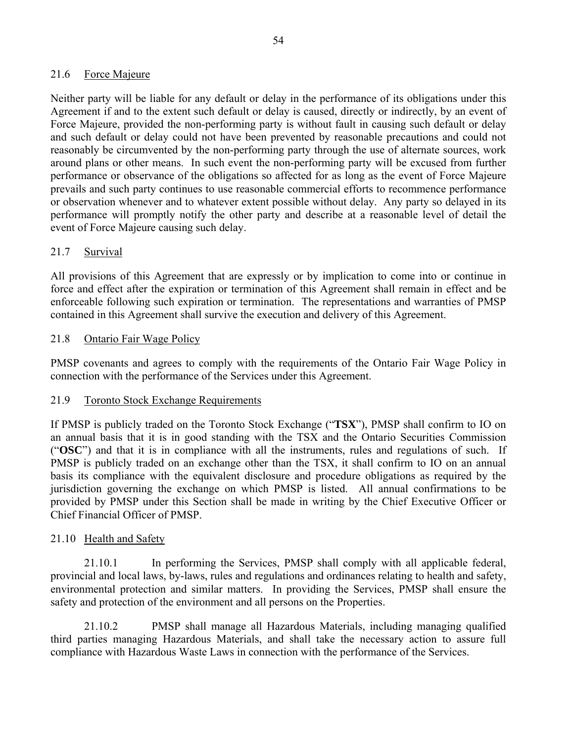### 21.6 Force Majeure

Neither party will be liable for any default or delay in the performance of its obligations under this Agreement if and to the extent such default or delay is caused, directly or indirectly, by an event of Force Majeure, provided the non-performing party is without fault in causing such default or delay and such default or delay could not have been prevented by reasonable precautions and could not reasonably be circumvented by the non-performing party through the use of alternate sources, work around plans or other means. In such event the non-performing party will be excused from further performance or observance of the obligations so affected for as long as the event of Force Majeure prevails and such party continues to use reasonable commercial efforts to recommence performance or observation whenever and to whatever extent possible without delay. Any party so delayed in its performance will promptly notify the other party and describe at a reasonable level of detail the event of Force Majeure causing such delay.

### 21.7 Survival

All provisions of this Agreement that are expressly or by implication to come into or continue in force and effect after the expiration or termination of this Agreement shall remain in effect and be enforceable following such expiration or termination. The representations and warranties of PMSP contained in this Agreement shall survive the execution and delivery of this Agreement.

### 21.8 Ontario Fair Wage Policy

PMSP covenants and agrees to comply with the requirements of the Ontario Fair Wage Policy in connection with the performance of the Services under this Agreement.

### 21.9 Toronto Stock Exchange Requirements

If PMSP is publicly traded on the Toronto Stock Exchange ("**TSX**"), PMSP shall confirm to IO on an annual basis that it is in good standing with the TSX and the Ontario Securities Commission ("**OSC**") and that it is in compliance with all the instruments, rules and regulations of such. If PMSP is publicly traded on an exchange other than the TSX, it shall confirm to IO on an annual basis its compliance with the equivalent disclosure and procedure obligations as required by the jurisdiction governing the exchange on which PMSP is listed. All annual confirmations to be provided by PMSP under this Section shall be made in writing by the Chief Executive Officer or Chief Financial Officer of PMSP.

### 21.10 Health and Safety

21.10.1 In performing the Services, PMSP shall comply with all applicable federal, provincial and local laws, by-laws, rules and regulations and ordinances relating to health and safety, environmental protection and similar matters. In providing the Services, PMSP shall ensure the safety and protection of the environment and all persons on the Properties.

21.10.2 PMSP shall manage all Hazardous Materials, including managing qualified third parties managing Hazardous Materials, and shall take the necessary action to assure full compliance with Hazardous Waste Laws in connection with the performance of the Services.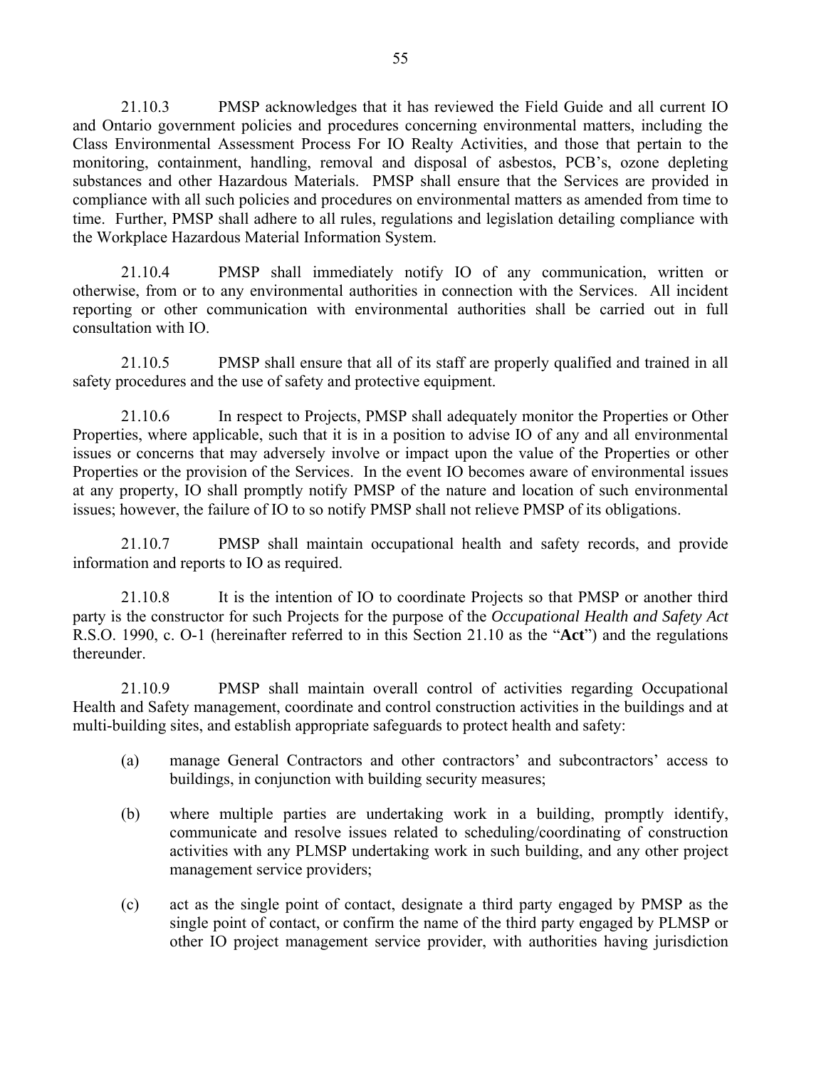21.10.3 PMSP acknowledges that it has reviewed the Field Guide and all current IO and Ontario government policies and procedures concerning environmental matters, including the Class Environmental Assessment Process For IO Realty Activities, and those that pertain to the monitoring, containment, handling, removal and disposal of asbestos, PCB's, ozone depleting substances and other Hazardous Materials. PMSP shall ensure that the Services are provided in compliance with all such policies and procedures on environmental matters as amended from time to time. Further, PMSP shall adhere to all rules, regulations and legislation detailing compliance with the Workplace Hazardous Material Information System.

21.10.4 PMSP shall immediately notify IO of any communication, written or otherwise, from or to any environmental authorities in connection with the Services. All incident reporting or other communication with environmental authorities shall be carried out in full consultation with IO.

21.10.5 PMSP shall ensure that all of its staff are properly qualified and trained in all safety procedures and the use of safety and protective equipment.

21.10.6 In respect to Projects, PMSP shall adequately monitor the Properties or Other Properties, where applicable, such that it is in a position to advise IO of any and all environmental issues or concerns that may adversely involve or impact upon the value of the Properties or other Properties or the provision of the Services. In the event IO becomes aware of environmental issues at any property, IO shall promptly notify PMSP of the nature and location of such environmental issues; however, the failure of IO to so notify PMSP shall not relieve PMSP of its obligations.

21.10.7 PMSP shall maintain occupational health and safety records, and provide information and reports to IO as required.

21.10.8 It is the intention of IO to coordinate Projects so that PMSP or another third party is the constructor for such Projects for the purpose of the *Occupational Health and Safety Act* R.S.O. 1990, c. O-1 (hereinafter referred to in this Section 21.10 as the "**Act**") and the regulations thereunder.

21.10.9 PMSP shall maintain overall control of activities regarding Occupational Health and Safety management, coordinate and control construction activities in the buildings and at multi-building sites, and establish appropriate safeguards to protect health and safety:

(a) manage General Contractors and other contractors' and subcontractors' access to buildings, in conjunction with building security measures;

(b) where multiple parties are undertaking work in a building, promptly identify, communicate and resolve issues related to scheduling/coordinating of construction activities with any PLMSP undertaking work in such building, and any other project management service providers;

(c) act as the single point of contact, designate a third party engaged by PMSP as the single point of contact, or confirm the name of the third party engaged by PLMSP or other IO project management service provider, with authorities having jurisdiction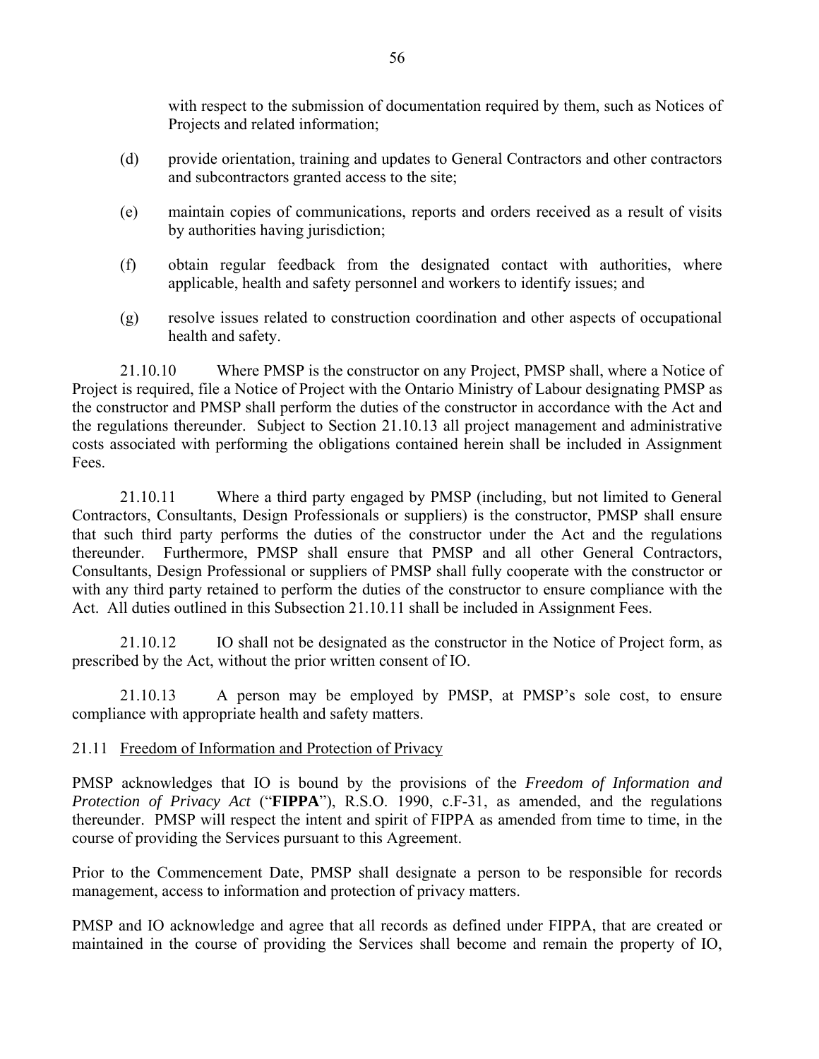with respect to the submission of documentation required by them, such as Notices of Projects and related information;

(d) provide orientation, training and updates to General Contractors and other contractors and subcontractors granted access to the site;

(e) maintain copies of communications, reports and orders received as a result of visits by authorities having jurisdiction;

(f) obtain regular feedback from the designated contact with authorities, where applicable, health and safety personnel and workers to identify issues; and

(g) resolve issues related to construction coordination and other aspects of occupational health and safety.

21.10.10 Where PMSP is the constructor on any Project, PMSP shall, where a Notice of Project is required, file a Notice of Project with the Ontario Ministry of Labour designating PMSP as the constructor and PMSP shall perform the duties of the constructor in accordance with the Act and the regulations thereunder. Subject to Section 21.10.13 all project management and administrative costs associated with performing the obligations contained herein shall be included in Assignment Fees.

21.10.11 Where a third party engaged by PMSP (including, but not limited to General Contractors, Consultants, Design Professionals or suppliers) is the constructor, PMSP shall ensure that such third party performs the duties of the constructor under the Act and the regulations thereunder. Furthermore, PMSP shall ensure that PMSP and all other General Contractors, Consultants, Design Professional or suppliers of PMSP shall fully cooperate with the constructor or with any third party retained to perform the duties of the constructor to ensure compliance with the Act. All duties outlined in this Subsection 21.10.11 shall be included in Assignment Fees.

21.10.12 IO shall not be designated as the constructor in the Notice of Project form, as prescribed by the Act, without the prior written consent of IO.

21.10.13 A person may be employed by PMSP, at PMSP's sole cost, to ensure compliance with appropriate health and safety matters.

21.11 Freedom of Information and Protection of Privacy

PMSP acknowledges that IO is bound by the provisions of the *Freedom of Information and Protection of Privacy Act* ("**FIPPA**"), R.S.O. 1990, c.F-31, as amended, and the regulations thereunder. PMSP will respect the intent and spirit of FIPPA as amended from time to time, in the course of providing the Services pursuant to this Agreement.

Prior to the Commencement Date, PMSP shall designate a person to be responsible for records management, access to information and protection of privacy matters.

PMSP and IO acknowledge and agree that all records as defined under FIPPA, that are created or maintained in the course of providing the Services shall become and remain the property of IO,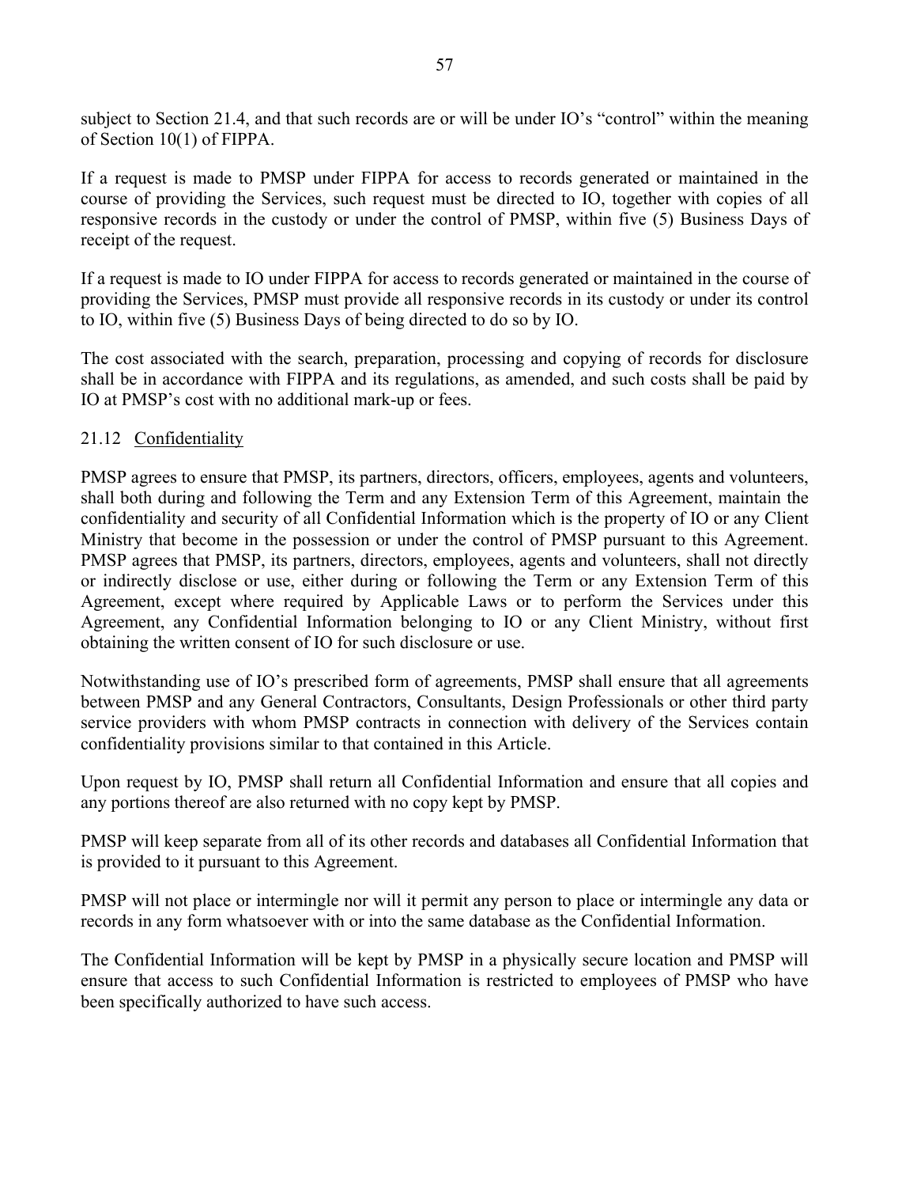subject to Section 21.4, and that such records are or will be under IO's "control" within the meaning of Section 10(1) of FIPPA.

If a request is made to PMSP under FIPPA for access to records generated or maintained in the course of providing the Services, such request must be directed to IO, together with copies of all responsive records in the custody or under the control of PMSP, within five (5) Business Days of receipt of the request.

If a request is made to IO under FIPPA for access to records generated or maintained in the course of providing the Services, PMSP must provide all responsive records in its custody or under its control to IO, within five (5) Business Days of being directed to do so by IO.

The cost associated with the search, preparation, processing and copying of records for disclosure shall be in accordance with FIPPA and its regulations, as amended, and such costs shall be paid by IO at PMSP's cost with no additional mark-up or fees.

### 21.12 Confidentiality

PMSP agrees to ensure that PMSP, its partners, directors, officers, employees, agents and volunteers, shall both during and following the Term and any Extension Term of this Agreement, maintain the confidentiality and security of all Confidential Information which is the property of IO or any Client Ministry that become in the possession or under the control of PMSP pursuant to this Agreement. PMSP agrees that PMSP, its partners, directors, employees, agents and volunteers, shall not directly or indirectly disclose or use, either during or following the Term or any Extension Term of this Agreement, except where required by Applicable Laws or to perform the Services under this Agreement, any Confidential Information belonging to IO or any Client Ministry, without first obtaining the written consent of IO for such disclosure or use.

Notwithstanding use of IO's prescribed form of agreements, PMSP shall ensure that all agreements between PMSP and any General Contractors, Consultants, Design Professionals or other third party service providers with whom PMSP contracts in connection with delivery of the Services contain confidentiality provisions similar to that contained in this Article.

Upon request by IO, PMSP shall return all Confidential Information and ensure that all copies and any portions thereof are also returned with no copy kept by PMSP.

PMSP will keep separate from all of its other records and databases all Confidential Information that is provided to it pursuant to this Agreement.

PMSP will not place or intermingle nor will it permit any person to place or intermingle any data or records in any form whatsoever with or into the same database as the Confidential Information.

The Confidential Information will be kept by PMSP in a physically secure location and PMSP will ensure that access to such Confidential Information is restricted to employees of PMSP who have been specifically authorized to have such access.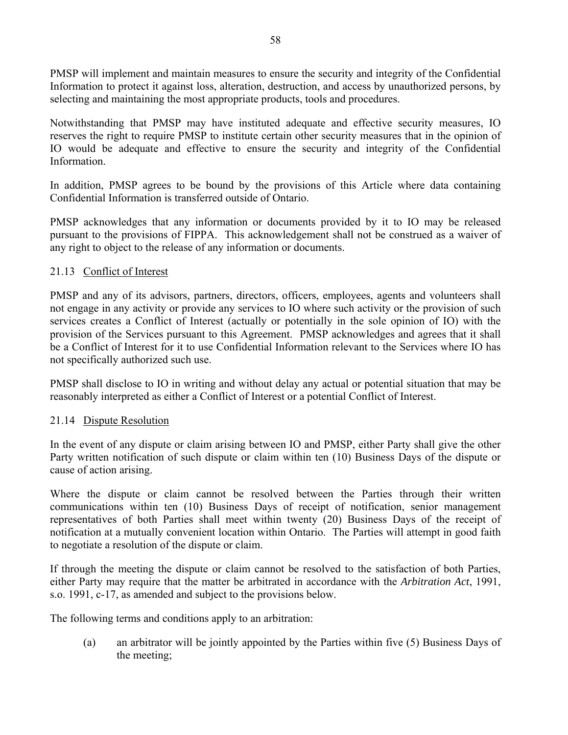PMSP will implement and maintain measures to ensure the security and integrity of the Confidential Information to protect it against loss, alteration, destruction, and access by unauthorized persons, by selecting and maintaining the most appropriate products, tools and procedures.

Notwithstanding that PMSP may have instituted adequate and effective security measures, IO reserves the right to require PMSP to institute certain other security measures that in the opinion of IO would be adequate and effective to ensure the security and integrity of the Confidential Information.

In addition, PMSP agrees to be bound by the provisions of this Article where data containing Confidential Information is transferred outside of Ontario.

PMSP acknowledges that any information or documents provided by it to IO may be released pursuant to the provisions of FIPPA. This acknowledgement shall not be construed as a waiver of any right to object to the release of any information or documents.

### 21.13 Conflict of Interest

PMSP and any of its advisors, partners, directors, officers, employees, agents and volunteers shall not engage in any activity or provide any services to IO where such activity or the provision of such services creates a Conflict of Interest (actually or potentially in the sole opinion of IO) with the provision of the Services pursuant to this Agreement. PMSP acknowledges and agrees that it shall be a Conflict of Interest for it to use Confidential Information relevant to the Services where IO has not specifically authorized such use.

PMSP shall disclose to IO in writing and without delay any actual or potential situation that may be reasonably interpreted as either a Conflict of Interest or a potential Conflict of Interest.

### 21.14 Dispute Resolution

In the event of any dispute or claim arising between IO and PMSP, either Party shall give the other Party written notification of such dispute or claim within ten (10) Business Days of the dispute or cause of action arising.

Where the dispute or claim cannot be resolved between the Parties through their written communications within ten (10) Business Days of receipt of notification, senior management representatives of both Parties shall meet within twenty (20) Business Days of the receipt of notification at a mutually convenient location within Ontario. The Parties will attempt in good faith to negotiate a resolution of the dispute or claim.

If through the meeting the dispute or claim cannot be resolved to the satisfaction of both Parties, either Party may require that the matter be arbitrated in accordance with the *Arbitration Act*, 1991, s.o. 1991, c-17, as amended and subject to the provisions below.

The following terms and conditions apply to an arbitration:

(a) an arbitrator will be jointly appointed by the Parties within five (5) Business Days of the meeting;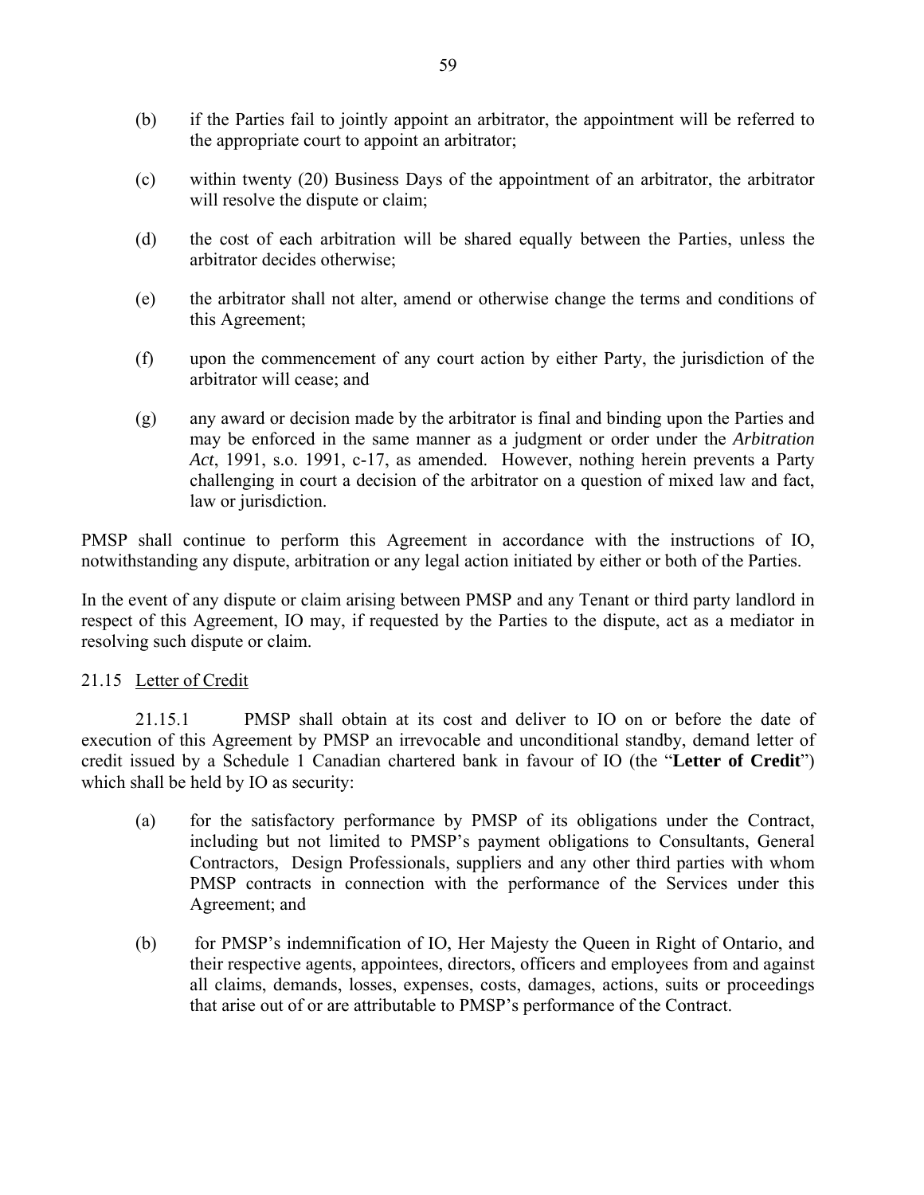(b) if the Parties fail to jointly appoint an arbitrator, the appointment will be referred to the appropriate court to appoint an arbitrator;

(c) within twenty (20) Business Days of the appointment of an arbitrator, the arbitrator will resolve the dispute or claim;

(d) the cost of each arbitration will be shared equally between the Parties, unless the arbitrator decides otherwise;

(e) the arbitrator shall not alter, amend or otherwise change the terms and conditions of this Agreement;

(f) upon the commencement of any court action by either Party, the jurisdiction of the arbitrator will cease; and

(g) any award or decision made by the arbitrator is final and binding upon the Parties and may be enforced in the same manner as a judgment or order under the *Arbitration Act*, 1991, s.o. 1991, c-17, as amended. However, nothing herein prevents a Party challenging in court a decision of the arbitrator on a question of mixed law and fact, law or jurisdiction.

PMSP shall continue to perform this Agreement in accordance with the instructions of IO, notwithstanding any dispute, arbitration or any legal action initiated by either or both of the Parties.

In the event of any dispute or claim arising between PMSP and any Tenant or third party landlord in respect of this Agreement, IO may, if requested by the Parties to the dispute, act as a mediator in resolving such dispute or claim.

21.15 Letter of Credit

21.15.1 PMSP shall obtain at its cost and deliver to IO on or before the date of execution of this Agreement by PMSP an irrevocable and unconditional standby, demand letter of credit issued by a Schedule 1 Canadian chartered bank in favour of IO (the "**Letter of Credit**") which shall be held by IO as security:

(a) for the satisfactory performance by PMSP of its obligations under the Contract, including but not limited to PMSP's payment obligations to Consultants, General Contractors, Design Professionals, suppliers and any other third parties with whom PMSP contracts in connection with the performance of the Services under this Agreement; and

(b) for PMSP's indemnification of IO, Her Majesty the Queen in Right of Ontario, and their respective agents, appointees, directors, officers and employees from and against all claims, demands, losses, expenses, costs, damages, actions, suits or proceedings that arise out of or are attributable to PMSP's performance of the Contract.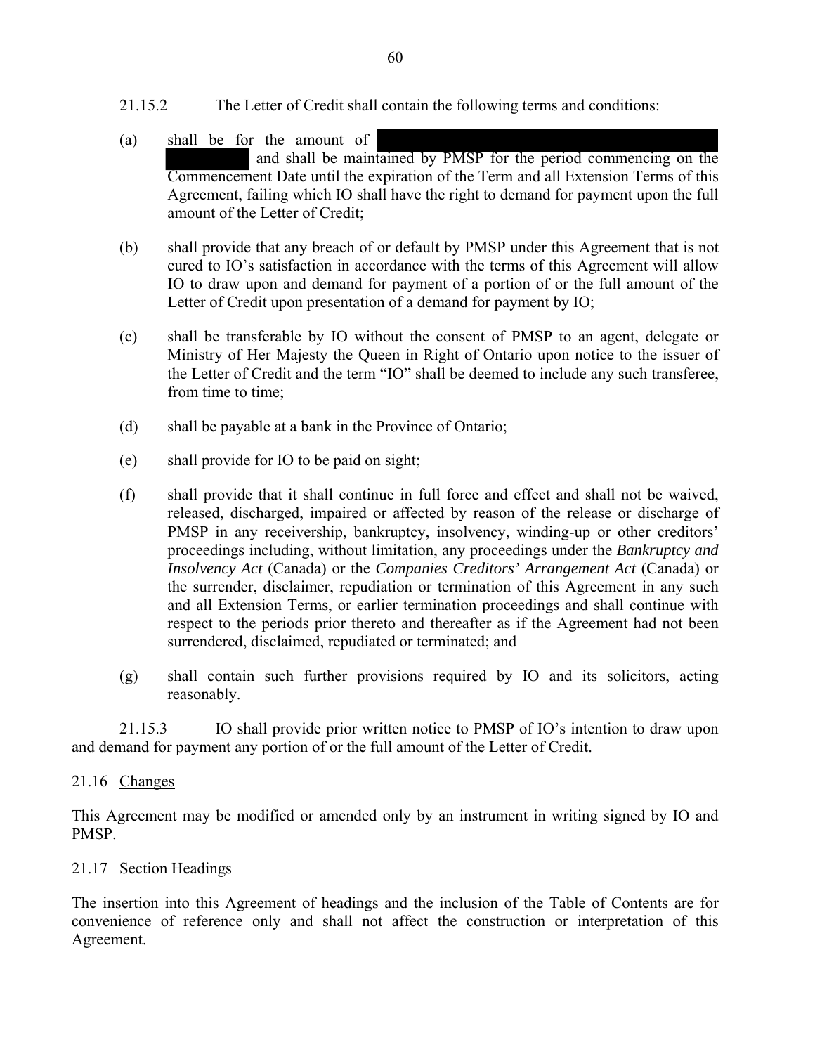21.15.2 The Letter of Credit shall contain the following terms and conditions:

(a) shall be for the amount of [REDACTED] and shall be maintained by PMSP for the period commencing on the Commencement Date until the expiration of the Term and all Extension Terms of this Agreement, failing which IO shall have the right to demand for payment upon the full amount of the Letter of Credit;

(b) shall provide that any breach of or default by PMSP under this Agreement that is not cured to IO's satisfaction in accordance with the terms of this Agreement will allow IO to draw upon and demand for payment of a portion of or the full amount of the Letter of Credit upon presentation of a demand for payment by IO;

(c) shall be transferable by IO without the consent of PMSP to an agent, delegate or Ministry of Her Majesty the Queen in Right of Ontario upon notice to the issuer of the Letter of Credit and the term "IO" shall be deemed to include any such transferee, from time to time;

(d) shall be payable at a bank in the Province of Ontario;

(e) shall provide for IO to be paid on sight;

(f) shall provide that it shall continue in full force and effect and shall not be waived, released, discharged, impaired or affected by reason of the release or discharge of PMSP in any receivership, bankruptcy, insolvency, winding-up or other creditors' proceedings including, without limitation, any proceedings under the *Bankruptcy and Insolvency Act* (Canada) or the *Companies Creditors' Arrangement Act* (Canada) or the surrender, disclaimer, repudiation or termination of this Agreement in any such and all Extension Terms, or earlier termination proceedings and shall continue with respect to the periods prior thereto and thereafter as if the Agreement had not been surrendered, disclaimed, repudiated or terminated; and

(g) shall contain such further provisions required by IO and its solicitors, acting reasonably.

21.15.3 IO shall provide prior written notice to PMSP of IO's intention to draw upon and demand for payment any portion of or the full amount of the Letter of Credit.

21.16 Changes

This Agreement may be modified or amended only by an instrument in writing signed by IO and PMSP.

21.17 Section Headings

The insertion into this Agreement of headings and the inclusion of the Table of Contents are for convenience of reference only and shall not affect the construction or interpretation of this Agreement.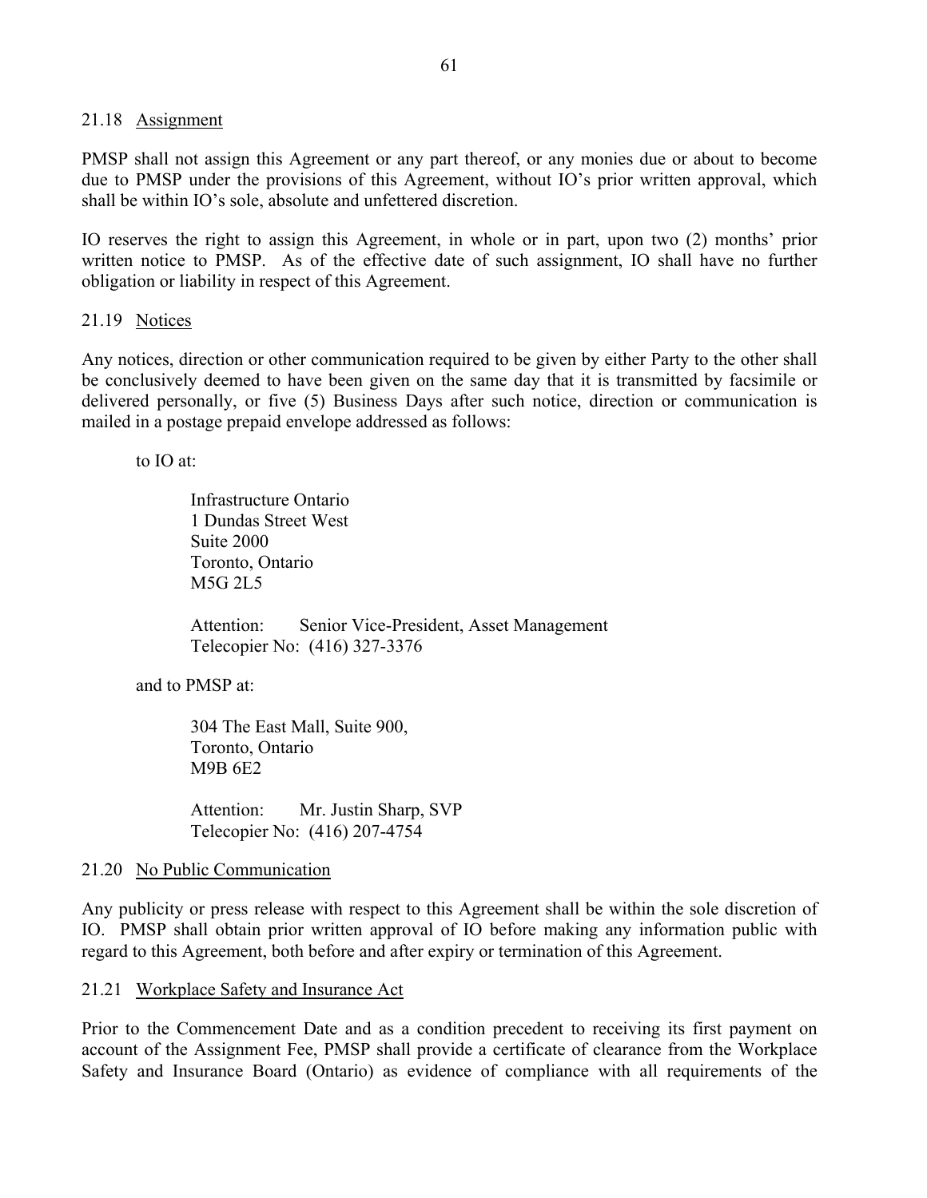### 21.18 Assignment

PMSP shall not assign this Agreement or any part thereof, or any monies due or about to become due to PMSP under the provisions of this Agreement, without IO's prior written approval, which shall be within IO's sole, absolute and unfettered discretion.

IO reserves the right to assign this Agreement, in whole or in part, upon two (2) months' prior written notice to PMSP. As of the effective date of such assignment, IO shall have no further obligation or liability in respect of this Agreement.

### 21.19 Notices

Any notices, direction or other communication required to be given by either Party to the other shall be conclusively deemed to have been given on the same day that it is transmitted by facsimile or delivered personally, or five (5) Business Days after such notice, direction or communication is mailed in a postage prepaid envelope addressed as follows:

to IO at:

> Infrastructure Ontario
> 1 Dundas Street West
> Suite 2000
> Toronto, Ontario
> M5G 2L5
>
> Attention: Senior Vice-President, Asset Management
> Telecopier No: (416) 327-3376

and to PMSP at:

> 304 The East Mall, Suite 900,
> Toronto, Ontario
> M9B 6E2
>
> Attention: Mr. Justin Sharp, SVP
> Telecopier No: (416) 207-4754

### 21.20 No Public Communication

Any publicity or press release with respect to this Agreement shall be within the sole discretion of IO. PMSP shall obtain prior written approval of IO before making any information public with regard to this Agreement, both before and after expiry or termination of this Agreement.

### 21.21 Workplace Safety and Insurance Act

Prior to the Commencement Date and as a condition precedent to receiving its first payment on account of the Assignment Fee, PMSP shall provide a certificate of clearance from the Workplace Safety and Insurance Board (Ontario) as evidence of compliance with all requirements of the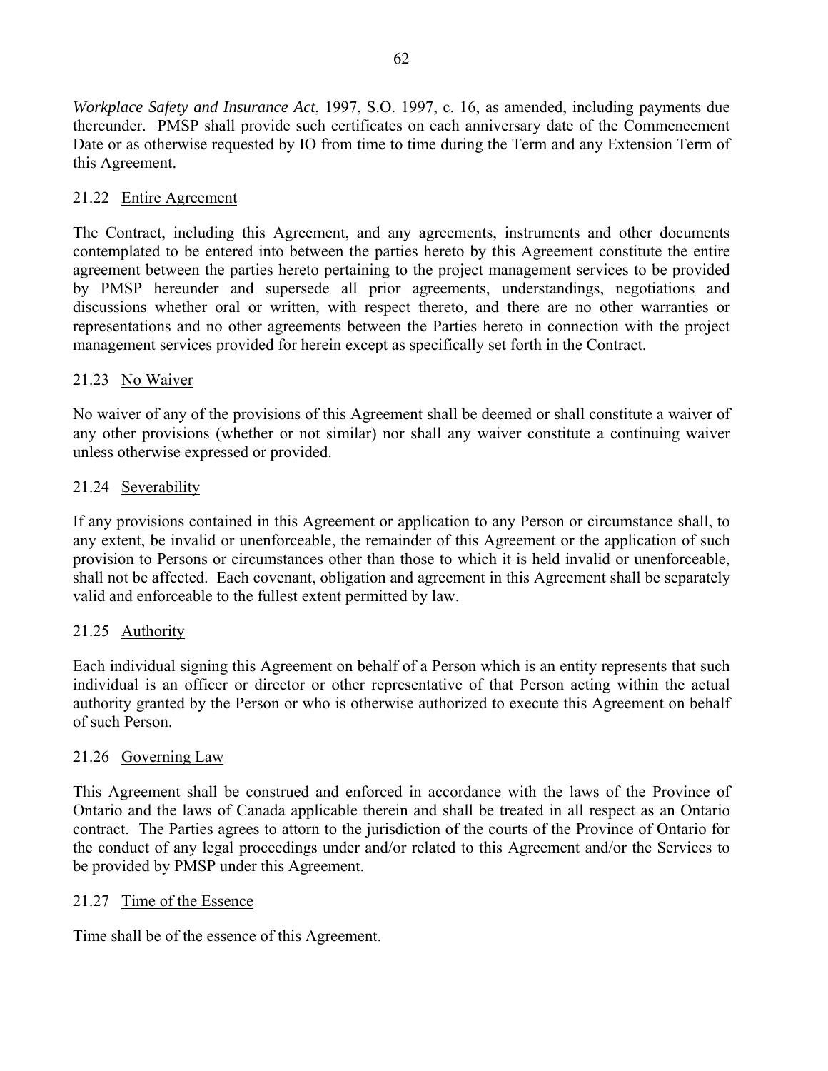*Workplace Safety and Insurance Act*, 1997, S.O. 1997, c. 16, as amended, including payments due thereunder. PMSP shall provide such certificates on each anniversary date of the Commencement Date or as otherwise requested by IO from time to time during the Term and any Extension Term of this Agreement.

### 21.22 Entire Agreement

The Contract, including this Agreement, and any agreements, instruments and other documents contemplated to be entered into between the parties hereto by this Agreement constitute the entire agreement between the parties hereto pertaining to the project management services to be provided by PMSP hereunder and supersede all prior agreements, understandings, negotiations and discussions whether oral or written, with respect thereto, and there are no other warranties or representations and no other agreements between the Parties hereto in connection with the project management services provided for herein except as specifically set forth in the Contract.

### 21.23 No Waiver

No waiver of any of the provisions of this Agreement shall be deemed or shall constitute a waiver of any other provisions (whether or not similar) nor shall any waiver constitute a continuing waiver unless otherwise expressed or provided.

### 21.24 Severability

If any provisions contained in this Agreement or application to any Person or circumstance shall, to any extent, be invalid or unenforceable, the remainder of this Agreement or the application of such provision to Persons or circumstances other than those to which it is held invalid or unenforceable, shall not be affected. Each covenant, obligation and agreement in this Agreement shall be separately valid and enforceable to the fullest extent permitted by law.

### 21.25 Authority

Each individual signing this Agreement on behalf of a Person which is an entity represents that such individual is an officer or director or other representative of that Person acting within the actual authority granted by the Person or who is otherwise authorized to execute this Agreement on behalf of such Person.

### 21.26 Governing Law

This Agreement shall be construed and enforced in accordance with the laws of the Province of Ontario and the laws of Canada applicable therein and shall be treated in all respect as an Ontario contract. The Parties agrees to attorn to the jurisdiction of the courts of the Province of Ontario for the conduct of any legal proceedings under and/or related to this Agreement and/or the Services to be provided by PMSP under this Agreement.

### 21.27 Time of the Essence

Time shall be of the essence of this Agreement.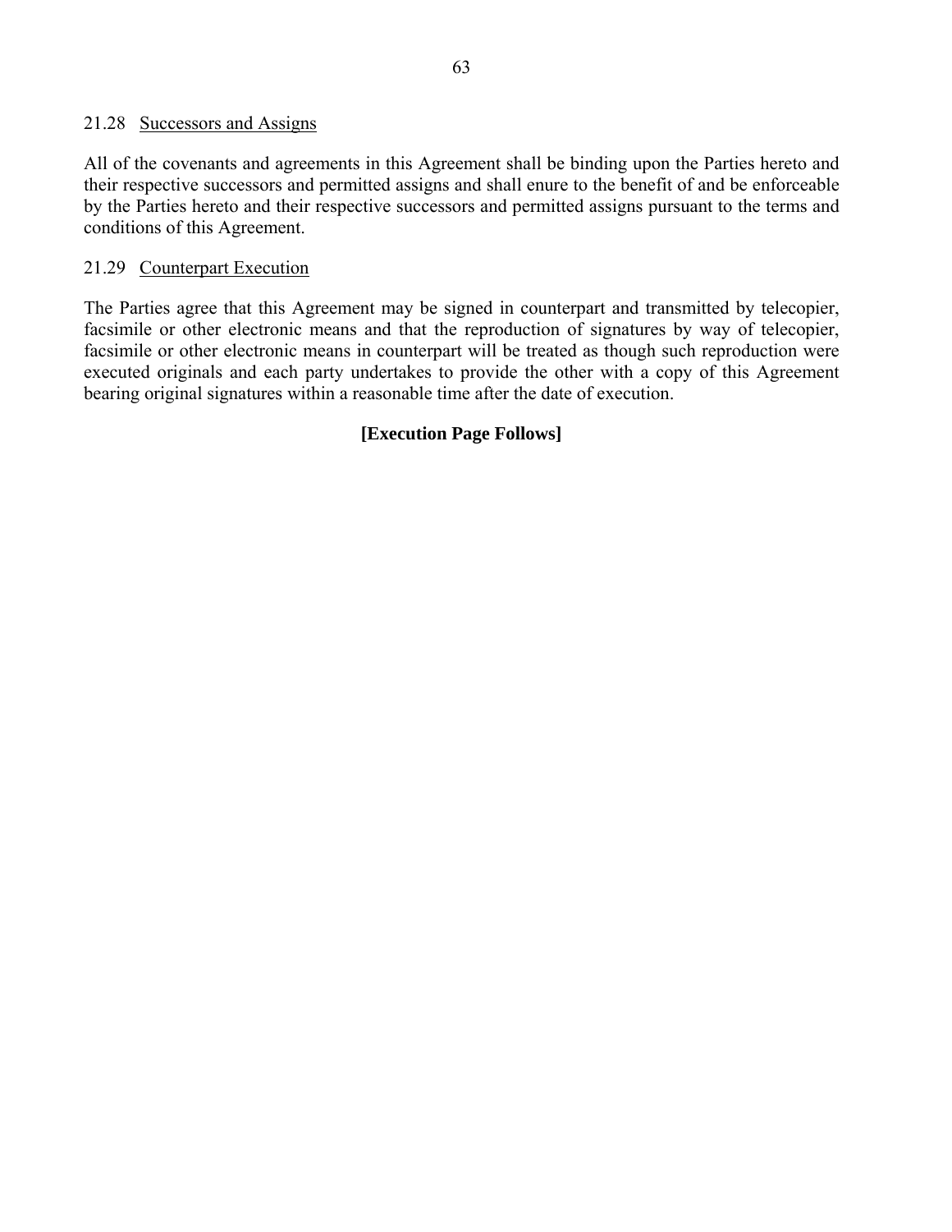### 21.28 Successors and Assigns

All of the covenants and agreements in this Agreement shall be binding upon the Parties hereto and their respective successors and permitted assigns and shall enure to the benefit of and be enforceable by the Parties hereto and their respective successors and permitted assigns pursuant to the terms and conditions of this Agreement.

### 21.29 Counterpart Execution

The Parties agree that this Agreement may be signed in counterpart and transmitted by telecopier, facsimile or other electronic means and that the reproduction of signatures by way of telecopier, facsimile or other electronic means in counterpart will be treated as though such reproduction were executed originals and each party undertakes to provide the other with a copy of this Agreement bearing original signatures within a reasonable time after the date of execution.

**[Execution Page Follows]**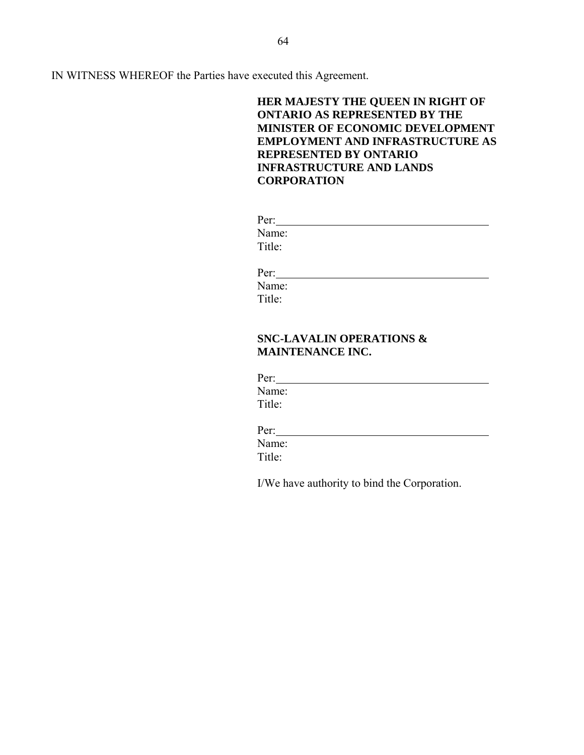IN WITNESS WHEREOF the Parties have executed this Agreement.

**HER MAJESTY THE QUEEN IN RIGHT OF ONTARIO AS REPRESENTED BY THE MINISTER OF ECONOMIC DEVELOPMENT EMPLOYMENT AND INFRASTRUCTURE AS REPRESENTED BY ONTARIO INFRASTRUCTURE AND LANDS CORPORATION**

Per:\_\_\_\_\_\_\_\_\_\_\_\_\_\_\_\_\_\_\_\_\_\_\_\_\_\_\_\_\_\_\_\_\_\_\_\_\_\_\_\_
Name:
Title:

Per:\_\_\_\_\_\_\_\_\_\_\_\_\_\_\_\_\_\_\_\_\_\_\_\_\_\_\_\_\_\_\_\_\_\_\_\_\_\_\_\_
Name:
Title:

**SNC-LAVALIN OPERATIONS & MAINTENANCE INC.**

Per:\_\_\_\_\_\_\_\_\_\_\_\_\_\_\_\_\_\_\_\_\_\_\_\_\_\_\_\_\_\_\_\_\_\_\_\_\_\_\_\_
Name:
Title:

Per:\_\_\_\_\_\_\_\_\_\_\_\_\_\_\_\_\_\_\_\_\_\_\_\_\_\_\_\_\_\_\_\_\_\_\_\_\_\_\_\_
Name:
Title:

I/We have authority to bind the Corporation.